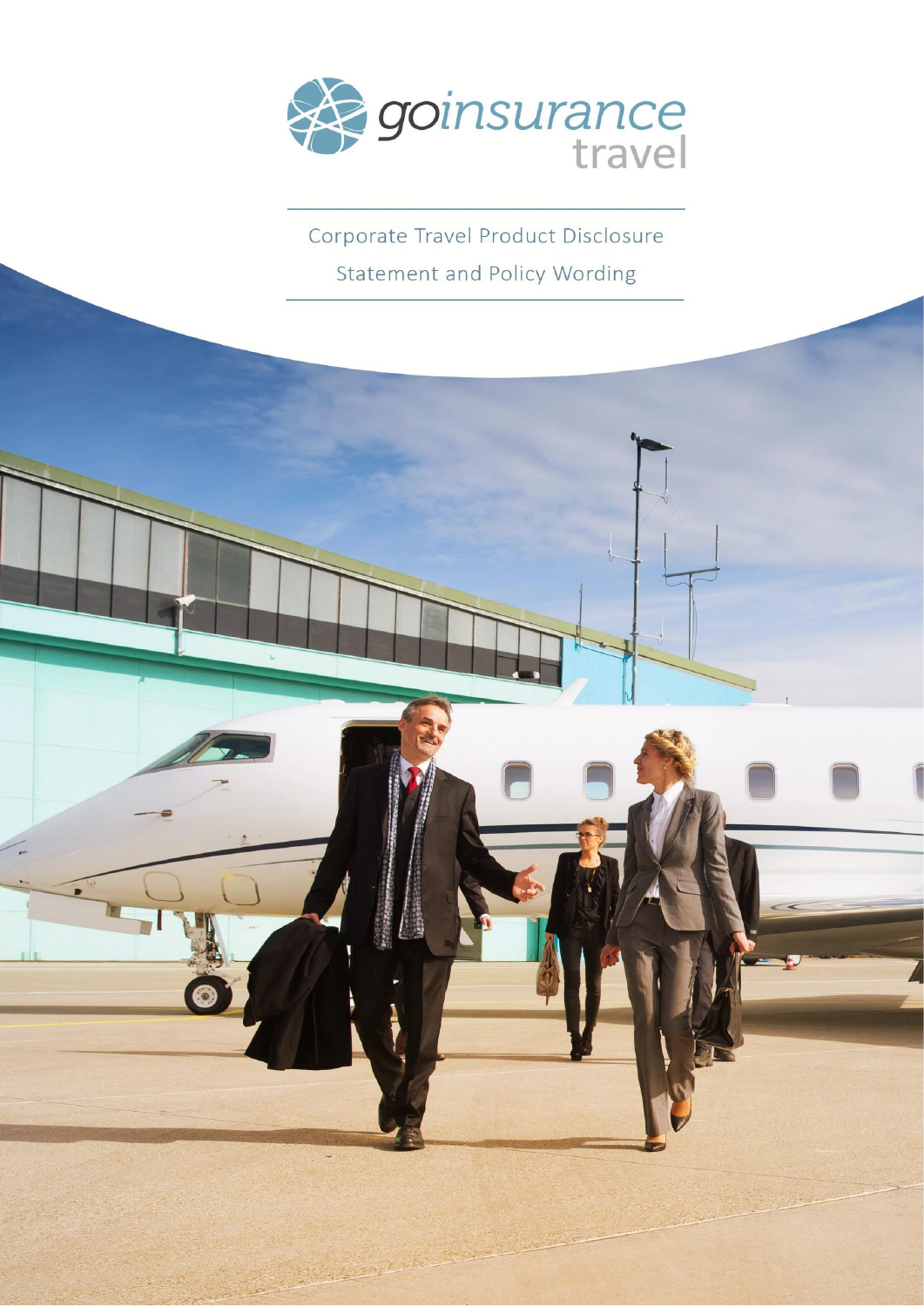goinsurance travel

# Corporate Travel Product Disclosure Statement and Policy Wording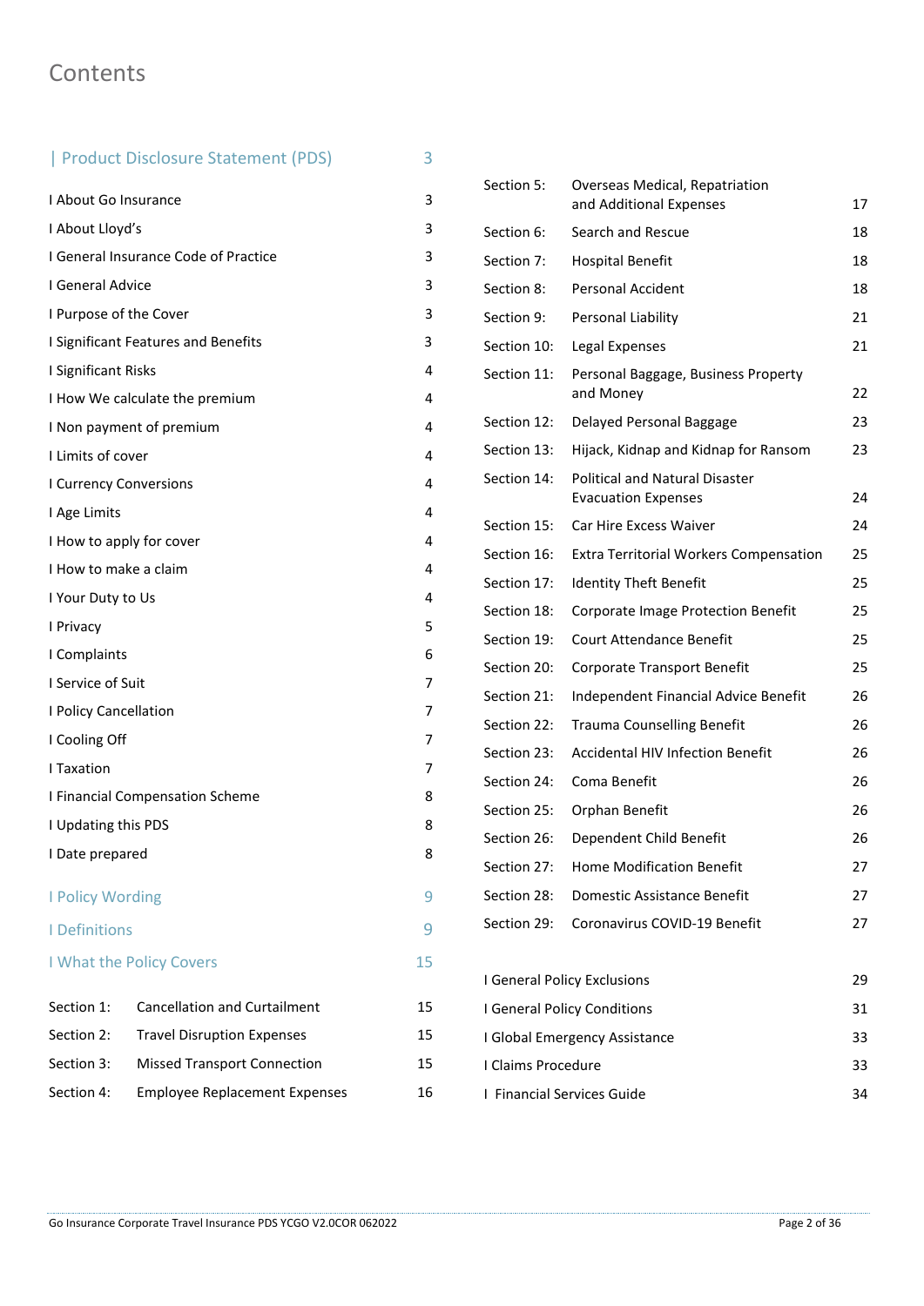# Contents

| Product Disclosure Statement (PDS) | 3 |
|---|---|
| I About Go Insurance | 3 |
| I About Lloyd's | 3 |
| I General Insurance Code of Practice | 3 |
| I General Advice | 3 |
| I Purpose of the Cover | 3 |
| I Significant Features and Benefits | 3 |
| I Significant Risks | 4 |
| I How We calculate the premium | 4 |
| I Non payment of premium | 4 |
| I Limits of cover | 4 |
| I Currency Conversions | 4 |
| I Age Limits | 4 |
| I How to apply for cover | 4 |
| I How to make a claim | 4 |
| I Your Duty to Us | 4 |
| I Privacy | 5 |
| I Complaints | 6 |
| I Service of Suit | 7 |
| I Policy Cancellation | 7 |
| I Cooling Off | 7 |
| I Taxation | 7 |
| I Financial Compensation Scheme | 8 |
| I Updating this PDS | 8 |
| I Date prepared | 8 |
| **I Policy Wording** | 9 |
| **I Definitions** | 9 |
| **I What the Policy Covers** | 15 |

| Section | Title | Page |
|---|---|---|
| Section 1: | Cancellation and Curtailment | 15 |
| Section 2: | Travel Disruption Expenses | 15 |
| Section 3: | Missed Transport Connection | 15 |
| Section 4: | Employee Replacement Expenses | 16 |
| Section 5: | Overseas Medical, Repatriation and Additional Expenses | 17 |
| Section 6: | Search and Rescue | 18 |
| Section 7: | Hospital Benefit | 18 |
| Section 8: | Personal Accident | 18 |
| Section 9: | Personal Liability | 21 |
| Section 10: | Legal Expenses | 21 |
| Section 11: | Personal Baggage, Business Property and Money | 22 |
| Section 12: | Delayed Personal Baggage | 23 |
| Section 13: | Hijack, Kidnap and Kidnap for Ransom | 23 |
| Section 14: | Political and Natural Disaster Evacuation Expenses | 24 |
| Section 15: | Car Hire Excess Waiver | 24 |
| Section 16: | Extra Territorial Workers Compensation | 25 |
| Section 17: | Identity Theft Benefit | 25 |
| Section 18: | Corporate Image Protection Benefit | 25 |
| Section 19: | Court Attendance Benefit | 25 |
| Section 20: | Corporate Transport Benefit | 25 |
| Section 21: | Independent Financial Advice Benefit | 26 |
| Section 22: | Trauma Counselling Benefit | 26 |
| Section 23: | Accidental HIV Infection Benefit | 26 |
| Section 24: | Coma Benefit | 26 |
| Section 25: | Orphan Benefit | 26 |
| Section 26: | Dependent Child Benefit | 26 |
| Section 27: | Home Modification Benefit | 27 |
| Section 28: | Domestic Assistance Benefit | 27 |
| Section 29: | Coronavirus COVID-19 Benefit | 27 |

| | |
|---|---|
| I General Policy Exclusions | 29 |
| I General Policy Conditions | 31 |
| I Global Emergency Assistance | 33 |
| I Claims Procedure | 33 |
| I Financial Services Guide | 34 |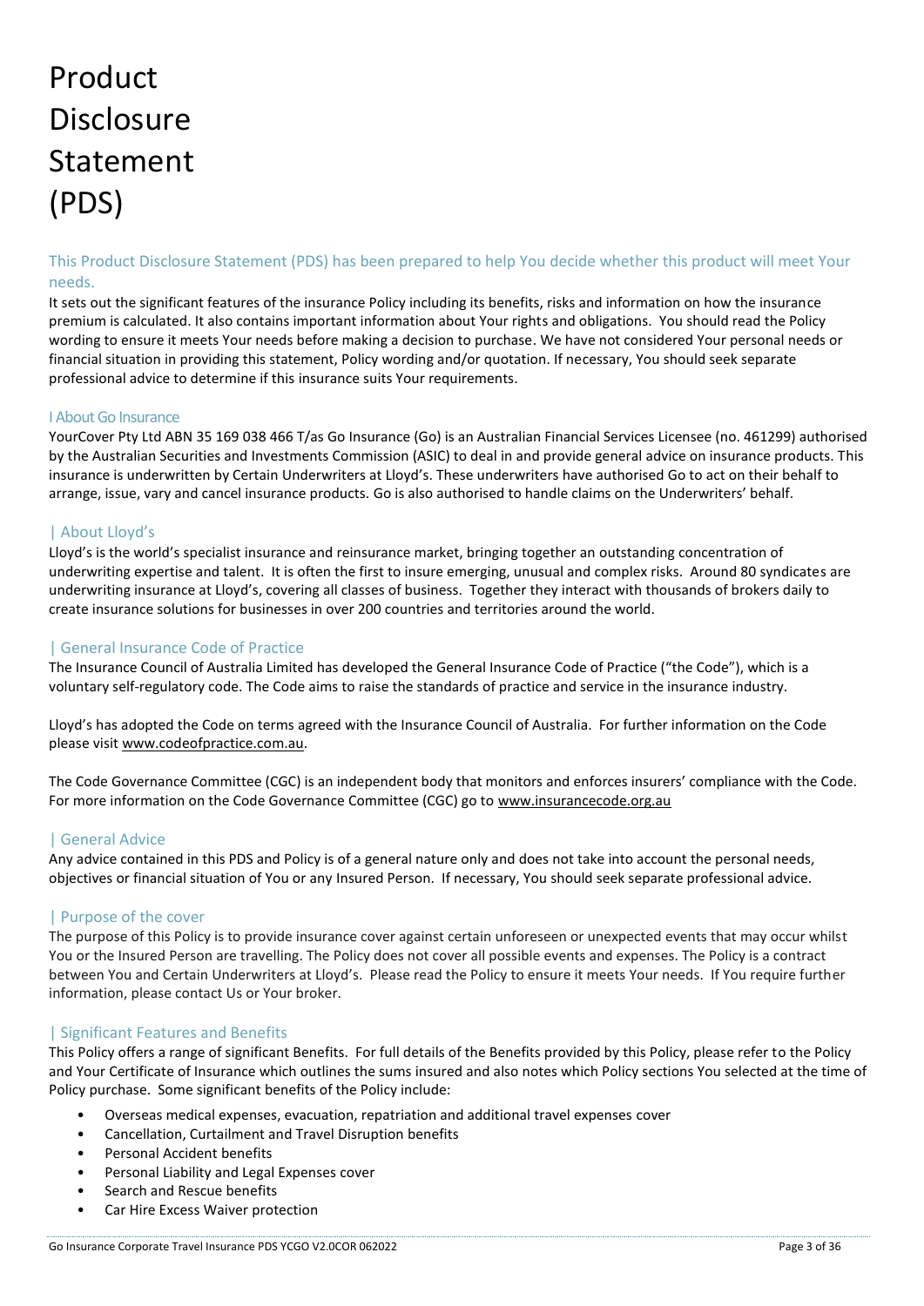# Product Disclosure Statement (PDS)

## This Product Disclosure Statement (PDS) has been prepared to help You decide whether this product will meet Your needs.

It sets out the significant features of the insurance Policy including its benefits, risks and information on how the insurance premium is calculated. It also contains important information about Your rights and obligations. You should read the Policy wording to ensure it meets Your needs before making a decision to purchase. We have not considered Your personal needs or financial situation in providing this statement, Policy wording and/or quotation. If necessary, You should seek separate professional advice to determine if this insurance suits Your requirements.

### | About Go Insurance

YourCover Pty Ltd ABN 35 169 038 466 T/as Go Insurance (Go) is an Australian Financial Services Licensee (no. 461299) authorised by the Australian Securities and Investments Commission (ASIC) to deal in and provide general advice on insurance products. This insurance is underwritten by Certain Underwriters at Lloyd's. These underwriters have authorised Go to act on their behalf to arrange, issue, vary and cancel insurance products. Go is also authorised to handle claims on the Underwriters' behalf.

### | About Lloyd's

Lloyd's is the world's specialist insurance and reinsurance market, bringing together an outstanding concentration of underwriting expertise and talent. It is often the first to insure emerging, unusual and complex risks. Around 80 syndicates are underwriting insurance at Lloyd's, covering all classes of business. Together they interact with thousands of brokers daily to create insurance solutions for businesses in over 200 countries and territories around the world.

### | General Insurance Code of Practice

The Insurance Council of Australia Limited has developed the General Insurance Code of Practice ("the Code"), which is a voluntary self-regulatory code. The Code aims to raise the standards of practice and service in the insurance industry.

Lloyd's has adopted the Code on terms agreed with the Insurance Council of Australia. For further information on the Code please visit www.codeofpractice.com.au.

The Code Governance Committee (CGC) is an independent body that monitors and enforces insurers' compliance with the Code. For more information on the Code Governance Committee (CGC) go to www.insurancecode.org.au

### | General Advice

Any advice contained in this PDS and Policy is of a general nature only and does not take into account the personal needs, objectives or financial situation of You or any Insured Person. If necessary, You should seek separate professional advice.

### | Purpose of the cover

The purpose of this Policy is to provide insurance cover against certain unforeseen or unexpected events that may occur whilst You or the Insured Person are travelling. The Policy does not cover all possible events and expenses. The Policy is a contract between You and Certain Underwriters at Lloyd's. Please read the Policy to ensure it meets Your needs. If You require further information, please contact Us or Your broker.

### | Significant Features and Benefits

This Policy offers a range of significant Benefits. For full details of the Benefits provided by this Policy, please refer to the Policy and Your Certificate of Insurance which outlines the sums insured and also notes which Policy sections You selected at the time of Policy purchase. Some significant benefits of the Policy include:

- Overseas medical expenses, evacuation, repatriation and additional travel expenses cover
- Cancellation, Curtailment and Travel Disruption benefits
- Personal Accident benefits
- Personal Liability and Legal Expenses cover
- Search and Rescue benefits
- Car Hire Excess Waiver protection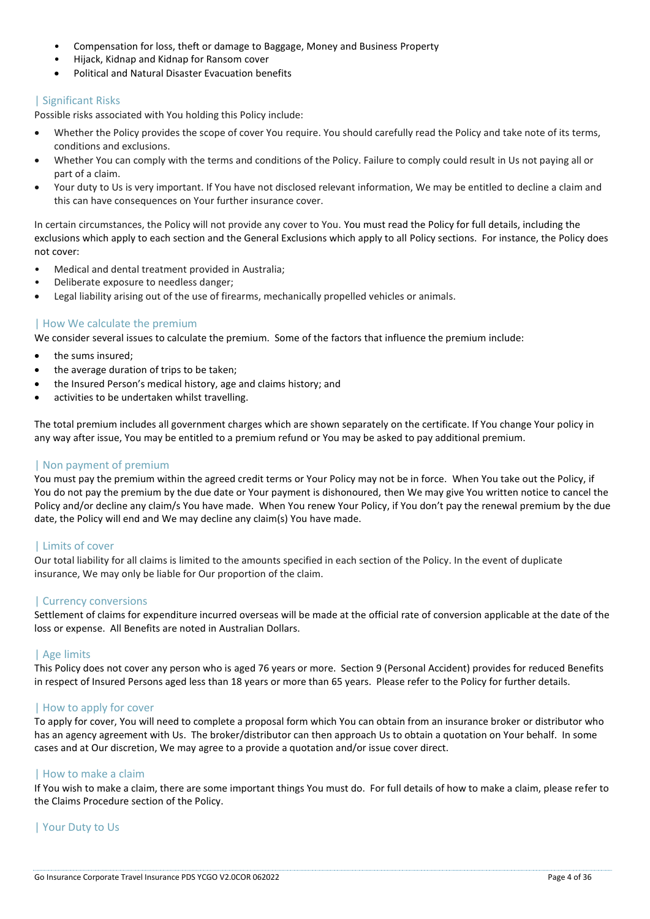- Compensation for loss, theft or damage to Baggage, Money and Business Property
- Hijack, Kidnap and Kidnap for Ransom cover
- Political and Natural Disaster Evacuation benefits

## | Significant Risks

Possible risks associated with You holding this Policy include:

- Whether the Policy provides the scope of cover You require. You should carefully read the Policy and take note of its terms, conditions and exclusions.
- Whether You can comply with the terms and conditions of the Policy. Failure to comply could result in Us not paying all or part of a claim.
- Your duty to Us is very important. If You have not disclosed relevant information, We may be entitled to decline a claim and this can have consequences on Your further insurance cover.

In certain circumstances, the Policy will not provide any cover to You. You must read the Policy for full details, including the exclusions which apply to each section and the General Exclusions which apply to all Policy sections. For instance, the Policy does not cover:

- Medical and dental treatment provided in Australia;
- Deliberate exposure to needless danger;
- Legal liability arising out of the use of firearms, mechanically propelled vehicles or animals.

## | How We calculate the premium

We consider several issues to calculate the premium. Some of the factors that influence the premium include:

- the sums insured;
- the average duration of trips to be taken;
- the Insured Person's medical history, age and claims history; and
- activities to be undertaken whilst travelling.

The total premium includes all government charges which are shown separately on the certificate. If You change Your policy in any way after issue, You may be entitled to a premium refund or You may be asked to pay additional premium.

## | Non payment of premium

You must pay the premium within the agreed credit terms or Your Policy may not be in force. When You take out the Policy, if You do not pay the premium by the due date or Your payment is dishonoured, then We may give You written notice to cancel the Policy and/or decline any claim/s You have made. When You renew Your Policy, if You don't pay the renewal premium by the due date, the Policy will end and We may decline any claim(s) You have made.

## | Limits of cover

Our total liability for all claims is limited to the amounts specified in each section of the Policy. In the event of duplicate insurance, We may only be liable for Our proportion of the claim.

## | Currency conversions

Settlement of claims for expenditure incurred overseas will be made at the official rate of conversion applicable at the date of the loss or expense. All Benefits are noted in Australian Dollars.

## | Age limits

This Policy does not cover any person who is aged 76 years or more. Section 9 (Personal Accident) provides for reduced Benefits in respect of Insured Persons aged less than 18 years or more than 65 years. Please refer to the Policy for further details.

## | How to apply for cover

To apply for cover, You will need to complete a proposal form which You can obtain from an insurance broker or distributor who has an agency agreement with Us. The broker/distributor can then approach Us to obtain a quotation on Your behalf. In some cases and at Our discretion, We may agree to a provide a quotation and/or issue cover direct.

## | How to make a claim

If You wish to make a claim, there are some important things You must do. For full details of how to make a claim, please refer to the Claims Procedure section of the Policy.

## | Your Duty to Us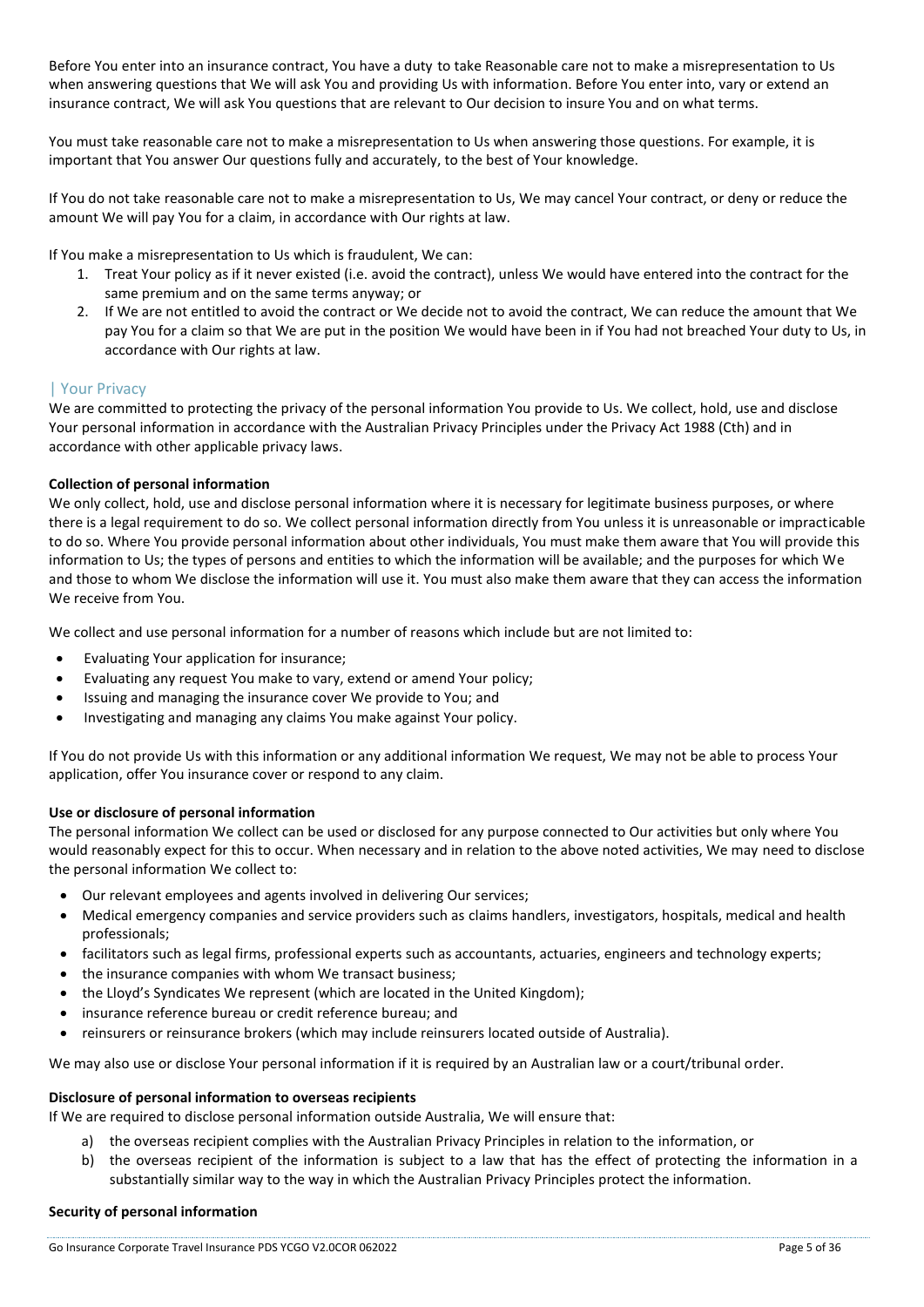Before You enter into an insurance contract, You have a duty to take Reasonable care not to make a misrepresentation to Us when answering questions that We will ask You and providing Us with information. Before You enter into, vary or extend an insurance contract, We will ask You questions that are relevant to Our decision to insure You and on what terms.

You must take reasonable care not to make a misrepresentation to Us when answering those questions. For example, it is important that You answer Our questions fully and accurately, to the best of Your knowledge.

If You do not take reasonable care not to make a misrepresentation to Us, We may cancel Your contract, or deny or reduce the amount We will pay You for a claim, in accordance with Our rights at law.

If You make a misrepresentation to Us which is fraudulent, We can:

1. Treat Your policy as if it never existed (i.e. avoid the contract), unless We would have entered into the contract for the same premium and on the same terms anyway; or
2. If We are not entitled to avoid the contract or We decide not to avoid the contract, We can reduce the amount that We pay You for a claim so that We are put in the position We would have been in if You had not breached Your duty to Us, in accordance with Our rights at law.

## | Your Privacy

We are committed to protecting the privacy of the personal information You provide to Us. We collect, hold, use and disclose Your personal information in accordance with the Australian Privacy Principles under the Privacy Act 1988 (Cth) and in accordance with other applicable privacy laws.

**Collection of personal information**

We only collect, hold, use and disclose personal information where it is necessary for legitimate business purposes, or where there is a legal requirement to do so. We collect personal information directly from You unless it is unreasonable or impracticable to do so. Where You provide personal information about other individuals, You must make them aware that You will provide this information to Us; the types of persons and entities to which the information will be available; and the purposes for which We and those to whom We disclose the information will use it. You must also make them aware that they can access the information We receive from You.

We collect and use personal information for a number of reasons which include but are not limited to:

- Evaluating Your application for insurance;
- Evaluating any request You make to vary, extend or amend Your policy;
- Issuing and managing the insurance cover We provide to You; and
- Investigating and managing any claims You make against Your policy.

If You do not provide Us with this information or any additional information We request, We may not be able to process Your application, offer You insurance cover or respond to any claim.

**Use or disclosure of personal information**

The personal information We collect can be used or disclosed for any purpose connected to Our activities but only where You would reasonably expect for this to occur. When necessary and in relation to the above noted activities, We may need to disclose the personal information We collect to:

- Our relevant employees and agents involved in delivering Our services;
- Medical emergency companies and service providers such as claims handlers, investigators, hospitals, medical and health professionals;
- facilitators such as legal firms, professional experts such as accountants, actuaries, engineers and technology experts;
- the insurance companies with whom We transact business;
- the Lloyd's Syndicates We represent (which are located in the United Kingdom);
- insurance reference bureau or credit reference bureau; and
- reinsurers or reinsurance brokers (which may include reinsurers located outside of Australia).

We may also use or disclose Your personal information if it is required by an Australian law or a court/tribunal order.

**Disclosure of personal information to overseas recipients**

If We are required to disclose personal information outside Australia, We will ensure that:

a) the overseas recipient complies with the Australian Privacy Principles in relation to the information, or
b) the overseas recipient of the information is subject to a law that has the effect of protecting the information in a substantially similar way to the way in which the Australian Privacy Principles protect the information.

**Security of personal information**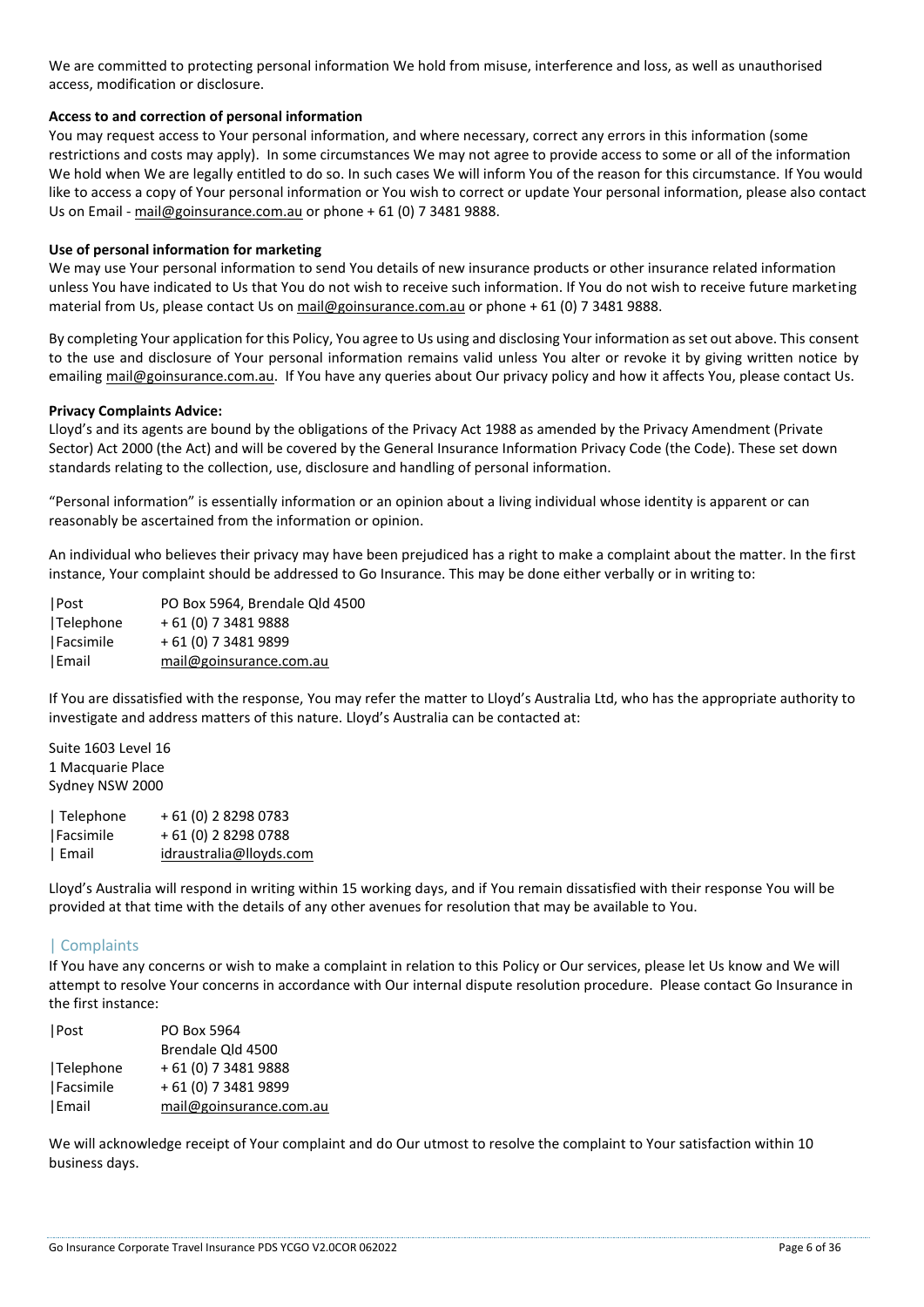We are committed to protecting personal information We hold from misuse, interference and loss, as well as unauthorised access, modification or disclosure.

**Access to and correction of personal information**

You may request access to Your personal information, and where necessary, correct any errors in this information (some restrictions and costs may apply). In some circumstances We may not agree to provide access to some or all of the information We hold when We are legally entitled to do so. In such cases We will inform You of the reason for this circumstance. If You would like to access a copy of Your personal information or You wish to correct or update Your personal information, please also contact Us on Email - mail@goinsurance.com.au or phone + 61 (0) 7 3481 9888.

**Use of personal information for marketing**

We may use Your personal information to send You details of new insurance products or other insurance related information unless You have indicated to Us that You do not wish to receive such information. If You do not wish to receive future marketing material from Us, please contact Us on mail@goinsurance.com.au or phone + 61 (0) 7 3481 9888.

By completing Your application for this Policy, You agree to Us using and disclosing Your information as set out above. This consent to the use and disclosure of Your personal information remains valid unless You alter or revoke it by giving written notice by emailing mail@goinsurance.com.au. If You have any queries about Our privacy policy and how it affects You, please contact Us.

**Privacy Complaints Advice:**

Lloyd's and its agents are bound by the obligations of the Privacy Act 1988 as amended by the Privacy Amendment (Private Sector) Act 2000 (the Act) and will be covered by the General Insurance Information Privacy Code (the Code). These set down standards relating to the collection, use, disclosure and handling of personal information.

"Personal information" is essentially information or an opinion about a living individual whose identity is apparent or can reasonably be ascertained from the information or opinion.

An individual who believes their privacy may have been prejudiced has a right to make a complaint about the matter. In the first instance, Your complaint should be addressed to Go Insurance. This may be done either verbally or in writing to:

|Post PO Box 5964, Brendale Qld 4500
|Telephone + 61 (0) 7 3481 9888
|Facsimile + 61 (0) 7 3481 9899
|Email mail@goinsurance.com.au

If You are dissatisfied with the response, You may refer the matter to Lloyd's Australia Ltd, who has the appropriate authority to investigate and address matters of this nature. Lloyd's Australia can be contacted at:

Suite 1603 Level 16
1 Macquarie Place
Sydney NSW 2000

| Telephone + 61 (0) 2 8298 0783
|Facsimile + 61 (0) 2 8298 0788
| Email idraustralia@lloyds.com

Lloyd's Australia will respond in writing within 15 working days, and if You remain dissatisfied with their response You will be provided at that time with the details of any other avenues for resolution that may be available to You.

## | Complaints

If You have any concerns or wish to make a complaint in relation to this Policy or Our services, please let Us know and We will attempt to resolve Your concerns in accordance with Our internal dispute resolution procedure. Please contact Go Insurance in the first instance:

|Post PO Box 5964
Brendale Qld 4500
|Telephone + 61 (0) 7 3481 9888
|Facsimile + 61 (0) 7 3481 9899
|Email mail@goinsurance.com.au

We will acknowledge receipt of Your complaint and do Our utmost to resolve the complaint to Your satisfaction within 10 business days.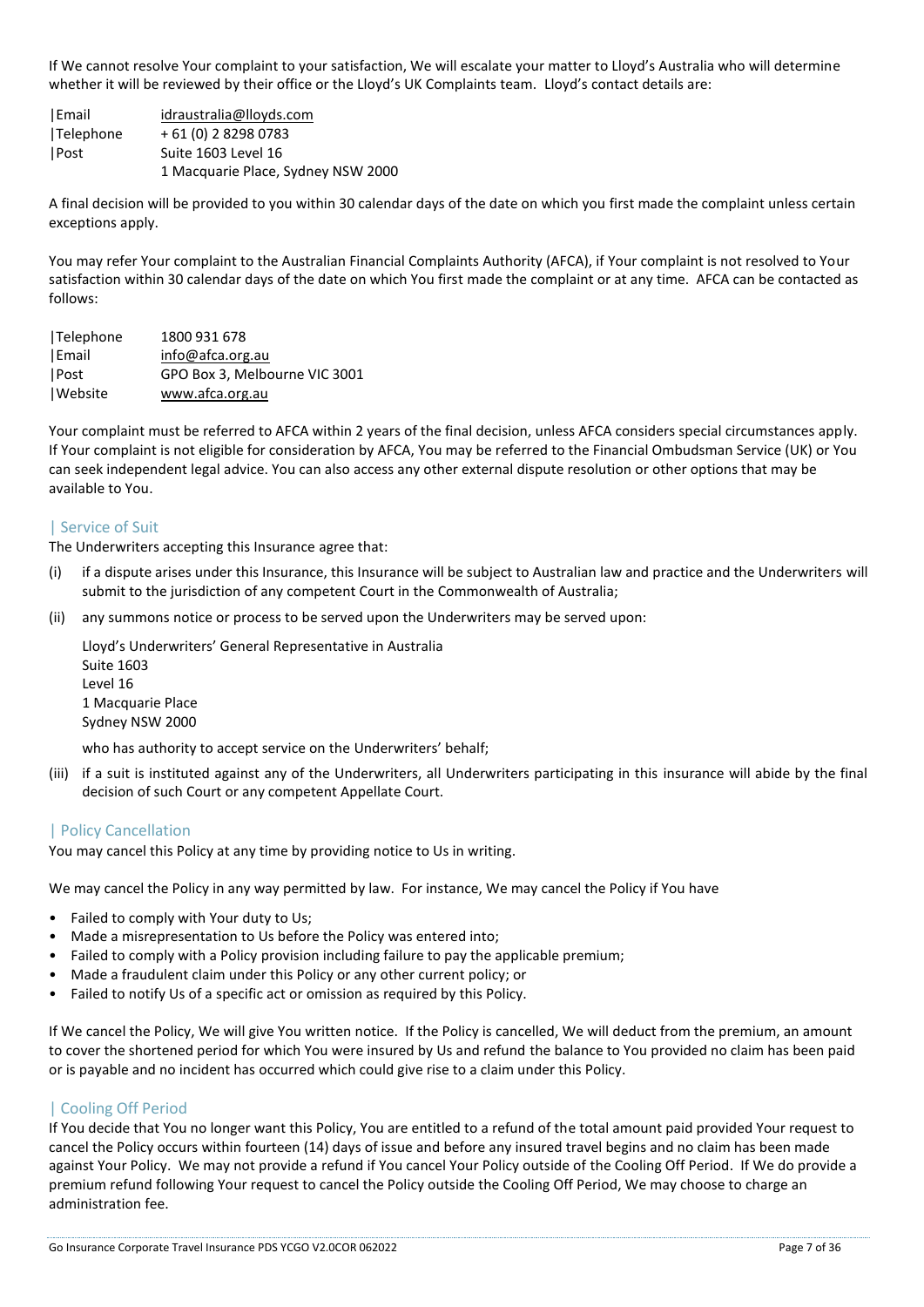If We cannot resolve Your complaint to your satisfaction, We will escalate your matter to Lloyd's Australia who will determine whether it will be reviewed by their office or the Lloyd's UK Complaints team. Lloyd's contact details are:

| | |
|---|---|
| Email | idraustralia@lloyds.com |
| Telephone | + 61 (0) 2 8298 0783 |
| Post | Suite 1603 Level 16<br>1 Macquarie Place, Sydney NSW 2000 |

A final decision will be provided to you within 30 calendar days of the date on which you first made the complaint unless certain exceptions apply.

You may refer Your complaint to the Australian Financial Complaints Authority (AFCA), if Your complaint is not resolved to Your satisfaction within 30 calendar days of the date on which You first made the complaint or at any time. AFCA can be contacted as follows:

| | |
|---|---|
| Telephone | 1800 931 678 |
| Email | info@afca.org.au |
| Post | GPO Box 3, Melbourne VIC 3001 |
| Website | www.afca.org.au |

Your complaint must be referred to AFCA within 2 years of the final decision, unless AFCA considers special circumstances apply. If Your complaint is not eligible for consideration by AFCA, You may be referred to the Financial Ombudsman Service (UK) or You can seek independent legal advice. You can also access any other external dispute resolution or other options that may be available to You.

## | Service of Suit

The Underwriters accepting this Insurance agree that:

(i) if a dispute arises under this Insurance, this Insurance will be subject to Australian law and practice and the Underwriters will submit to the jurisdiction of any competent Court in the Commonwealth of Australia;

(ii) any summons notice or process to be served upon the Underwriters may be served upon:

Lloyd's Underwriters' General Representative in Australia
Suite 1603
Level 16
1 Macquarie Place
Sydney NSW 2000

who has authority to accept service on the Underwriters' behalf;

(iii) if a suit is instituted against any of the Underwriters, all Underwriters participating in this insurance will abide by the final decision of such Court or any competent Appellate Court.

## | Policy Cancellation

You may cancel this Policy at any time by providing notice to Us in writing.

We may cancel the Policy in any way permitted by law. For instance, We may cancel the Policy if You have

- Failed to comply with Your duty to Us;
- Made a misrepresentation to Us before the Policy was entered into;
- Failed to comply with a Policy provision including failure to pay the applicable premium;
- Made a fraudulent claim under this Policy or any other current policy; or
- Failed to notify Us of a specific act or omission as required by this Policy.

If We cancel the Policy, We will give You written notice. If the Policy is cancelled, We will deduct from the premium, an amount to cover the shortened period for which You were insured by Us and refund the balance to You provided no claim has been paid or is payable and no incident has occurred which could give rise to a claim under this Policy.

## | Cooling Off Period

If You decide that You no longer want this Policy, You are entitled to a refund of the total amount paid provided Your request to cancel the Policy occurs within fourteen (14) days of issue and before any insured travel begins and no claim has been made against Your Policy. We may not provide a refund if You cancel Your Policy outside of the Cooling Off Period. If We do provide a premium refund following Your request to cancel the Policy outside the Cooling Off Period, We may choose to charge an administration fee.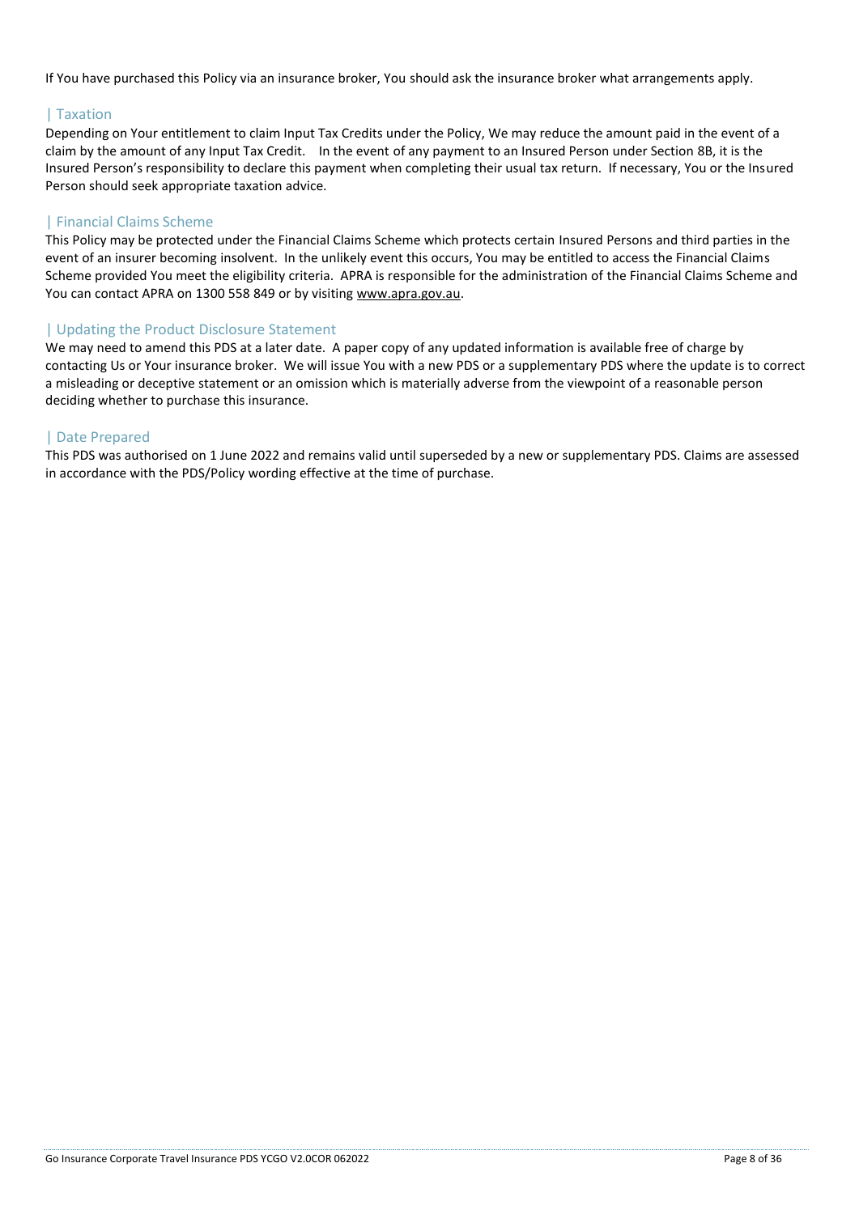If You have purchased this Policy via an insurance broker, You should ask the insurance broker what arrangements apply.

## | Taxation

Depending on Your entitlement to claim Input Tax Credits under the Policy, We may reduce the amount paid in the event of a claim by the amount of any Input Tax Credit. In the event of any payment to an Insured Person under Section 8B, it is the Insured Person's responsibility to declare this payment when completing their usual tax return. If necessary, You or the Insured Person should seek appropriate taxation advice.

## | Financial Claims Scheme

This Policy may be protected under the Financial Claims Scheme which protects certain Insured Persons and third parties in the event of an insurer becoming insolvent. In the unlikely event this occurs, You may be entitled to access the Financial Claims Scheme provided You meet the eligibility criteria. APRA is responsible for the administration of the Financial Claims Scheme and You can contact APRA on 1300 558 849 or by visiting www.apra.gov.au.

## | Updating the Product Disclosure Statement

We may need to amend this PDS at a later date. A paper copy of any updated information is available free of charge by contacting Us or Your insurance broker. We will issue You with a new PDS or a supplementary PDS where the update is to correct a misleading or deceptive statement or an omission which is materially adverse from the viewpoint of a reasonable person deciding whether to purchase this insurance.

## | Date Prepared

This PDS was authorised on 1 June 2022 and remains valid until superseded by a new or supplementary PDS. Claims are assessed in accordance with the PDS/Policy wording effective at the time of purchase.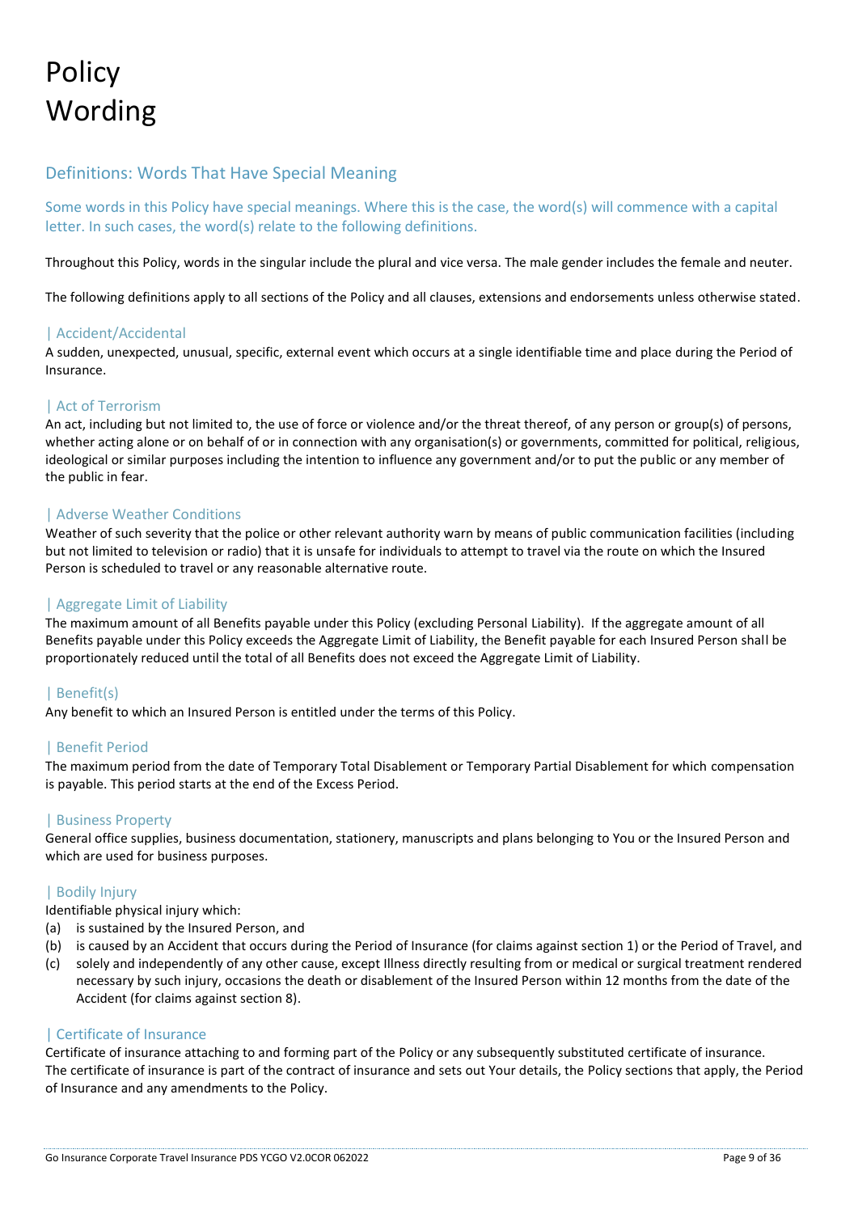# Policy Wording

## Definitions: Words That Have Special Meaning

Some words in this Policy have special meanings. Where this is the case, the word(s) will commence with a capital letter. In such cases, the word(s) relate to the following definitions.

Throughout this Policy, words in the singular include the plural and vice versa. The male gender includes the female and neuter.

The following definitions apply to all sections of the Policy and all clauses, extensions and endorsements unless otherwise stated.

### | Accident/Accidental

A sudden, unexpected, unusual, specific, external event which occurs at a single identifiable time and place during the Period of Insurance.

### | Act of Terrorism

An act, including but not limited to, the use of force or violence and/or the threat thereof, of any person or group(s) of persons, whether acting alone or on behalf of or in connection with any organisation(s) or governments, committed for political, religious, ideological or similar purposes including the intention to influence any government and/or to put the public or any member of the public in fear.

### | Adverse Weather Conditions

Weather of such severity that the police or other relevant authority warn by means of public communication facilities (including but not limited to television or radio) that it is unsafe for individuals to attempt to travel via the route on which the Insured Person is scheduled to travel or any reasonable alternative route.

### | Aggregate Limit of Liability

The maximum amount of all Benefits payable under this Policy (excluding Personal Liability). If the aggregate amount of all Benefits payable under this Policy exceeds the Aggregate Limit of Liability, the Benefit payable for each Insured Person shall be proportionately reduced until the total of all Benefits does not exceed the Aggregate Limit of Liability.

### | Benefit(s)

Any benefit to which an Insured Person is entitled under the terms of this Policy.

### | Benefit Period

The maximum period from the date of Temporary Total Disablement or Temporary Partial Disablement for which compensation is payable. This period starts at the end of the Excess Period.

### | Business Property

General office supplies, business documentation, stationery, manuscripts and plans belonging to You or the Insured Person and which are used for business purposes.

### | Bodily Injury

Identifiable physical injury which:

(a) is sustained by the Insured Person, and
(b) is caused by an Accident that occurs during the Period of Insurance (for claims against section 1) or the Period of Travel, and
(c) solely and independently of any other cause, except Illness directly resulting from or medical or surgical treatment rendered necessary by such injury, occasions the death or disablement of the Insured Person within 12 months from the date of the Accident (for claims against section 8).

### | Certificate of Insurance

Certificate of insurance attaching to and forming part of the Policy or any subsequently substituted certificate of insurance. The certificate of insurance is part of the contract of insurance and sets out Your details, the Policy sections that apply, the Period of Insurance and any amendments to the Policy.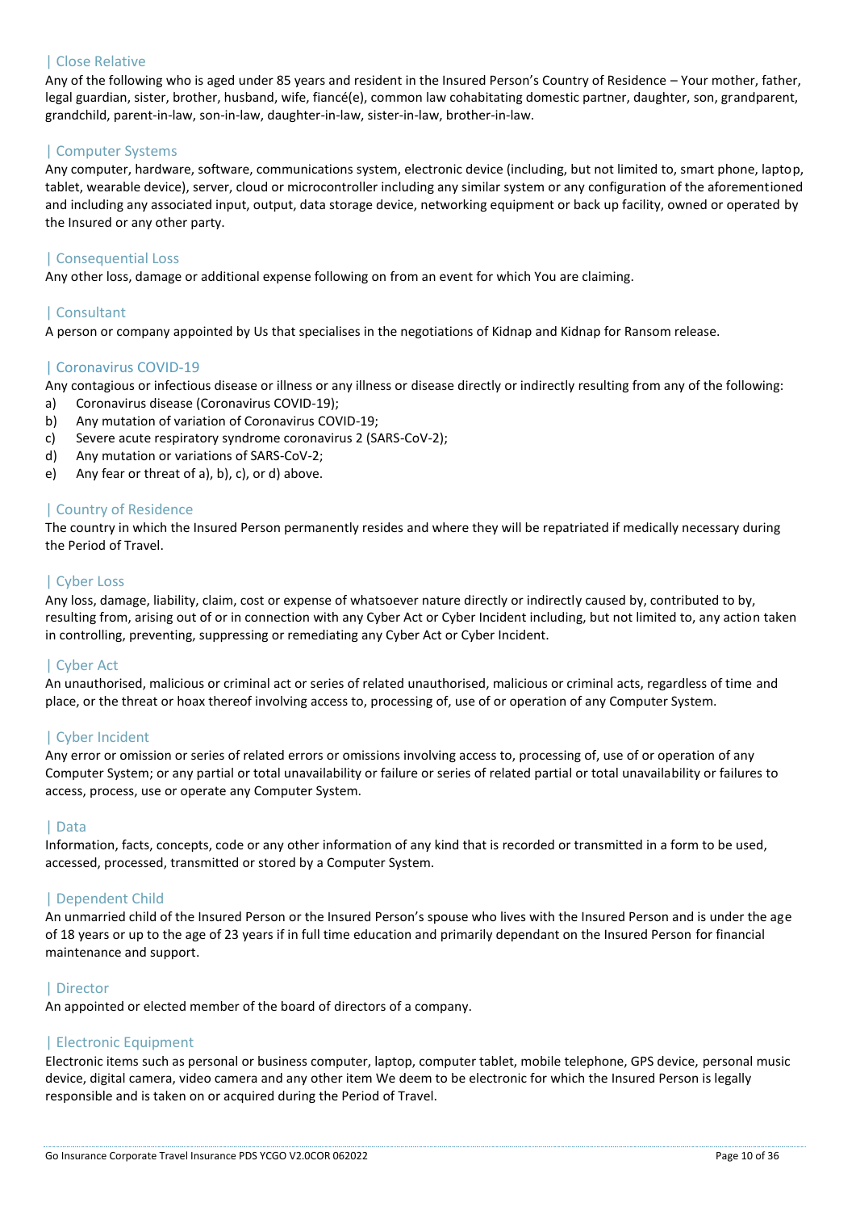## | Close Relative

Any of the following who is aged under 85 years and resident in the Insured Person's Country of Residence – Your mother, father, legal guardian, sister, brother, husband, wife, fiancé(e), common law cohabitating domestic partner, daughter, son, grandparent, grandchild, parent-in-law, son-in-law, daughter-in-law, sister-in-law, brother-in-law.

## | Computer Systems

Any computer, hardware, software, communications system, electronic device (including, but not limited to, smart phone, laptop, tablet, wearable device), server, cloud or microcontroller including any similar system or any configuration of the aforementioned and including any associated input, output, data storage device, networking equipment or back up facility, owned or operated by the Insured or any other party.

## | Consequential Loss

Any other loss, damage or additional expense following on from an event for which You are claiming.

## | Consultant

A person or company appointed by Us that specialises in the negotiations of Kidnap and Kidnap for Ransom release.

## | Coronavirus COVID-19

Any contagious or infectious disease or illness or any illness or disease directly or indirectly resulting from any of the following:

a) Coronavirus disease (Coronavirus COVID-19);
b) Any mutation of variation of Coronavirus COVID-19;
c) Severe acute respiratory syndrome coronavirus 2 (SARS-CoV-2);
d) Any mutation or variations of SARS-CoV-2;
e) Any fear or threat of a), b), c), or d) above.

## | Country of Residence

The country in which the Insured Person permanently resides and where they will be repatriated if medically necessary during the Period of Travel.

## | Cyber Loss

Any loss, damage, liability, claim, cost or expense of whatsoever nature directly or indirectly caused by, contributed to by, resulting from, arising out of or in connection with any Cyber Act or Cyber Incident including, but not limited to, any action taken in controlling, preventing, suppressing or remediating any Cyber Act or Cyber Incident.

## | Cyber Act

An unauthorised, malicious or criminal act or series of related unauthorised, malicious or criminal acts, regardless of time and place, or the threat or hoax thereof involving access to, processing of, use of or operation of any Computer System.

## | Cyber Incident

Any error or omission or series of related errors or omissions involving access to, processing of, use of or operation of any Computer System; or any partial or total unavailability or failure or series of related partial or total unavailability or failures to access, process, use or operate any Computer System.

## | Data

Information, facts, concepts, code or any other information of any kind that is recorded or transmitted in a form to be used, accessed, processed, transmitted or stored by a Computer System.

## | Dependent Child

An unmarried child of the Insured Person or the Insured Person's spouse who lives with the Insured Person and is under the age of 18 years or up to the age of 23 years if in full time education and primarily dependant on the Insured Person for financial maintenance and support.

## | Director

An appointed or elected member of the board of directors of a company.

## | Electronic Equipment

Electronic items such as personal or business computer, laptop, computer tablet, mobile telephone, GPS device, personal music device, digital camera, video camera and any other item We deem to be electronic for which the Insured Person is legally responsible and is taken on or acquired during the Period of Travel.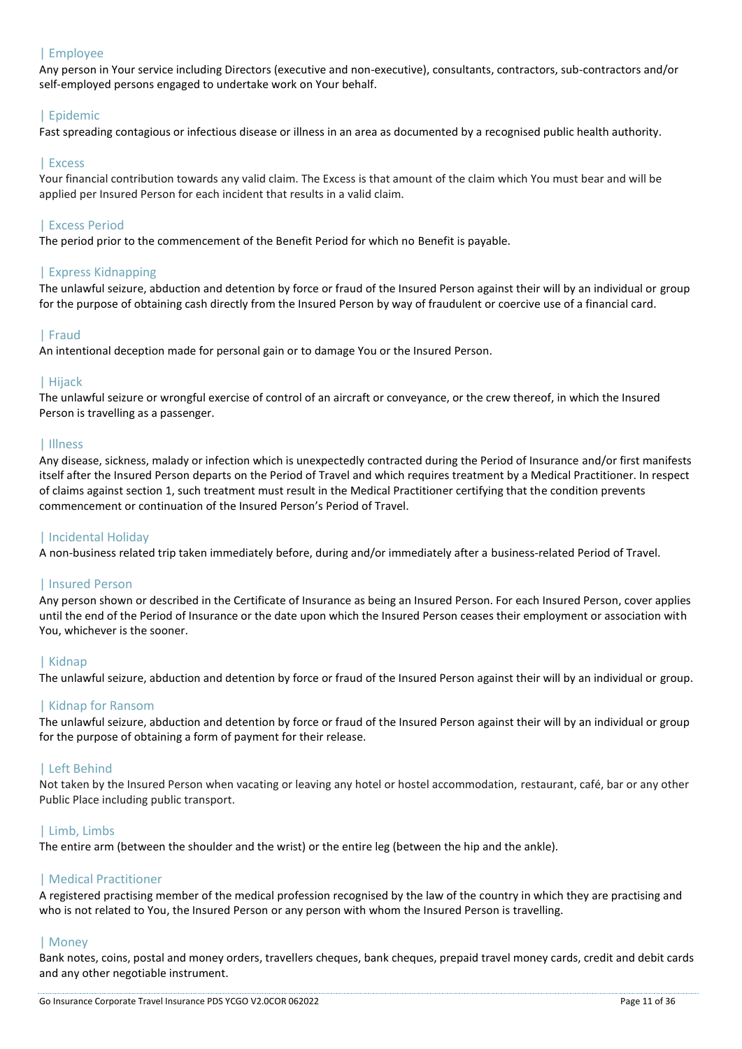### | Employee

Any person in Your service including Directors (executive and non-executive), consultants, contractors, sub-contractors and/or self-employed persons engaged to undertake work on Your behalf.

### | Epidemic

Fast spreading contagious or infectious disease or illness in an area as documented by a recognised public health authority.

### | Excess

Your financial contribution towards any valid claim. The Excess is that amount of the claim which You must bear and will be applied per Insured Person for each incident that results in a valid claim.

### | Excess Period

The period prior to the commencement of the Benefit Period for which no Benefit is payable.

### | Express Kidnapping

The unlawful seizure, abduction and detention by force or fraud of the Insured Person against their will by an individual or group for the purpose of obtaining cash directly from the Insured Person by way of fraudulent or coercive use of a financial card.

### | Fraud

An intentional deception made for personal gain or to damage You or the Insured Person.

### | Hijack

The unlawful seizure or wrongful exercise of control of an aircraft or conveyance, or the crew thereof, in which the Insured Person is travelling as a passenger.

### | Illness

Any disease, sickness, malady or infection which is unexpectedly contracted during the Period of Insurance and/or first manifests itself after the Insured Person departs on the Period of Travel and which requires treatment by a Medical Practitioner. In respect of claims against section 1, such treatment must result in the Medical Practitioner certifying that the condition prevents commencement or continuation of the Insured Person's Period of Travel.

### | Incidental Holiday

A non-business related trip taken immediately before, during and/or immediately after a business-related Period of Travel.

### | Insured Person

Any person shown or described in the Certificate of Insurance as being an Insured Person. For each Insured Person, cover applies until the end of the Period of Insurance or the date upon which the Insured Person ceases their employment or association with You, whichever is the sooner.

### | Kidnap

The unlawful seizure, abduction and detention by force or fraud of the Insured Person against their will by an individual or group.

### | Kidnap for Ransom

The unlawful seizure, abduction and detention by force or fraud of the Insured Person against their will by an individual or group for the purpose of obtaining a form of payment for their release.

### | Left Behind

Not taken by the Insured Person when vacating or leaving any hotel or hostel accommodation, restaurant, café, bar or any other Public Place including public transport.

### | Limb, Limbs

The entire arm (between the shoulder and the wrist) or the entire leg (between the hip and the ankle).

### | Medical Practitioner

A registered practising member of the medical profession recognised by the law of the country in which they are practising and who is not related to You, the Insured Person or any person with whom the Insured Person is travelling.

### | Money

Bank notes, coins, postal and money orders, travellers cheques, bank cheques, prepaid travel money cards, credit and debit cards and any other negotiable instrument.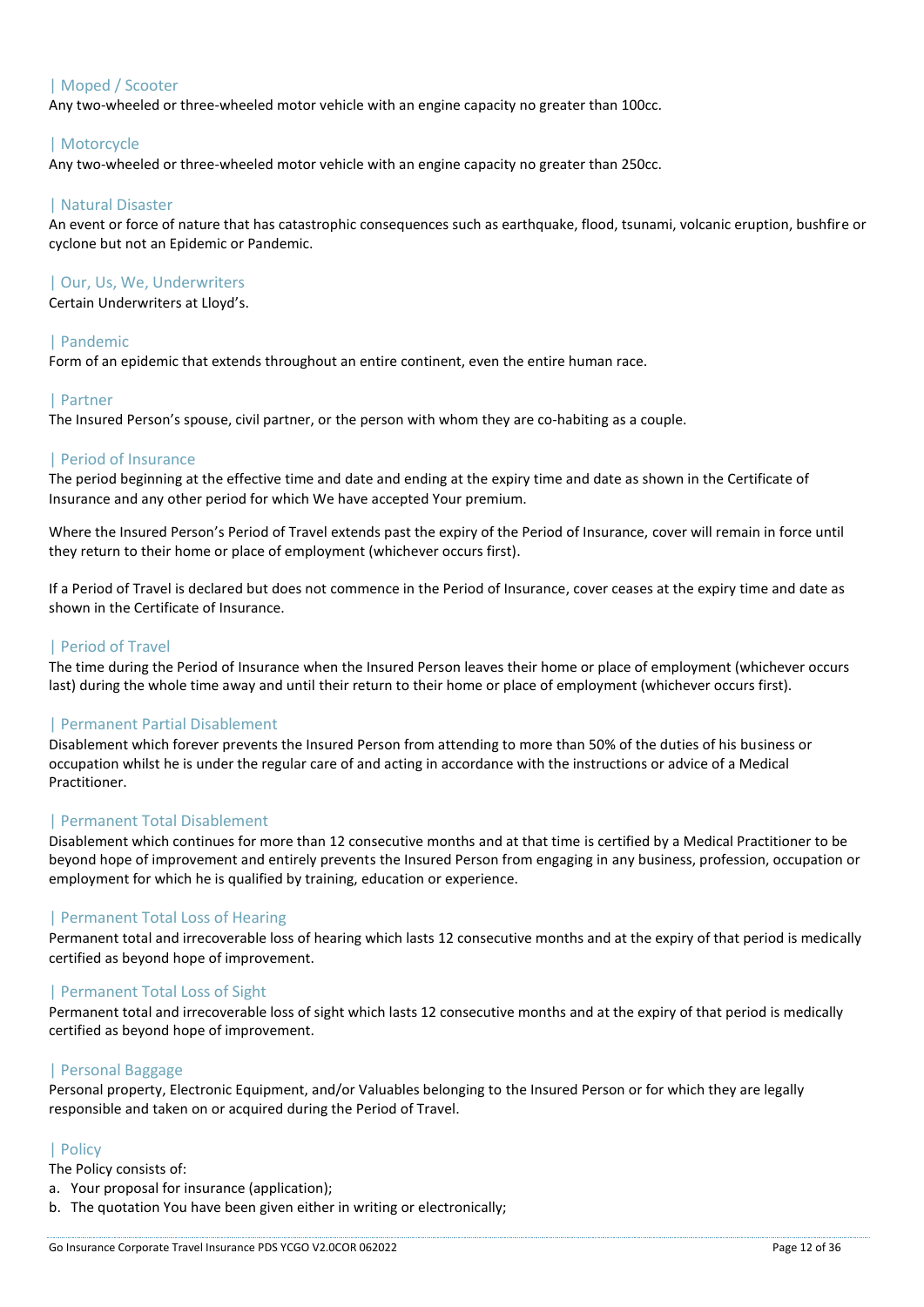### | Moped / Scooter

Any two-wheeled or three-wheeled motor vehicle with an engine capacity no greater than 100cc.

### | Motorcycle

Any two-wheeled or three-wheeled motor vehicle with an engine capacity no greater than 250cc.

### | Natural Disaster

An event or force of nature that has catastrophic consequences such as earthquake, flood, tsunami, volcanic eruption, bushfire or cyclone but not an Epidemic or Pandemic.

### | Our, Us, We, Underwriters

Certain Underwriters at Lloyd's.

### | Pandemic

Form of an epidemic that extends throughout an entire continent, even the entire human race.

### | Partner

The Insured Person's spouse, civil partner, or the person with whom they are co-habiting as a couple.

### | Period of Insurance

The period beginning at the effective time and date and ending at the expiry time and date as shown in the Certificate of Insurance and any other period for which We have accepted Your premium.

Where the Insured Person's Period of Travel extends past the expiry of the Period of Insurance, cover will remain in force until they return to their home or place of employment (whichever occurs first).

If a Period of Travel is declared but does not commence in the Period of Insurance, cover ceases at the expiry time and date as shown in the Certificate of Insurance.

### | Period of Travel

The time during the Period of Insurance when the Insured Person leaves their home or place of employment (whichever occurs last) during the whole time away and until their return to their home or place of employment (whichever occurs first).

### | Permanent Partial Disablement

Disablement which forever prevents the Insured Person from attending to more than 50% of the duties of his business or occupation whilst he is under the regular care of and acting in accordance with the instructions or advice of a Medical Practitioner.

### | Permanent Total Disablement

Disablement which continues for more than 12 consecutive months and at that time is certified by a Medical Practitioner to be beyond hope of improvement and entirely prevents the Insured Person from engaging in any business, profession, occupation or employment for which he is qualified by training, education or experience.

### | Permanent Total Loss of Hearing

Permanent total and irrecoverable loss of hearing which lasts 12 consecutive months and at the expiry of that period is medically certified as beyond hope of improvement.

### | Permanent Total Loss of Sight

Permanent total and irrecoverable loss of sight which lasts 12 consecutive months and at the expiry of that period is medically certified as beyond hope of improvement.

### | Personal Baggage

Personal property, Electronic Equipment, and/or Valuables belonging to the Insured Person or for which they are legally responsible and taken on or acquired during the Period of Travel.

### | Policy

The Policy consists of:

a. Your proposal for insurance (application);
b. The quotation You have been given either in writing or electronically;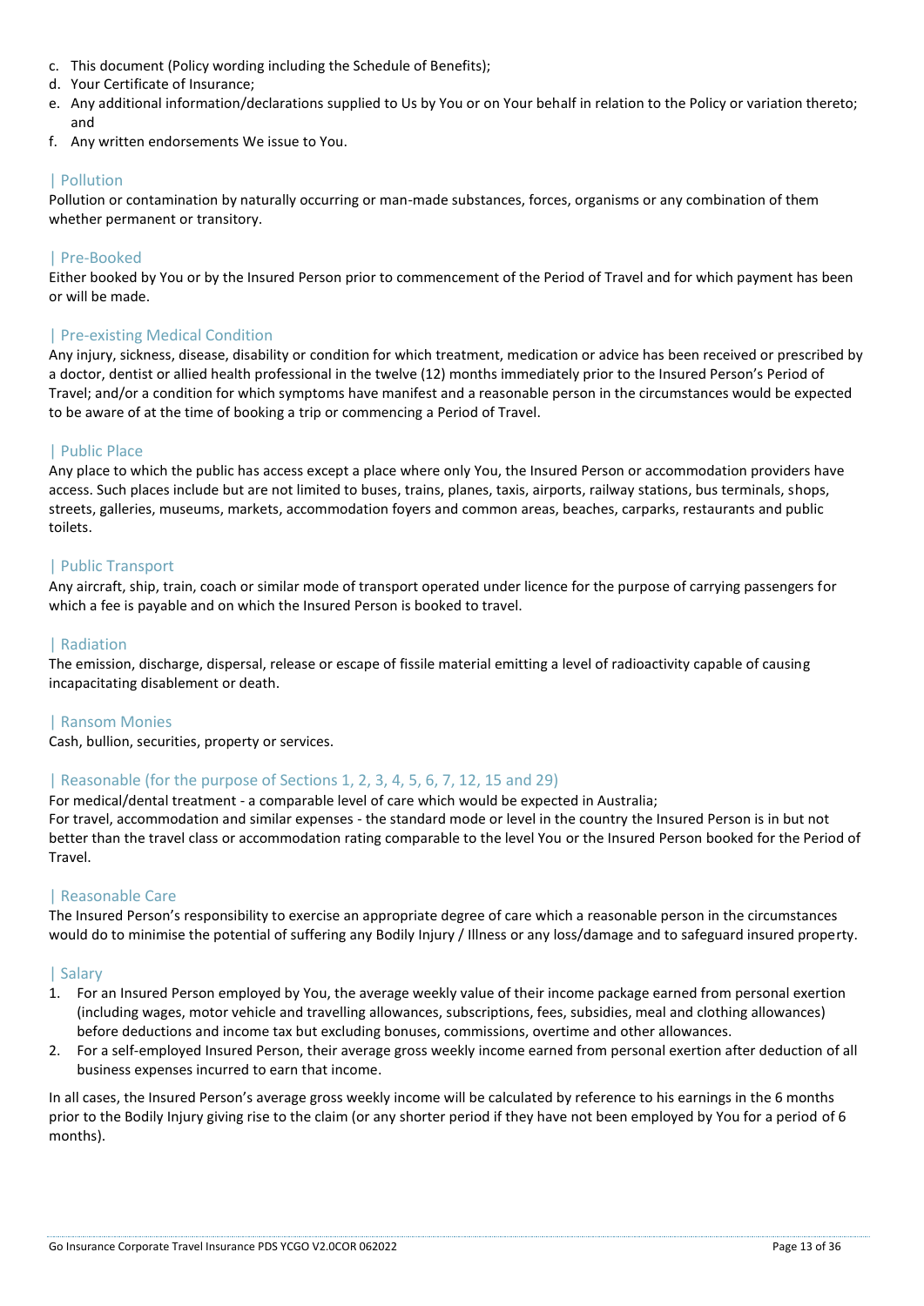c. This document (Policy wording including the Schedule of Benefits);
d. Your Certificate of Insurance;
e. Any additional information/declarations supplied to Us by You or on Your behalf in relation to the Policy or variation thereto; and
f. Any written endorsements We issue to You.

### | Pollution

Pollution or contamination by naturally occurring or man-made substances, forces, organisms or any combination of them whether permanent or transitory.

### | Pre-Booked

Either booked by You or by the Insured Person prior to commencement of the Period of Travel and for which payment has been or will be made.

### | Pre-existing Medical Condition

Any injury, sickness, disease, disability or condition for which treatment, medication or advice has been received or prescribed by a doctor, dentist or allied health professional in the twelve (12) months immediately prior to the Insured Person's Period of Travel; and/or a condition for which symptoms have manifest and a reasonable person in the circumstances would be expected to be aware of at the time of booking a trip or commencing a Period of Travel.

### | Public Place

Any place to which the public has access except a place where only You, the Insured Person or accommodation providers have access. Such places include but are not limited to buses, trains, planes, taxis, airports, railway stations, bus terminals, shops, streets, galleries, museums, markets, accommodation foyers and common areas, beaches, carparks, restaurants and public toilets.

### | Public Transport

Any aircraft, ship, train, coach or similar mode of transport operated under licence for the purpose of carrying passengers for which a fee is payable and on which the Insured Person is booked to travel.

### | Radiation

The emission, discharge, dispersal, release or escape of fissile material emitting a level of radioactivity capable of causing incapacitating disablement or death.

### | Ransom Monies

Cash, bullion, securities, property or services.

### | Reasonable (for the purpose of Sections 1, 2, 3, 4, 5, 6, 7, 12, 15 and 29)

For medical/dental treatment - a comparable level of care which would be expected in Australia;
For travel, accommodation and similar expenses - the standard mode or level in the country the Insured Person is in but not better than the travel class or accommodation rating comparable to the level You or the Insured Person booked for the Period of Travel.

### | Reasonable Care

The Insured Person's responsibility to exercise an appropriate degree of care which a reasonable person in the circumstances would do to minimise the potential of suffering any Bodily Injury / Illness or any loss/damage and to safeguard insured property.

### | Salary

1. For an Insured Person employed by You, the average weekly value of their income package earned from personal exertion (including wages, motor vehicle and travelling allowances, subscriptions, fees, subsidies, meal and clothing allowances) before deductions and income tax but excluding bonuses, commissions, overtime and other allowances.
2. For a self-employed Insured Person, their average gross weekly income earned from personal exertion after deduction of all business expenses incurred to earn that income.

In all cases, the Insured Person's average gross weekly income will be calculated by reference to his earnings in the 6 months prior to the Bodily Injury giving rise to the claim (or any shorter period if they have not been employed by You for a period of 6 months).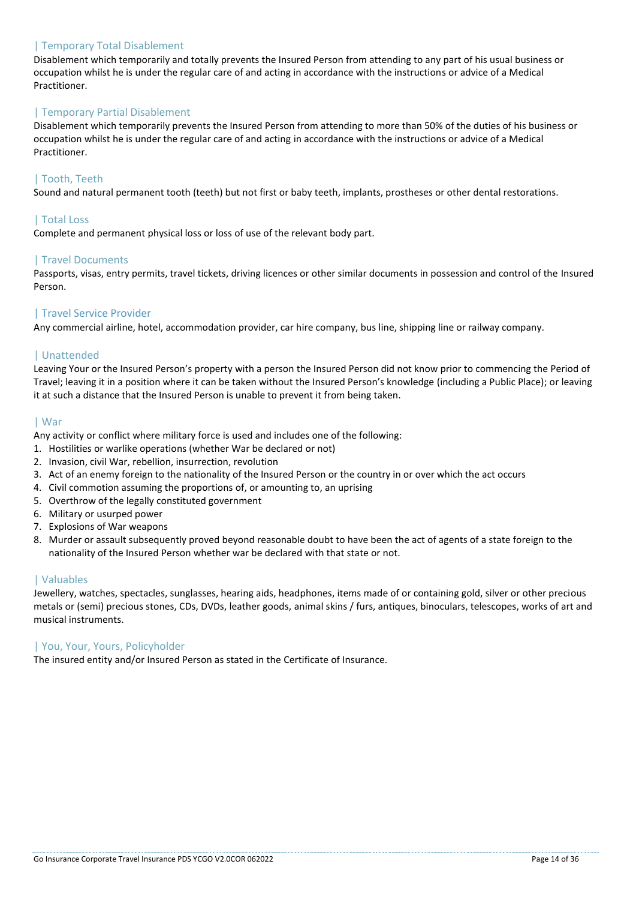### | Temporary Total Disablement

Disablement which temporarily and totally prevents the Insured Person from attending to any part of his usual business or occupation whilst he is under the regular care of and acting in accordance with the instructions or advice of a Medical Practitioner.

### | Temporary Partial Disablement

Disablement which temporarily prevents the Insured Person from attending to more than 50% of the duties of his business or occupation whilst he is under the regular care of and acting in accordance with the instructions or advice of a Medical Practitioner.

### | Tooth, Teeth

Sound and natural permanent tooth (teeth) but not first or baby teeth, implants, prostheses or other dental restorations.

### | Total Loss

Complete and permanent physical loss or loss of use of the relevant body part.

### | Travel Documents

Passports, visas, entry permits, travel tickets, driving licences or other similar documents in possession and control of the Insured Person.

### | Travel Service Provider

Any commercial airline, hotel, accommodation provider, car hire company, bus line, shipping line or railway company.

### | Unattended

Leaving Your or the Insured Person's property with a person the Insured Person did not know prior to commencing the Period of Travel; leaving it in a position where it can be taken without the Insured Person's knowledge (including a Public Place); or leaving it at such a distance that the Insured Person is unable to prevent it from being taken.

### | War

Any activity or conflict where military force is used and includes one of the following:

1. Hostilities or warlike operations (whether War be declared or not)
2. Invasion, civil War, rebellion, insurrection, revolution
3. Act of an enemy foreign to the nationality of the Insured Person or the country in or over which the act occurs
4. Civil commotion assuming the proportions of, or amounting to, an uprising
5. Overthrow of the legally constituted government
6. Military or usurped power
7. Explosions of War weapons
8. Murder or assault subsequently proved beyond reasonable doubt to have been the act of agents of a state foreign to the nationality of the Insured Person whether war be declared with that state or not.

### | Valuables

Jewellery, watches, spectacles, sunglasses, hearing aids, headphones, items made of or containing gold, silver or other precious metals or (semi) precious stones, CDs, DVDs, leather goods, animal skins / furs, antiques, binoculars, telescopes, works of art and musical instruments.

### | You, Your, Yours, Policyholder

The insured entity and/or Insured Person as stated in the Certificate of Insurance.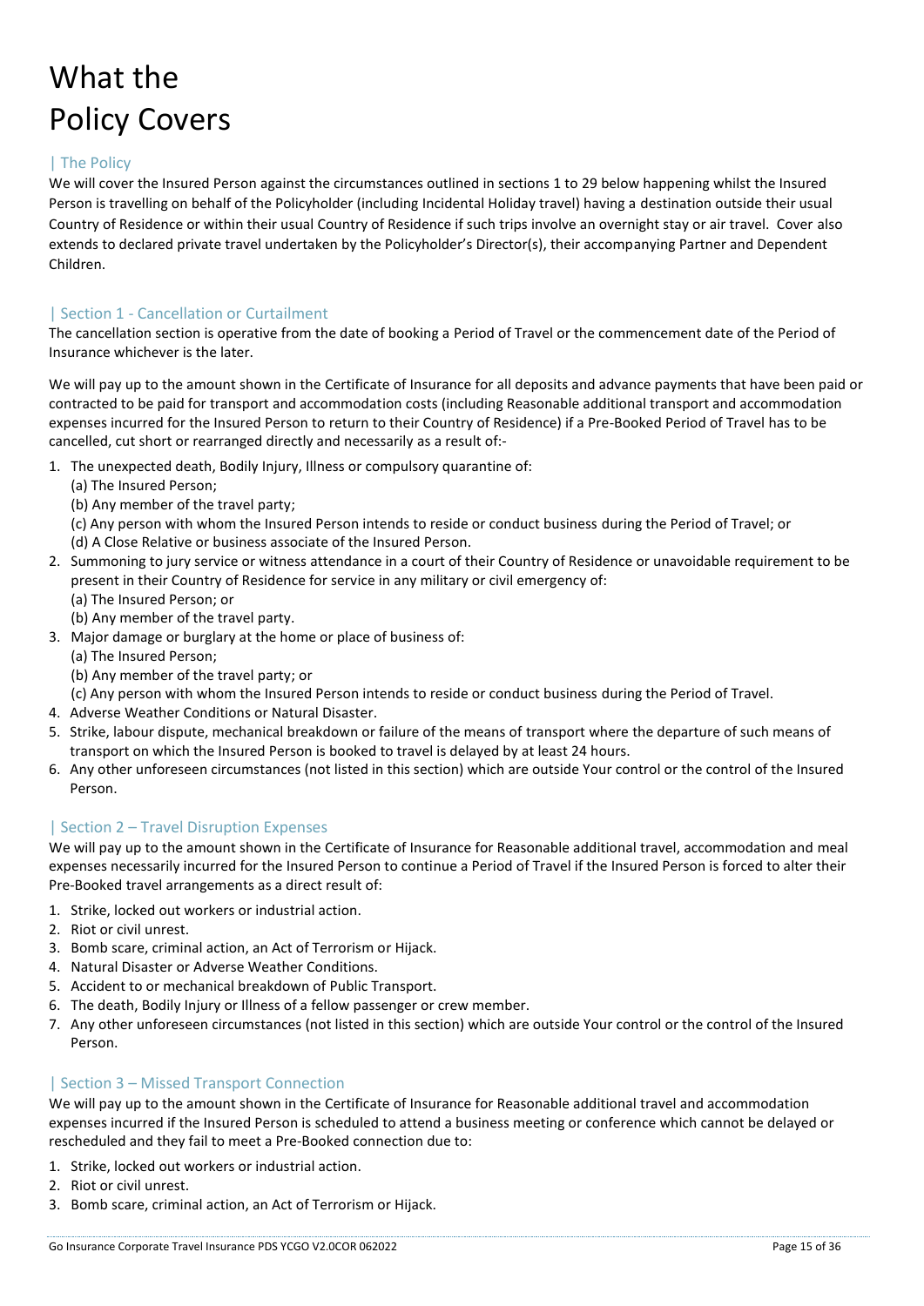# What the Policy Covers

## | The Policy

We will cover the Insured Person against the circumstances outlined in sections 1 to 29 below happening whilst the Insured Person is travelling on behalf of the Policyholder (including Incidental Holiday travel) having a destination outside their usual Country of Residence or within their usual Country of Residence if such trips involve an overnight stay or air travel. Cover also extends to declared private travel undertaken by the Policyholder's Director(s), their accompanying Partner and Dependent Children.

## | Section 1 - Cancellation or Curtailment

The cancellation section is operative from the date of booking a Period of Travel or the commencement date of the Period of Insurance whichever is the later.

We will pay up to the amount shown in the Certificate of Insurance for all deposits and advance payments that have been paid or contracted to be paid for transport and accommodation costs (including Reasonable additional transport and accommodation expenses incurred for the Insured Person to return to their Country of Residence) if a Pre-Booked Period of Travel has to be cancelled, cut short or rearranged directly and necessarily as a result of:-

1. The unexpected death, Bodily Injury, Illness or compulsory quarantine of:
   (a) The Insured Person;
   (b) Any member of the travel party;
   (c) Any person with whom the Insured Person intends to reside or conduct business during the Period of Travel; or
   (d) A Close Relative or business associate of the Insured Person.
2. Summoning to jury service or witness attendance in a court of their Country of Residence or unavoidable requirement to be present in their Country of Residence for service in any military or civil emergency of:
   (a) The Insured Person; or
   (b) Any member of the travel party.
3. Major damage or burglary at the home or place of business of:
   (a) The Insured Person;
   (b) Any member of the travel party; or
   (c) Any person with whom the Insured Person intends to reside or conduct business during the Period of Travel.
4. Adverse Weather Conditions or Natural Disaster.
5. Strike, labour dispute, mechanical breakdown or failure of the means of transport where the departure of such means of transport on which the Insured Person is booked to travel is delayed by at least 24 hours.
6. Any other unforeseen circumstances (not listed in this section) which are outside Your control or the control of the Insured Person.

## | Section 2 – Travel Disruption Expenses

We will pay up to the amount shown in the Certificate of Insurance for Reasonable additional travel, accommodation and meal expenses necessarily incurred for the Insured Person to continue a Period of Travel if the Insured Person is forced to alter their Pre-Booked travel arrangements as a direct result of:

1. Strike, locked out workers or industrial action.
2. Riot or civil unrest.
3. Bomb scare, criminal action, an Act of Terrorism or Hijack.
4. Natural Disaster or Adverse Weather Conditions.
5. Accident to or mechanical breakdown of Public Transport.
6. The death, Bodily Injury or Illness of a fellow passenger or crew member.
7. Any other unforeseen circumstances (not listed in this section) which are outside Your control or the control of the Insured Person.

## | Section 3 – Missed Transport Connection

We will pay up to the amount shown in the Certificate of Insurance for Reasonable additional travel and accommodation expenses incurred if the Insured Person is scheduled to attend a business meeting or conference which cannot be delayed or rescheduled and they fail to meet a Pre-Booked connection due to:

1. Strike, locked out workers or industrial action.
2. Riot or civil unrest.
3. Bomb scare, criminal action, an Act of Terrorism or Hijack.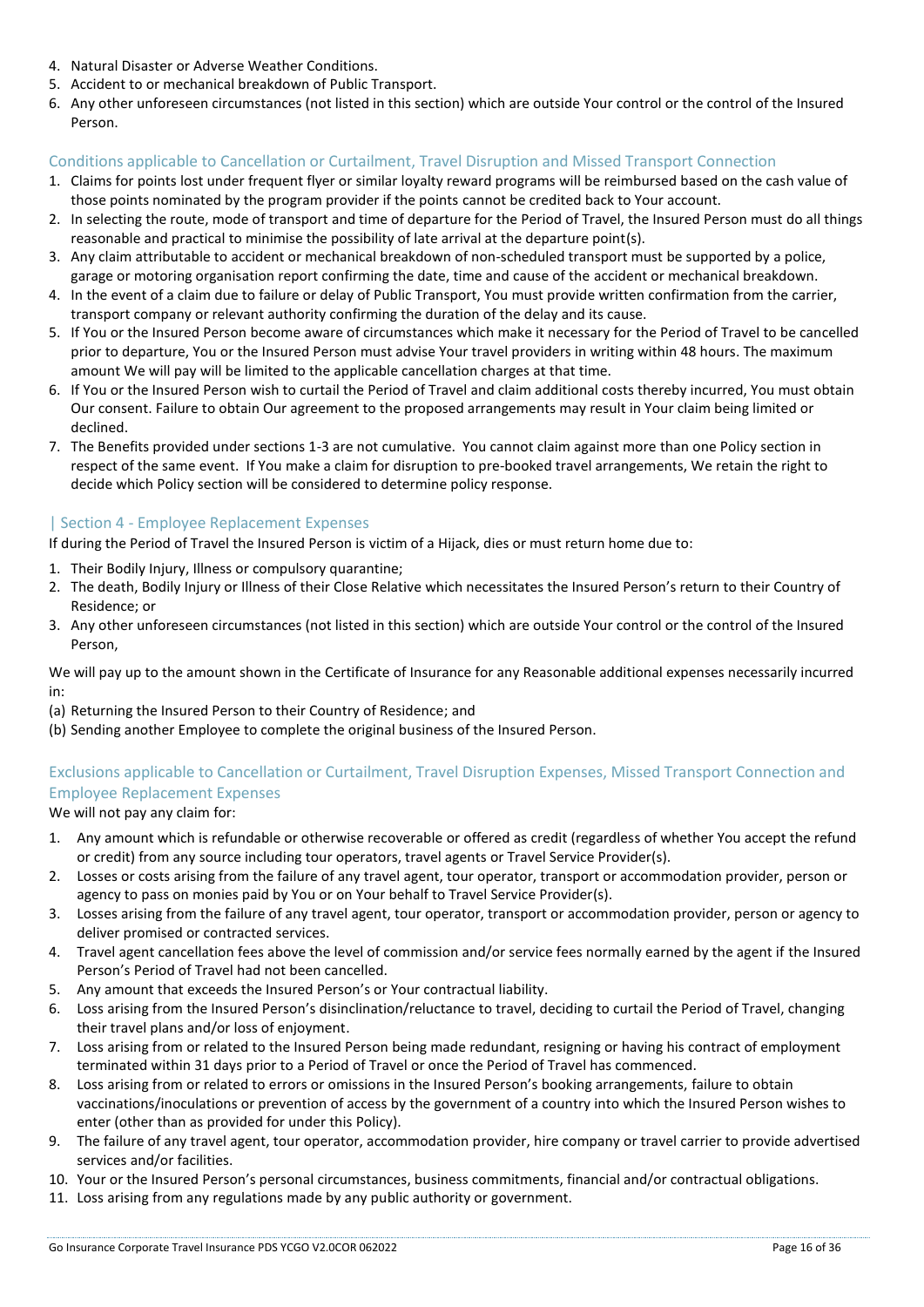4. Natural Disaster or Adverse Weather Conditions.
5. Accident to or mechanical breakdown of Public Transport.
6. Any other unforeseen circumstances (not listed in this section) which are outside Your control or the control of the Insured Person.

### Conditions applicable to Cancellation or Curtailment, Travel Disruption and Missed Transport Connection

1. Claims for points lost under frequent flyer or similar loyalty reward programs will be reimbursed based on the cash value of those points nominated by the program provider if the points cannot be credited back to Your account.
2. In selecting the route, mode of transport and time of departure for the Period of Travel, the Insured Person must do all things reasonable and practical to minimise the possibility of late arrival at the departure point(s).
3. Any claim attributable to accident or mechanical breakdown of non-scheduled transport must be supported by a police, garage or motoring organisation report confirming the date, time and cause of the accident or mechanical breakdown.
4. In the event of a claim due to failure or delay of Public Transport, You must provide written confirmation from the carrier, transport company or relevant authority confirming the duration of the delay and its cause.
5. If You or the Insured Person become aware of circumstances which make it necessary for the Period of Travel to be cancelled prior to departure, You or the Insured Person must advise Your travel providers in writing within 48 hours. The maximum amount We will pay will be limited to the applicable cancellation charges at that time.
6. If You or the Insured Person wish to curtail the Period of Travel and claim additional costs thereby incurred, You must obtain Our consent. Failure to obtain Our agreement to the proposed arrangements may result in Your claim being limited or declined.
7. The Benefits provided under sections 1-3 are not cumulative. You cannot claim against more than one Policy section in respect of the same event. If You make a claim for disruption to pre-booked travel arrangements, We retain the right to decide which Policy section will be considered to determine policy response.

## | Section 4 - Employee Replacement Expenses

If during the Period of Travel the Insured Person is victim of a Hijack, dies or must return home due to:

1. Their Bodily Injury, Illness or compulsory quarantine;
2. The death, Bodily Injury or Illness of their Close Relative which necessitates the Insured Person's return to their Country of Residence; or
3. Any other unforeseen circumstances (not listed in this section) which are outside Your control or the control of the Insured Person,

We will pay up to the amount shown in the Certificate of Insurance for any Reasonable additional expenses necessarily incurred in:

(a) Returning the Insured Person to their Country of Residence; and
(b) Sending another Employee to complete the original business of the Insured Person.

### Exclusions applicable to Cancellation or Curtailment, Travel Disruption Expenses, Missed Transport Connection and Employee Replacement Expenses

We will not pay any claim for:

1. Any amount which is refundable or otherwise recoverable or offered as credit (regardless of whether You accept the refund or credit) from any source including tour operators, travel agents or Travel Service Provider(s).
2. Losses or costs arising from the failure of any travel agent, tour operator, transport or accommodation provider, person or agency to pass on monies paid by You or on Your behalf to Travel Service Provider(s).
3. Losses arising from the failure of any travel agent, tour operator, transport or accommodation provider, person or agency to deliver promised or contracted services.
4. Travel agent cancellation fees above the level of commission and/or service fees normally earned by the agent if the Insured Person's Period of Travel had not been cancelled.
5. Any amount that exceeds the Insured Person's or Your contractual liability.
6. Loss arising from the Insured Person's disinclination/reluctance to travel, deciding to curtail the Period of Travel, changing their travel plans and/or loss of enjoyment.
7. Loss arising from or related to the Insured Person being made redundant, resigning or having his contract of employment terminated within 31 days prior to a Period of Travel or once the Period of Travel has commenced.
8. Loss arising from or related to errors or omissions in the Insured Person's booking arrangements, failure to obtain vaccinations/inoculations or prevention of access by the government of a country into which the Insured Person wishes to enter (other than as provided for under this Policy).
9. The failure of any travel agent, tour operator, accommodation provider, hire company or travel carrier to provide advertised services and/or facilities.
10. Your or the Insured Person's personal circumstances, business commitments, financial and/or contractual obligations.
11. Loss arising from any regulations made by any public authority or government.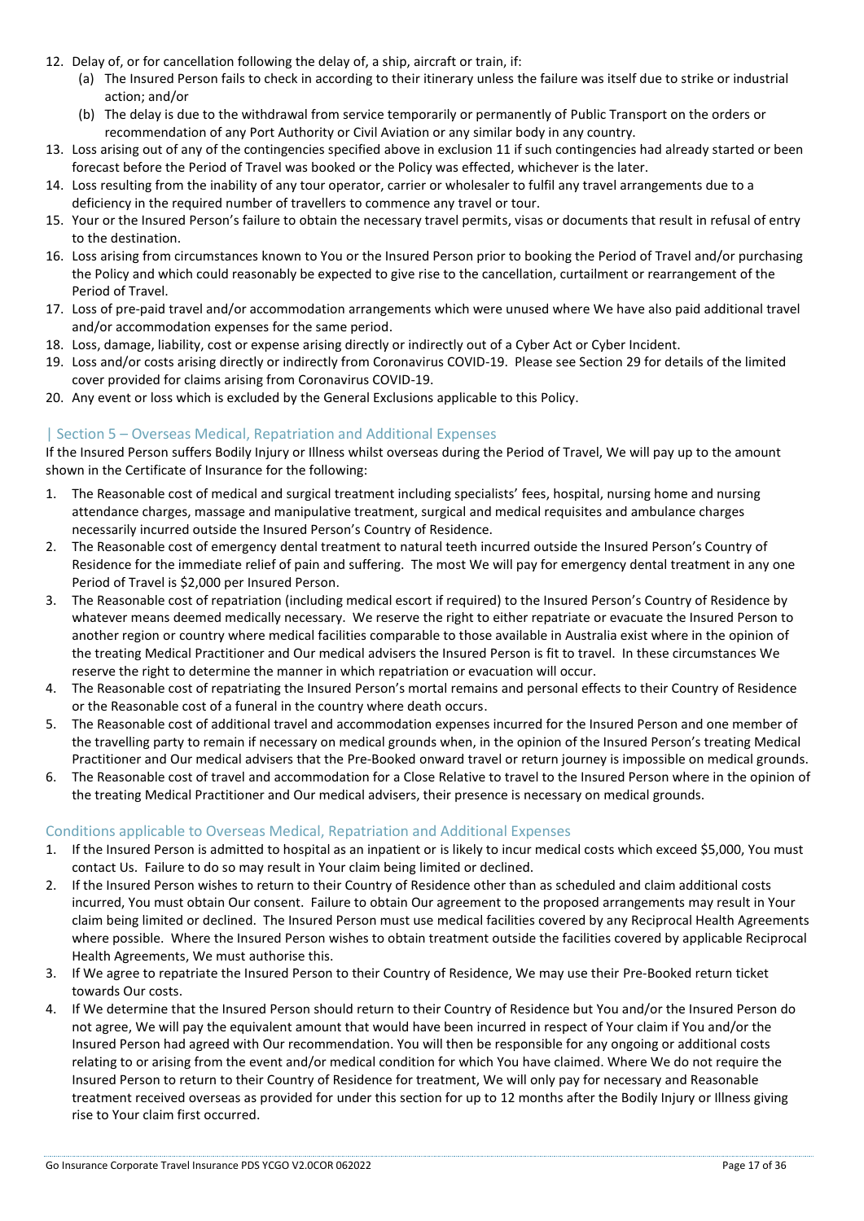12. Delay of, or for cancellation following the delay of, a ship, aircraft or train, if:
    (a) The Insured Person fails to check in according to their itinerary unless the failure was itself due to strike or industrial action; and/or
    (b) The delay is due to the withdrawal from service temporarily or permanently of Public Transport on the orders or recommendation of any Port Authority or Civil Aviation or any similar body in any country.
13. Loss arising out of any of the contingencies specified above in exclusion 11 if such contingencies had already started or been forecast before the Period of Travel was booked or the Policy was effected, whichever is the later.
14. Loss resulting from the inability of any tour operator, carrier or wholesaler to fulfil any travel arrangements due to a deficiency in the required number of travellers to commence any travel or tour.
15. Your or the Insured Person's failure to obtain the necessary travel permits, visas or documents that result in refusal of entry to the destination.
16. Loss arising from circumstances known to You or the Insured Person prior to booking the Period of Travel and/or purchasing the Policy and which could reasonably be expected to give rise to the cancellation, curtailment or rearrangement of the Period of Travel.
17. Loss of pre-paid travel and/or accommodation arrangements which were unused where We have also paid additional travel and/or accommodation expenses for the same period.
18. Loss, damage, liability, cost or expense arising directly or indirectly out of a Cyber Act or Cyber Incident.
19. Loss and/or costs arising directly or indirectly from Coronavirus COVID-19. Please see Section 29 for details of the limited cover provided for claims arising from Coronavirus COVID-19.
20. Any event or loss which is excluded by the General Exclusions applicable to this Policy.

## | Section 5 – Overseas Medical, Repatriation and Additional Expenses

If the Insured Person suffers Bodily Injury or Illness whilst overseas during the Period of Travel, We will pay up to the amount shown in the Certificate of Insurance for the following:

1. The Reasonable cost of medical and surgical treatment including specialists' fees, hospital, nursing home and nursing attendance charges, massage and manipulative treatment, surgical and medical requisites and ambulance charges necessarily incurred outside the Insured Person's Country of Residence.
2. The Reasonable cost of emergency dental treatment to natural teeth incurred outside the Insured Person's Country of Residence for the immediate relief of pain and suffering. The most We will pay for emergency dental treatment in any one Period of Travel is $2,000 per Insured Person.
3. The Reasonable cost of repatriation (including medical escort if required) to the Insured Person's Country of Residence by whatever means deemed medically necessary. We reserve the right to either repatriate or evacuate the Insured Person to another region or country where medical facilities comparable to those available in Australia exist where in the opinion of the treating Medical Practitioner and Our medical advisers the Insured Person is fit to travel. In these circumstances We reserve the right to determine the manner in which repatriation or evacuation will occur.
4. The Reasonable cost of repatriating the Insured Person's mortal remains and personal effects to their Country of Residence or the Reasonable cost of a funeral in the country where death occurs.
5. The Reasonable cost of additional travel and accommodation expenses incurred for the Insured Person and one member of the travelling party to remain if necessary on medical grounds when, in the opinion of the Insured Person's treating Medical Practitioner and Our medical advisers that the Pre-Booked onward travel or return journey is impossible on medical grounds.
6. The Reasonable cost of travel and accommodation for a Close Relative to travel to the Insured Person where in the opinion of the treating Medical Practitioner and Our medical advisers, their presence is necessary on medical grounds.

### Conditions applicable to Overseas Medical, Repatriation and Additional Expenses

1. If the Insured Person is admitted to hospital as an inpatient or is likely to incur medical costs which exceed $5,000, You must contact Us. Failure to do so may result in Your claim being limited or declined.
2. If the Insured Person wishes to return to their Country of Residence other than as scheduled and claim additional costs incurred, You must obtain Our consent. Failure to obtain Our agreement to the proposed arrangements may result in Your claim being limited or declined. The Insured Person must use medical facilities covered by any Reciprocal Health Agreements where possible. Where the Insured Person wishes to obtain treatment outside the facilities covered by applicable Reciprocal Health Agreements, We must authorise this.
3. If We agree to repatriate the Insured Person to their Country of Residence, We may use their Pre-Booked return ticket towards Our costs.
4. If We determine that the Insured Person should return to their Country of Residence but You and/or the Insured Person do not agree, We will pay the equivalent amount that would have been incurred in respect of Your claim if You and/or the Insured Person had agreed with Our recommendation. You will then be responsible for any ongoing or additional costs relating to or arising from the event and/or medical condition for which You have claimed. Where We do not require the Insured Person to return to their Country of Residence for treatment, We will only pay for necessary and Reasonable treatment received overseas as provided for under this section for up to 12 months after the Bodily Injury or Illness giving rise to Your claim first occurred.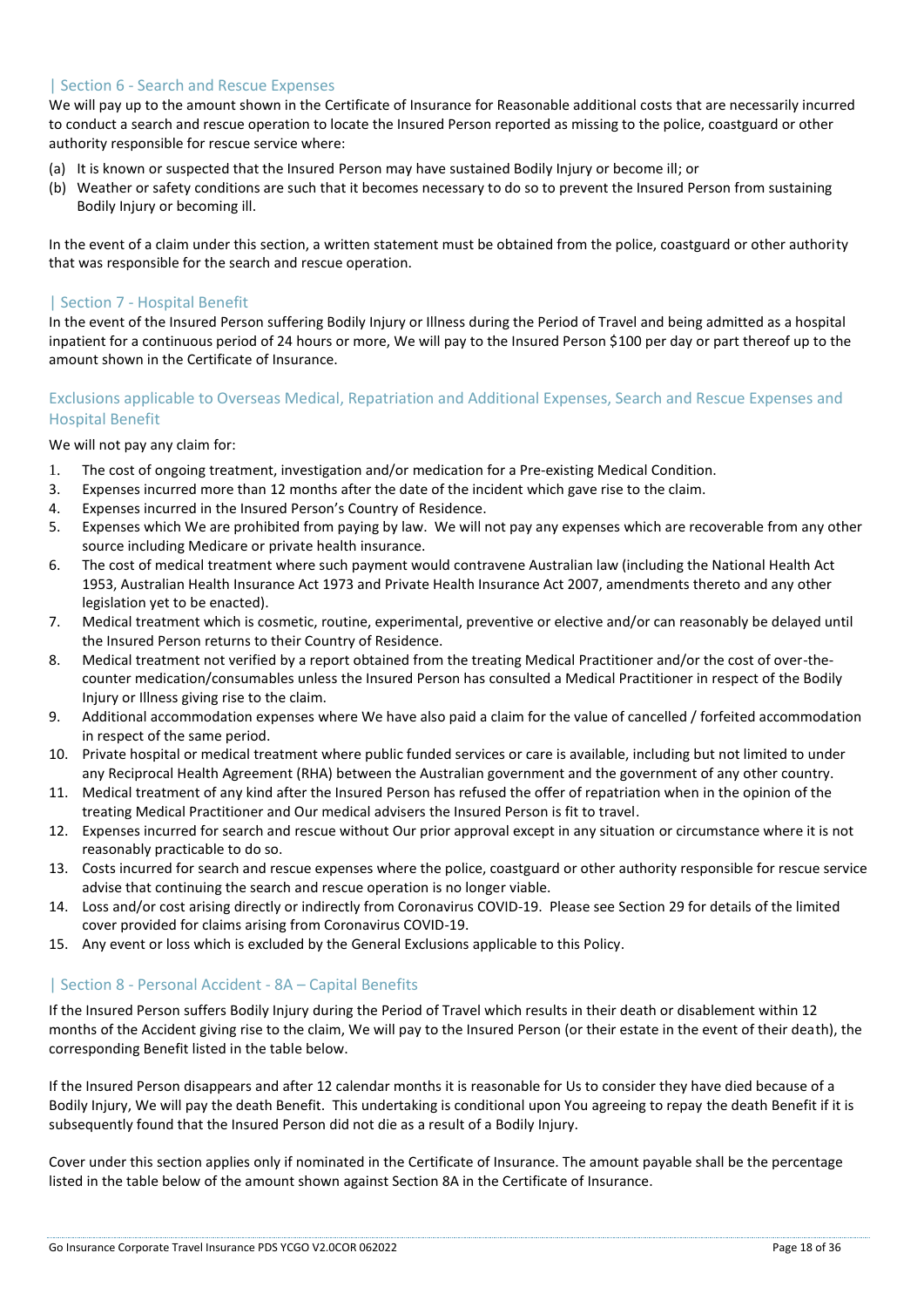## | Section 6 - Search and Rescue Expenses

We will pay up to the amount shown in the Certificate of Insurance for Reasonable additional costs that are necessarily incurred to conduct a search and rescue operation to locate the Insured Person reported as missing to the police, coastguard or other authority responsible for rescue service where:

(a) It is known or suspected that the Insured Person may have sustained Bodily Injury or become ill; or
(b) Weather or safety conditions are such that it becomes necessary to do so to prevent the Insured Person from sustaining Bodily Injury or becoming ill.

In the event of a claim under this section, a written statement must be obtained from the police, coastguard or other authority that was responsible for the search and rescue operation.

## | Section 7 - Hospital Benefit

In the event of the Insured Person suffering Bodily Injury or Illness during the Period of Travel and being admitted as a hospital inpatient for a continuous period of 24 hours or more, We will pay to the Insured Person $100 per day or part thereof up to the amount shown in the Certificate of Insurance.

### Exclusions applicable to Overseas Medical, Repatriation and Additional Expenses, Search and Rescue Expenses and Hospital Benefit

We will not pay any claim for:

1. The cost of ongoing treatment, investigation and/or medication for a Pre-existing Medical Condition.
3. Expenses incurred more than 12 months after the date of the incident which gave rise to the claim.
4. Expenses incurred in the Insured Person's Country of Residence.
5. Expenses which We are prohibited from paying by law. We will not pay any expenses which are recoverable from any other source including Medicare or private health insurance.
6. The cost of medical treatment where such payment would contravene Australian law (including the National Health Act 1953, Australian Health Insurance Act 1973 and Private Health Insurance Act 2007, amendments thereto and any other legislation yet to be enacted).
7. Medical treatment which is cosmetic, routine, experimental, preventive or elective and/or can reasonably be delayed until the Insured Person returns to their Country of Residence.
8. Medical treatment not verified by a report obtained from the treating Medical Practitioner and/or the cost of over-the-counter medication/consumables unless the Insured Person has consulted a Medical Practitioner in respect of the Bodily Injury or Illness giving rise to the claim.
9. Additional accommodation expenses where We have also paid a claim for the value of cancelled / forfeited accommodation in respect of the same period.
10. Private hospital or medical treatment where public funded services or care is available, including but not limited to under any Reciprocal Health Agreement (RHA) between the Australian government and the government of any other country.
11. Medical treatment of any kind after the Insured Person has refused the offer of repatriation when in the opinion of the treating Medical Practitioner and Our medical advisers the Insured Person is fit to travel.
12. Expenses incurred for search and rescue without Our prior approval except in any situation or circumstance where it is not reasonably practicable to do so.
13. Costs incurred for search and rescue expenses where the police, coastguard or other authority responsible for rescue service advise that continuing the search and rescue operation is no longer viable.
14. Loss and/or cost arising directly or indirectly from Coronavirus COVID-19. Please see Section 29 for details of the limited cover provided for claims arising from Coronavirus COVID-19.
15. Any event or loss which is excluded by the General Exclusions applicable to this Policy.

## | Section 8 - Personal Accident - 8A – Capital Benefits

If the Insured Person suffers Bodily Injury during the Period of Travel which results in their death or disablement within 12 months of the Accident giving rise to the claim, We will pay to the Insured Person (or their estate in the event of their death), the corresponding Benefit listed in the table below.

If the Insured Person disappears and after 12 calendar months it is reasonable for Us to consider they have died because of a Bodily Injury, We will pay the death Benefit. This undertaking is conditional upon You agreeing to repay the death Benefit if it is subsequently found that the Insured Person did not die as a result of a Bodily Injury.

Cover under this section applies only if nominated in the Certificate of Insurance. The amount payable shall be the percentage listed in the table below of the amount shown against Section 8A in the Certificate of Insurance.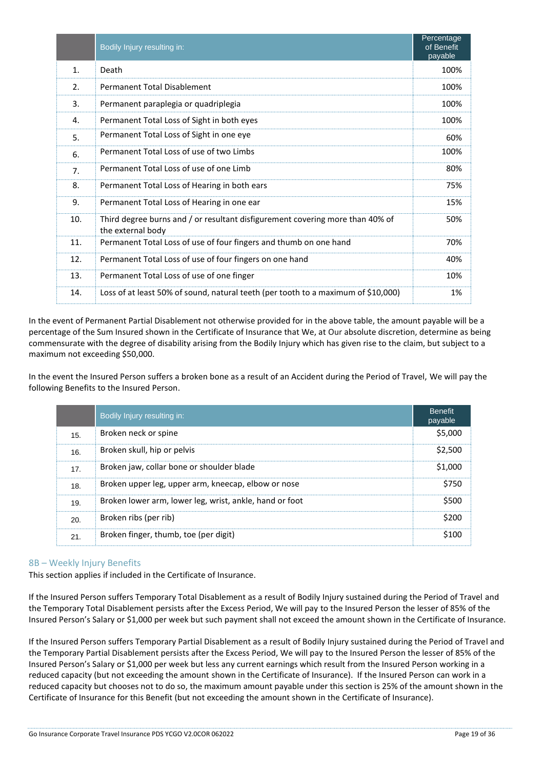| | Bodily Injury resulting in: | Percentage of Benefit payable |
|---|---|---|
| 1. | Death | 100% |
| 2. | Permanent Total Disablement | 100% |
| 3. | Permanent paraplegia or quadriplegia | 100% |
| 4. | Permanent Total Loss of Sight in both eyes | 100% |
| 5. | Permanent Total Loss of Sight in one eye | 60% |
| 6. | Permanent Total Loss of use of two Limbs | 100% |
| 7. | Permanent Total Loss of use of one Limb | 80% |
| 8. | Permanent Total Loss of Hearing in both ears | 75% |
| 9. | Permanent Total Loss of Hearing in one ear | 15% |
| 10. | Third degree burns and / or resultant disfigurement covering more than 40% of the external body | 50% |
| 11. | Permanent Total Loss of use of four fingers and thumb on one hand | 70% |
| 12. | Permanent Total Loss of use of four fingers on one hand | 40% |
| 13. | Permanent Total Loss of use of one finger | 10% |
| 14. | Loss of at least 50% of sound, natural teeth (per tooth to a maximum of $10,000) | 1% |

In the event of Permanent Partial Disablement not otherwise provided for in the above table, the amount payable will be a percentage of the Sum Insured shown in the Certificate of Insurance that We, at Our absolute discretion, determine as being commensurate with the degree of disability arising from the Bodily Injury which has given rise to the claim, but subject to a maximum not exceeding $50,000.

In the event the Insured Person suffers a broken bone as a result of an Accident during the Period of Travel, We will pay the following Benefits to the Insured Person.

| | Bodily Injury resulting in: | Benefit payable |
|---|---|---|
| 15. | Broken neck or spine | $5,000 |
| 16. | Broken skull, hip or pelvis | $2,500 |
| 17. | Broken jaw, collar bone or shoulder blade | $1,000 |
| 18. | Broken upper leg, upper arm, kneecap, elbow or nose | $750 |
| 19. | Broken lower arm, lower leg, wrist, ankle, hand or foot | $500 |
| 20. | Broken ribs (per rib) | $200 |
| 21. | Broken finger, thumb, toe (per digit) | $100 |

## 8B – Weekly Injury Benefits

This section applies if included in the Certificate of Insurance.

If the Insured Person suffers Temporary Total Disablement as a result of Bodily Injury sustained during the Period of Travel and the Temporary Total Disablement persists after the Excess Period, We will pay to the Insured Person the lesser of 85% of the Insured Person's Salary or $1,000 per week but such payment shall not exceed the amount shown in the Certificate of Insurance.

If the Insured Person suffers Temporary Partial Disablement as a result of Bodily Injury sustained during the Period of Travel and the Temporary Partial Disablement persists after the Excess Period, We will pay to the Insured Person the lesser of 85% of the Insured Person's Salary or $1,000 per week but less any current earnings which result from the Insured Person working in a reduced capacity (but not exceeding the amount shown in the Certificate of Insurance). If the Insured Person can work in a reduced capacity but chooses not to do so, the maximum amount payable under this section is 25% of the amount shown in the Certificate of Insurance for this Benefit (but not exceeding the amount shown in the Certificate of Insurance).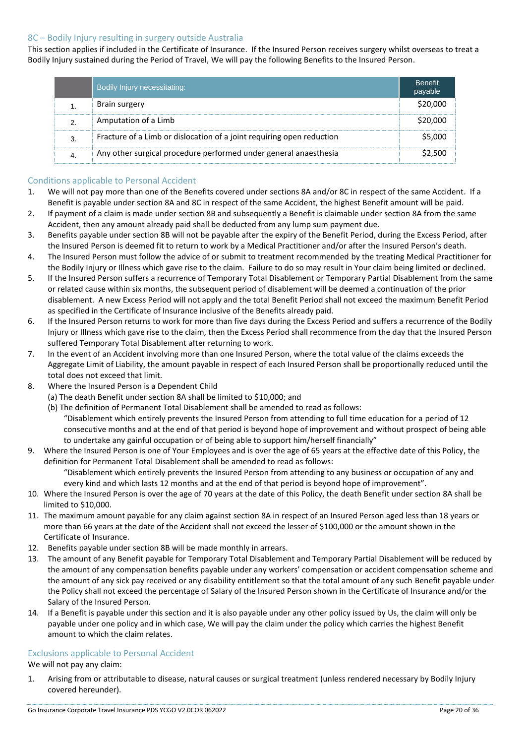### 8C – Bodily Injury resulting in surgery outside Australia

This section applies if included in the Certificate of Insurance. If the Insured Person receives surgery whilst overseas to treat a Bodily Injury sustained during the Period of Travel, We will pay the following Benefits to the Insured Person.

| | Bodily Injury necessitating: | Benefit payable |
|---|---|---|
| 1. | Brain surgery | $20,000 |
| 2. | Amputation of a Limb | $20,000 |
| 3. | Fracture of a Limb or dislocation of a joint requiring open reduction | $5,000 |
| 4. | Any other surgical procedure performed under general anaesthesia | $2,500 |

### Conditions applicable to Personal Accident

1. We will not pay more than one of the Benefits covered under sections 8A and/or 8C in respect of the same Accident. If a Benefit is payable under section 8A and 8C in respect of the same Accident, the highest Benefit amount will be paid.
2. If payment of a claim is made under section 8B and subsequently a Benefit is claimable under section 8A from the same Accident, then any amount already paid shall be deducted from any lump sum payment due.
3. Benefits payable under section 8B will not be payable after the expiry of the Benefit Period, during the Excess Period, after the Insured Person is deemed fit to return to work by a Medical Practitioner and/or after the Insured Person's death.
4. The Insured Person must follow the advice of or submit to treatment recommended by the treating Medical Practitioner for the Bodily Injury or Illness which gave rise to the claim. Failure to do so may result in Your claim being limited or declined.
5. If the Insured Person suffers a recurrence of Temporary Total Disablement or Temporary Partial Disablement from the same or related cause within six months, the subsequent period of disablement will be deemed a continuation of the prior disablement. A new Excess Period will not apply and the total Benefit Period shall not exceed the maximum Benefit Period as specified in the Certificate of Insurance inclusive of the Benefits already paid.
6. If the Insured Person returns to work for more than five days during the Excess Period and suffers a recurrence of the Bodily Injury or Illness which gave rise to the claim, then the Excess Period shall recommence from the day that the Insured Person suffered Temporary Total Disablement after returning to work.
7. In the event of an Accident involving more than one Insured Person, where the total value of the claims exceeds the Aggregate Limit of Liability, the amount payable in respect of each Insured Person shall be proportionally reduced until the total does not exceed that limit.
8. Where the Insured Person is a Dependent Child
   (a) The death Benefit under section 8A shall be limited to $10,000; and
   (b) The definition of Permanent Total Disablement shall be amended to read as follows:
   "Disablement which entirely prevents the Insured Person from attending to full time education for a period of 12 consecutive months and at the end of that period is beyond hope of improvement and without prospect of being able to undertake any gainful occupation or of being able to support him/herself financially"
9. Where the Insured Person is one of Your Employees and is over the age of 65 years at the effective date of this Policy, the definition for Permanent Total Disablement shall be amended to read as follows:
   "Disablement which entirely prevents the Insured Person from attending to any business or occupation of any and every kind and which lasts 12 months and at the end of that period is beyond hope of improvement".
10. Where the Insured Person is over the age of 70 years at the date of this Policy, the death Benefit under section 8A shall be limited to $10,000.
11. The maximum amount payable for any claim against section 8A in respect of an Insured Person aged less than 18 years or more than 66 years at the date of the Accident shall not exceed the lesser of $100,000 or the amount shown in the Certificate of Insurance.
12. Benefits payable under section 8B will be made monthly in arrears.
13. The amount of any Benefit payable for Temporary Total Disablement and Temporary Partial Disablement will be reduced by the amount of any compensation benefits payable under any workers' compensation or accident compensation scheme and the amount of any sick pay received or any disability entitlement so that the total amount of any such Benefit payable under the Policy shall not exceed the percentage of Salary of the Insured Person shown in the Certificate of Insurance and/or the Salary of the Insured Person.
14. If a Benefit is payable under this section and it is also payable under any other policy issued by Us, the claim will only be payable under one policy and in which case, We will pay the claim under the policy which carries the highest Benefit amount to which the claim relates.

### Exclusions applicable to Personal Accident

We will not pay any claim:

1. Arising from or attributable to disease, natural causes or surgical treatment (unless rendered necessary by Bodily Injury covered hereunder).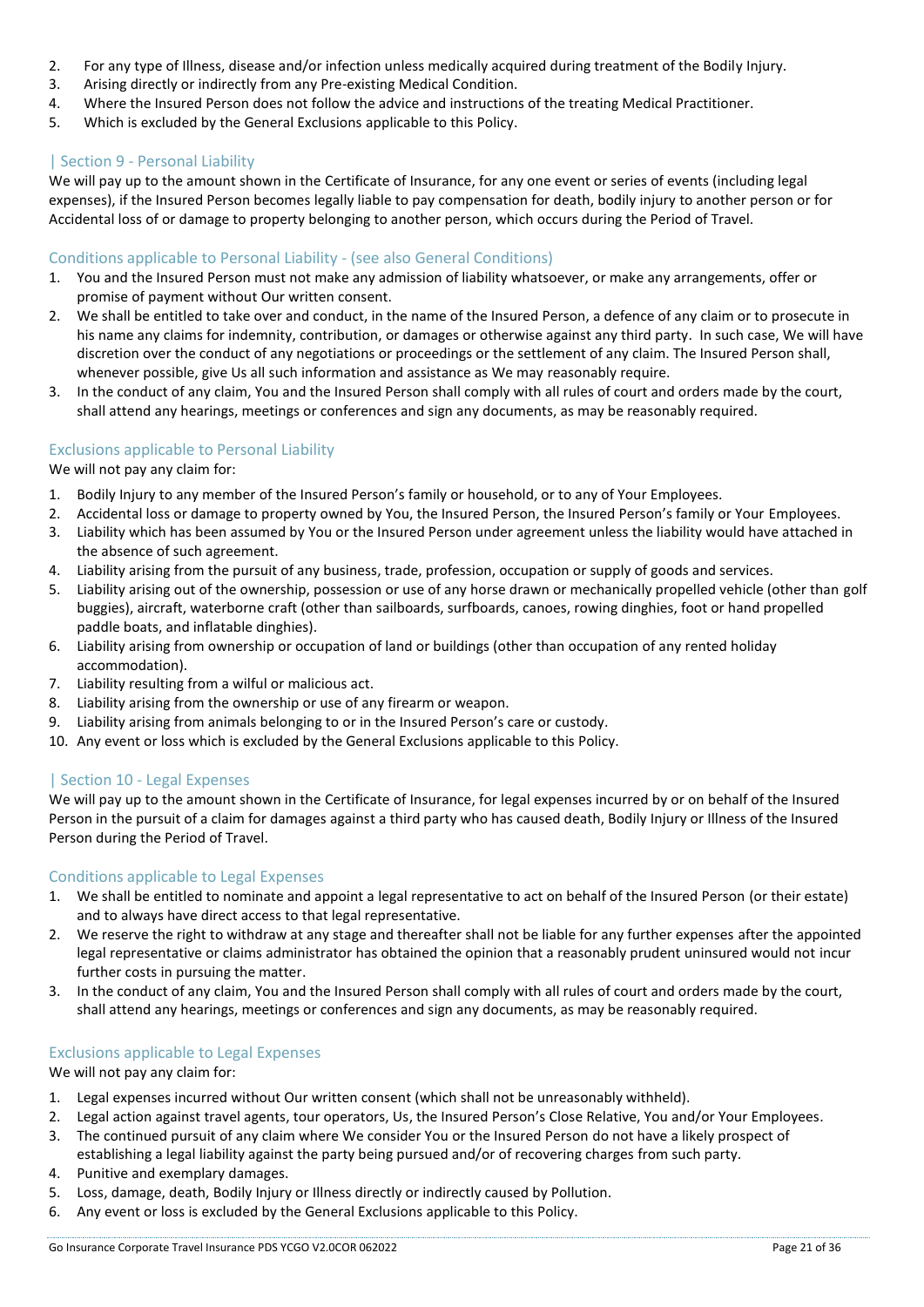2. For any type of Illness, disease and/or infection unless medically acquired during treatment of the Bodily Injury.
3. Arising directly or indirectly from any Pre-existing Medical Condition.
4. Where the Insured Person does not follow the advice and instructions of the treating Medical Practitioner.
5. Which is excluded by the General Exclusions applicable to this Policy.

## | Section 9 - Personal Liability

We will pay up to the amount shown in the Certificate of Insurance, for any one event or series of events (including legal expenses), if the Insured Person becomes legally liable to pay compensation for death, bodily injury to another person or for Accidental loss of or damage to property belonging to another person, which occurs during the Period of Travel.

### Conditions applicable to Personal Liability - (see also General Conditions)

1. You and the Insured Person must not make any admission of liability whatsoever, or make any arrangements, offer or promise of payment without Our written consent.
2. We shall be entitled to take over and conduct, in the name of the Insured Person, a defence of any claim or to prosecute in his name any claims for indemnity, contribution, or damages or otherwise against any third party. In such case, We will have discretion over the conduct of any negotiations or proceedings or the settlement of any claim. The Insured Person shall, whenever possible, give Us all such information and assistance as We may reasonably require.
3. In the conduct of any claim, You and the Insured Person shall comply with all rules of court and orders made by the court, shall attend any hearings, meetings or conferences and sign any documents, as may be reasonably required.

### Exclusions applicable to Personal Liability

We will not pay any claim for:

1. Bodily Injury to any member of the Insured Person's family or household, or to any of Your Employees.
2. Accidental loss or damage to property owned by You, the Insured Person, the Insured Person's family or Your Employees.
3. Liability which has been assumed by You or the Insured Person under agreement unless the liability would have attached in the absence of such agreement.
4. Liability arising from the pursuit of any business, trade, profession, occupation or supply of goods and services.
5. Liability arising out of the ownership, possession or use of any horse drawn or mechanically propelled vehicle (other than golf buggies), aircraft, waterborne craft (other than sailboards, surfboards, canoes, rowing dinghies, foot or hand propelled paddle boats, and inflatable dinghies).
6. Liability arising from ownership or occupation of land or buildings (other than occupation of any rented holiday accommodation).
7. Liability resulting from a wilful or malicious act.
8. Liability arising from the ownership or use of any firearm or weapon.
9. Liability arising from animals belonging to or in the Insured Person's care or custody.
10. Any event or loss which is excluded by the General Exclusions applicable to this Policy.

## | Section 10 - Legal Expenses

We will pay up to the amount shown in the Certificate of Insurance, for legal expenses incurred by or on behalf of the Insured Person in the pursuit of a claim for damages against a third party who has caused death, Bodily Injury or Illness of the Insured Person during the Period of Travel.

### Conditions applicable to Legal Expenses

1. We shall be entitled to nominate and appoint a legal representative to act on behalf of the Insured Person (or their estate) and to always have direct access to that legal representative.
2. We reserve the right to withdraw at any stage and thereafter shall not be liable for any further expenses after the appointed legal representative or claims administrator has obtained the opinion that a reasonably prudent uninsured would not incur further costs in pursuing the matter.
3. In the conduct of any claim, You and the Insured Person shall comply with all rules of court and orders made by the court, shall attend any hearings, meetings or conferences and sign any documents, as may be reasonably required.

### Exclusions applicable to Legal Expenses

We will not pay any claim for:

1. Legal expenses incurred without Our written consent (which shall not be unreasonably withheld).
2. Legal action against travel agents, tour operators, Us, the Insured Person's Close Relative, You and/or Your Employees.
3. The continued pursuit of any claim where We consider You or the Insured Person do not have a likely prospect of establishing a legal liability against the party being pursued and/or of recovering charges from such party.
4. Punitive and exemplary damages.
5. Loss, damage, death, Bodily Injury or Illness directly or indirectly caused by Pollution.
6. Any event or loss is excluded by the General Exclusions applicable to this Policy.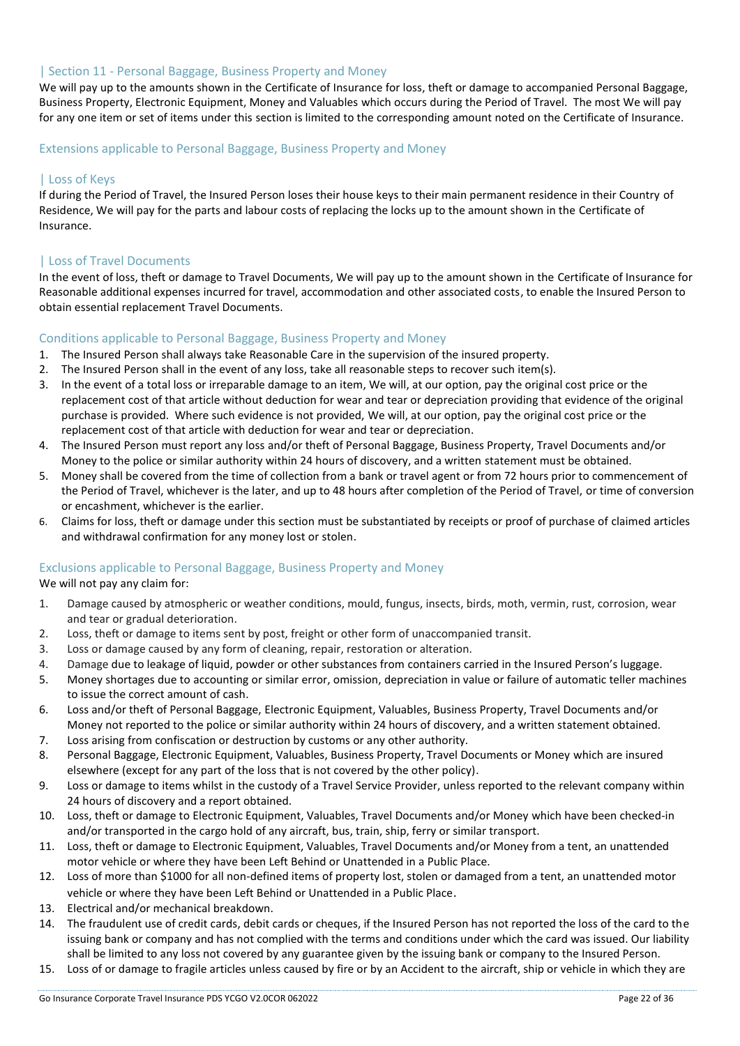## | Section 11 - Personal Baggage, Business Property and Money

We will pay up to the amounts shown in the Certificate of Insurance for loss, theft or damage to accompanied Personal Baggage, Business Property, Electronic Equipment, Money and Valuables which occurs during the Period of Travel. The most We will pay for any one item or set of items under this section is limited to the corresponding amount noted on the Certificate of Insurance.

### Extensions applicable to Personal Baggage, Business Property and Money

#### | Loss of Keys

If during the Period of Travel, the Insured Person loses their house keys to their main permanent residence in their Country of Residence, We will pay for the parts and labour costs of replacing the locks up to the amount shown in the Certificate of Insurance.

#### | Loss of Travel Documents

In the event of loss, theft or damage to Travel Documents, We will pay up to the amount shown in the Certificate of Insurance for Reasonable additional expenses incurred for travel, accommodation and other associated costs, to enable the Insured Person to obtain essential replacement Travel Documents.

### Conditions applicable to Personal Baggage, Business Property and Money

1. The Insured Person shall always take Reasonable Care in the supervision of the insured property.
2. The Insured Person shall in the event of any loss, take all reasonable steps to recover such item(s).
3. In the event of a total loss or irreparable damage to an item, We will, at our option, pay the original cost price or the replacement cost of that article without deduction for wear and tear or depreciation providing that evidence of the original purchase is provided. Where such evidence is not provided, We will, at our option, pay the original cost price or the replacement cost of that article with deduction for wear and tear or depreciation.
4. The Insured Person must report any loss and/or theft of Personal Baggage, Business Property, Travel Documents and/or Money to the police or similar authority within 24 hours of discovery, and a written statement must be obtained.
5. Money shall be covered from the time of collection from a bank or travel agent or from 72 hours prior to commencement of the Period of Travel, whichever is the later, and up to 48 hours after completion of the Period of Travel, or time of conversion or encashment, whichever is the earlier.
6. Claims for loss, theft or damage under this section must be substantiated by receipts or proof of purchase of claimed articles and withdrawal confirmation for any money lost or stolen.

### Exclusions applicable to Personal Baggage, Business Property and Money

We will not pay any claim for:

1. Damage caused by atmospheric or weather conditions, mould, fungus, insects, birds, moth, vermin, rust, corrosion, wear and tear or gradual deterioration.
2. Loss, theft or damage to items sent by post, freight or other form of unaccompanied transit.
3. Loss or damage caused by any form of cleaning, repair, restoration or alteration.
4. Damage due to leakage of liquid, powder or other substances from containers carried in the Insured Person's luggage.
5. Money shortages due to accounting or similar error, omission, depreciation in value or failure of automatic teller machines to issue the correct amount of cash.
6. Loss and/or theft of Personal Baggage, Electronic Equipment, Valuables, Business Property, Travel Documents and/or Money not reported to the police or similar authority within 24 hours of discovery, and a written statement obtained.
7. Loss arising from confiscation or destruction by customs or any other authority.
8. Personal Baggage, Electronic Equipment, Valuables, Business Property, Travel Documents or Money which are insured elsewhere (except for any part of the loss that is not covered by the other policy).
9. Loss or damage to items whilst in the custody of a Travel Service Provider, unless reported to the relevant company within 24 hours of discovery and a report obtained.
10. Loss, theft or damage to Electronic Equipment, Valuables, Travel Documents and/or Money which have been checked-in and/or transported in the cargo hold of any aircraft, bus, train, ship, ferry or similar transport.
11. Loss, theft or damage to Electronic Equipment, Valuables, Travel Documents and/or Money from a tent, an unattended motor vehicle or where they have been Left Behind or Unattended in a Public Place.
12. Loss of more than $1000 for all non-defined items of property lost, stolen or damaged from a tent, an unattended motor vehicle or where they have been Left Behind or Unattended in a Public Place.
13. Electrical and/or mechanical breakdown.
14. The fraudulent use of credit cards, debit cards or cheques, if the Insured Person has not reported the loss of the card to the issuing bank or company and has not complied with the terms and conditions under which the card was issued. Our liability shall be limited to any loss not covered by any guarantee given by the issuing bank or company to the Insured Person.
15. Loss of or damage to fragile articles unless caused by fire or by an Accident to the aircraft, ship or vehicle in which they are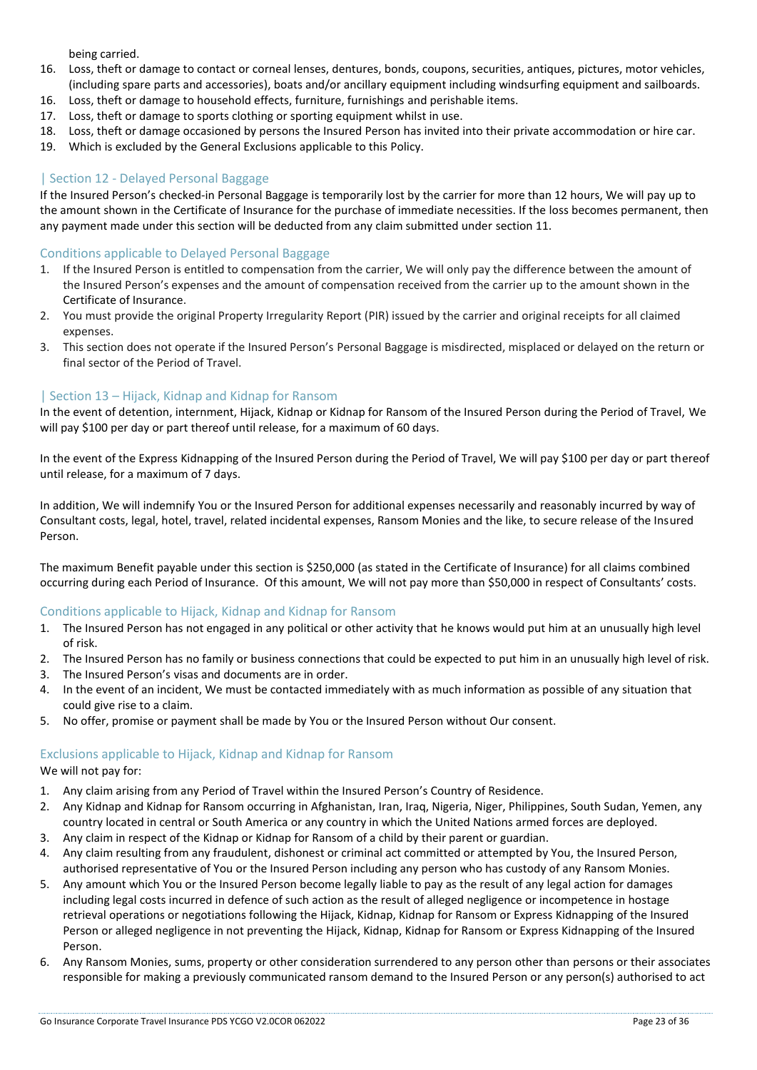being carried.

16. Loss, theft or damage to contact or corneal lenses, dentures, bonds, coupons, securities, antiques, pictures, motor vehicles, (including spare parts and accessories), boats and/or ancillary equipment including windsurfing equipment and sailboards.
16. Loss, theft or damage to household effects, furniture, furnishings and perishable items.
17. Loss, theft or damage to sports clothing or sporting equipment whilst in use.
18. Loss, theft or damage occasioned by persons the Insured Person has invited into their private accommodation or hire car.
19. Which is excluded by the General Exclusions applicable to this Policy.

## | Section 12 - Delayed Personal Baggage

If the Insured Person's checked-in Personal Baggage is temporarily lost by the carrier for more than 12 hours, We will pay up to the amount shown in the Certificate of Insurance for the purchase of immediate necessities. If the loss becomes permanent, then any payment made under this section will be deducted from any claim submitted under section 11.

### Conditions applicable to Delayed Personal Baggage

1. If the Insured Person is entitled to compensation from the carrier, We will only pay the difference between the amount of the Insured Person's expenses and the amount of compensation received from the carrier up to the amount shown in the Certificate of Insurance.
2. You must provide the original Property Irregularity Report (PIR) issued by the carrier and original receipts for all claimed expenses.
3. This section does not operate if the Insured Person's Personal Baggage is misdirected, misplaced or delayed on the return or final sector of the Period of Travel.

## | Section 13 – Hijack, Kidnap and Kidnap for Ransom

In the event of detention, internment, Hijack, Kidnap or Kidnap for Ransom of the Insured Person during the Period of Travel, We will pay $100 per day or part thereof until release, for a maximum of 60 days.

In the event of the Express Kidnapping of the Insured Person during the Period of Travel, We will pay $100 per day or part thereof until release, for a maximum of 7 days.

In addition, We will indemnify You or the Insured Person for additional expenses necessarily and reasonably incurred by way of Consultant costs, legal, hotel, travel, related incidental expenses, Ransom Monies and the like, to secure release of the Insured Person.

The maximum Benefit payable under this section is $250,000 (as stated in the Certificate of Insurance) for all claims combined occurring during each Period of Insurance. Of this amount, We will not pay more than $50,000 in respect of Consultants' costs.

### Conditions applicable to Hijack, Kidnap and Kidnap for Ransom

1. The Insured Person has not engaged in any political or other activity that he knows would put him at an unusually high level of risk.
2. The Insured Person has no family or business connections that could be expected to put him in an unusually high level of risk.
3. The Insured Person's visas and documents are in order.
4. In the event of an incident, We must be contacted immediately with as much information as possible of any situation that could give rise to a claim.
5. No offer, promise or payment shall be made by You or the Insured Person without Our consent.

### Exclusions applicable to Hijack, Kidnap and Kidnap for Ransom

We will not pay for:

1. Any claim arising from any Period of Travel within the Insured Person's Country of Residence.
2. Any Kidnap and Kidnap for Ransom occurring in Afghanistan, Iran, Iraq, Nigeria, Niger, Philippines, South Sudan, Yemen, any country located in central or South America or any country in which the United Nations armed forces are deployed.
3. Any claim in respect of the Kidnap or Kidnap for Ransom of a child by their parent or guardian.
4. Any claim resulting from any fraudulent, dishonest or criminal act committed or attempted by You, the Insured Person, authorised representative of You or the Insured Person including any person who has custody of any Ransom Monies.
5. Any amount which You or the Insured Person become legally liable to pay as the result of any legal action for damages including legal costs incurred in defence of such action as the result of alleged negligence or incompetence in hostage retrieval operations or negotiations following the Hijack, Kidnap, Kidnap for Ransom or Express Kidnapping of the Insured Person or alleged negligence in not preventing the Hijack, Kidnap, Kidnap for Ransom or Express Kidnapping of the Insured Person.
6. Any Ransom Monies, sums, property or other consideration surrendered to any person other than persons or their associates responsible for making a previously communicated ransom demand to the Insured Person or any person(s) authorised to act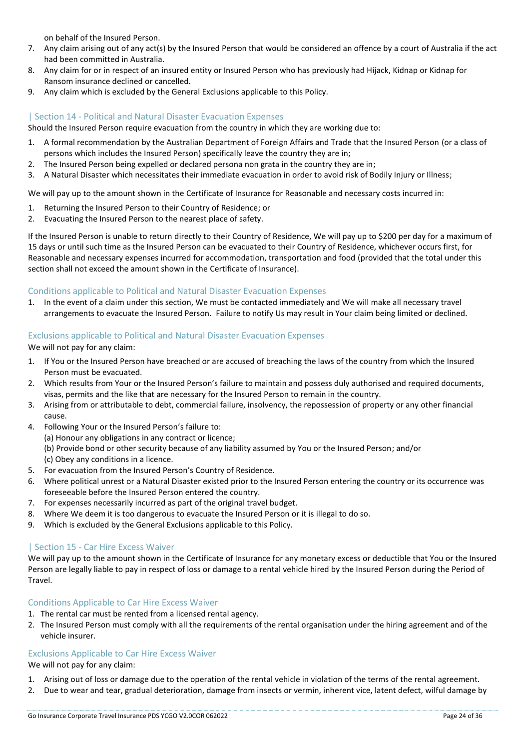on behalf of the Insured Person.

7. Any claim arising out of any act(s) by the Insured Person that would be considered an offence by a court of Australia if the act had been committed in Australia.
8. Any claim for or in respect of an insured entity or Insured Person who has previously had Hijack, Kidnap or Kidnap for Ransom insurance declined or cancelled.
9. Any claim which is excluded by the General Exclusions applicable to this Policy.

## | Section 14 - Political and Natural Disaster Evacuation Expenses

Should the Insured Person require evacuation from the country in which they are working due to:

1. A formal recommendation by the Australian Department of Foreign Affairs and Trade that the Insured Person (or a class of persons which includes the Insured Person) specifically leave the country they are in;
2. The Insured Person being expelled or declared persona non grata in the country they are in;
3. A Natural Disaster which necessitates their immediate evacuation in order to avoid risk of Bodily Injury or Illness;

We will pay up to the amount shown in the Certificate of Insurance for Reasonable and necessary costs incurred in:

1. Returning the Insured Person to their Country of Residence; or
2. Evacuating the Insured Person to the nearest place of safety.

If the Insured Person is unable to return directly to their Country of Residence, We will pay up to $200 per day for a maximum of 15 days or until such time as the Insured Person can be evacuated to their Country of Residence, whichever occurs first, for Reasonable and necessary expenses incurred for accommodation, transportation and food (provided that the total under this section shall not exceed the amount shown in the Certificate of Insurance).

### Conditions applicable to Political and Natural Disaster Evacuation Expenses

1. In the event of a claim under this section, We must be contacted immediately and We will make all necessary travel arrangements to evacuate the Insured Person. Failure to notify Us may result in Your claim being limited or declined.

### Exclusions applicable to Political and Natural Disaster Evacuation Expenses

We will not pay for any claim:

1. If You or the Insured Person have breached or are accused of breaching the laws of the country from which the Insured Person must be evacuated.
2. Which results from Your or the Insured Person's failure to maintain and possess duly authorised and required documents, visas, permits and the like that are necessary for the Insured Person to remain in the country.
3. Arising from or attributable to debt, commercial failure, insolvency, the repossession of property or any other financial cause.
4. Following Your or the Insured Person's failure to:
   (a) Honour any obligations in any contract or licence;
   (b) Provide bond or other security because of any liability assumed by You or the Insured Person; and/or
   (c) Obey any conditions in a licence.
5. For evacuation from the Insured Person's Country of Residence.
6. Where political unrest or a Natural Disaster existed prior to the Insured Person entering the country or its occurrence was foreseeable before the Insured Person entered the country.
7. For expenses necessarily incurred as part of the original travel budget.
8. Where We deem it is too dangerous to evacuate the Insured Person or it is illegal to do so.
9. Which is excluded by the General Exclusions applicable to this Policy.

## | Section 15 - Car Hire Excess Waiver

We will pay up to the amount shown in the Certificate of Insurance for any monetary excess or deductible that You or the Insured Person are legally liable to pay in respect of loss or damage to a rental vehicle hired by the Insured Person during the Period of Travel.

### Conditions Applicable to Car Hire Excess Waiver

1. The rental car must be rented from a licensed rental agency.
2. The Insured Person must comply with all the requirements of the rental organisation under the hiring agreement and of the vehicle insurer.

### Exclusions Applicable to Car Hire Excess Waiver

We will not pay for any claim:

1. Arising out of loss or damage due to the operation of the rental vehicle in violation of the terms of the rental agreement.
2. Due to wear and tear, gradual deterioration, damage from insects or vermin, inherent vice, latent defect, wilful damage by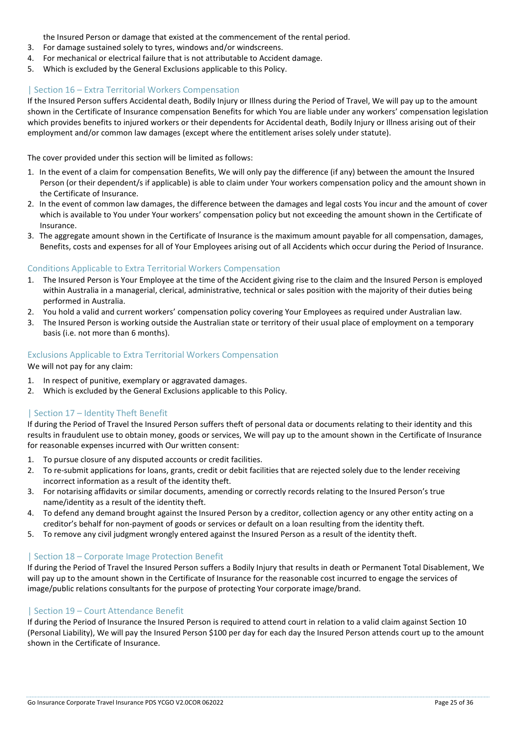the Insured Person or damage that existed at the commencement of the rental period.

3. For damage sustained solely to tyres, windows and/or windscreens.
4. For mechanical or electrical failure that is not attributable to Accident damage.
5. Which is excluded by the General Exclusions applicable to this Policy.

## | Section 16 – Extra Territorial Workers Compensation

If the Insured Person suffers Accidental death, Bodily Injury or Illness during the Period of Travel, We will pay up to the amount shown in the Certificate of Insurance compensation Benefits for which You are liable under any workers' compensation legislation which provides benefits to injured workers or their dependents for Accidental death, Bodily Injury or Illness arising out of their employment and/or common law damages (except where the entitlement arises solely under statute).

The cover provided under this section will be limited as follows:

1. In the event of a claim for compensation Benefits, We will only pay the difference (if any) between the amount the Insured Person (or their dependent/s if applicable) is able to claim under Your workers compensation policy and the amount shown in the Certificate of Insurance.
2. In the event of common law damages, the difference between the damages and legal costs You incur and the amount of cover which is available to You under Your workers' compensation policy but not exceeding the amount shown in the Certificate of Insurance.
3. The aggregate amount shown in the Certificate of Insurance is the maximum amount payable for all compensation, damages, Benefits, costs and expenses for all of Your Employees arising out of all Accidents which occur during the Period of Insurance.

### Conditions Applicable to Extra Territorial Workers Compensation

1. The Insured Person is Your Employee at the time of the Accident giving rise to the claim and the Insured Person is employed within Australia in a managerial, clerical, administrative, technical or sales position with the majority of their duties being performed in Australia.
2. You hold a valid and current workers' compensation policy covering Your Employees as required under Australian law.
3. The Insured Person is working outside the Australian state or territory of their usual place of employment on a temporary basis (i.e. not more than 6 months).

### Exclusions Applicable to Extra Territorial Workers Compensation

We will not pay for any claim:

1. In respect of punitive, exemplary or aggravated damages.
2. Which is excluded by the General Exclusions applicable to this Policy.

## | Section 17 – Identity Theft Benefit

If during the Period of Travel the Insured Person suffers theft of personal data or documents relating to their identity and this results in fraudulent use to obtain money, goods or services, We will pay up to the amount shown in the Certificate of Insurance for reasonable expenses incurred with Our written consent:

1. To pursue closure of any disputed accounts or credit facilities.
2. To re-submit applications for loans, grants, credit or debit facilities that are rejected solely due to the lender receiving incorrect information as a result of the identity theft.
3. For notarising affidavits or similar documents, amending or correctly records relating to the Insured Person's true name/identity as a result of the identity theft.
4. To defend any demand brought against the Insured Person by a creditor, collection agency or any other entity acting on a creditor's behalf for non-payment of goods or services or default on a loan resulting from the identity theft.
5. To remove any civil judgment wrongly entered against the Insured Person as a result of the identity theft.

## | Section 18 – Corporate Image Protection Benefit

If during the Period of Travel the Insured Person suffers a Bodily Injury that results in death or Permanent Total Disablement, We will pay up to the amount shown in the Certificate of Insurance for the reasonable cost incurred to engage the services of image/public relations consultants for the purpose of protecting Your corporate image/brand.

## | Section 19 – Court Attendance Benefit

If during the Period of Insurance the Insured Person is required to attend court in relation to a valid claim against Section 10 (Personal Liability), We will pay the Insured Person $100 per day for each day the Insured Person attends court up to the amount shown in the Certificate of Insurance.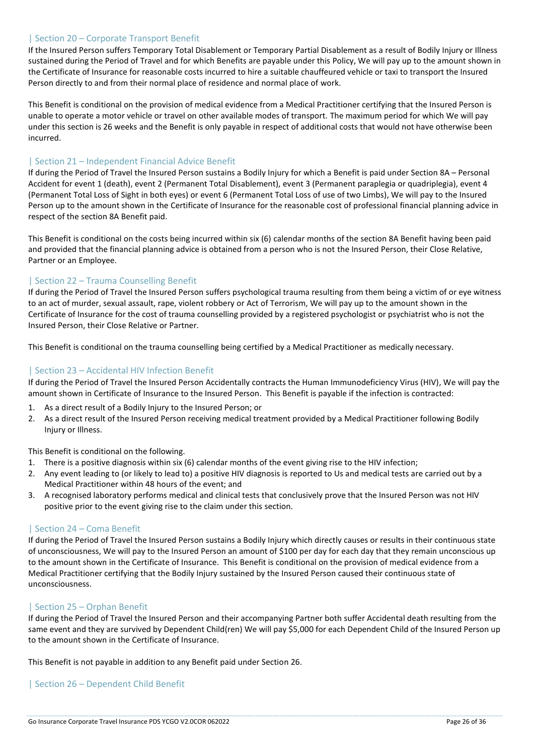## | Section 20 – Corporate Transport Benefit

If the Insured Person suffers Temporary Total Disablement or Temporary Partial Disablement as a result of Bodily Injury or Illness sustained during the Period of Travel and for which Benefits are payable under this Policy, We will pay up to the amount shown in the Certificate of Insurance for reasonable costs incurred to hire a suitable chauffeured vehicle or taxi to transport the Insured Person directly to and from their normal place of residence and normal place of work.

This Benefit is conditional on the provision of medical evidence from a Medical Practitioner certifying that the Insured Person is unable to operate a motor vehicle or travel on other available modes of transport. The maximum period for which We will pay under this section is 26 weeks and the Benefit is only payable in respect of additional costs that would not have otherwise been incurred.

## | Section 21 – Independent Financial Advice Benefit

If during the Period of Travel the Insured Person sustains a Bodily Injury for which a Benefit is paid under Section 8A – Personal Accident for event 1 (death), event 2 (Permanent Total Disablement), event 3 (Permanent paraplegia or quadriplegia), event 4 (Permanent Total Loss of Sight in both eyes) or event 6 (Permanent Total Loss of use of two Limbs), We will pay to the Insured Person up to the amount shown in the Certificate of Insurance for the reasonable cost of professional financial planning advice in respect of the section 8A Benefit paid.

This Benefit is conditional on the costs being incurred within six (6) calendar months of the section 8A Benefit having been paid and provided that the financial planning advice is obtained from a person who is not the Insured Person, their Close Relative, Partner or an Employee.

## | Section 22 – Trauma Counselling Benefit

If during the Period of Travel the Insured Person suffers psychological trauma resulting from them being a victim of or eye witness to an act of murder, sexual assault, rape, violent robbery or Act of Terrorism, We will pay up to the amount shown in the Certificate of Insurance for the cost of trauma counselling provided by a registered psychologist or psychiatrist who is not the Insured Person, their Close Relative or Partner.

This Benefit is conditional on the trauma counselling being certified by a Medical Practitioner as medically necessary.

## | Section 23 – Accidental HIV Infection Benefit

If during the Period of Travel the Insured Person Accidentally contracts the Human Immunodeficiency Virus (HIV), We will pay the amount shown in Certificate of Insurance to the Insured Person. This Benefit is payable if the infection is contracted:

1. As a direct result of a Bodily Injury to the Insured Person; or
2. As a direct result of the Insured Person receiving medical treatment provided by a Medical Practitioner following Bodily Injury or Illness.

This Benefit is conditional on the following.

1. There is a positive diagnosis within six (6) calendar months of the event giving rise to the HIV infection;
2. Any event leading to (or likely to lead to) a positive HIV diagnosis is reported to Us and medical tests are carried out by a Medical Practitioner within 48 hours of the event; and
3. A recognised laboratory performs medical and clinical tests that conclusively prove that the Insured Person was not HIV positive prior to the event giving rise to the claim under this section.

## | Section 24 – Coma Benefit

If during the Period of Travel the Insured Person sustains a Bodily Injury which directly causes or results in their continuous state of unconsciousness, We will pay to the Insured Person an amount of $100 per day for each day that they remain unconscious up to the amount shown in the Certificate of Insurance. This Benefit is conditional on the provision of medical evidence from a Medical Practitioner certifying that the Bodily Injury sustained by the Insured Person caused their continuous state of unconsciousness.

## | Section 25 – Orphan Benefit

If during the Period of Travel the Insured Person and their accompanying Partner both suffer Accidental death resulting from the same event and they are survived by Dependent Child(ren) We will pay $5,000 for each Dependent Child of the Insured Person up to the amount shown in the Certificate of Insurance.

This Benefit is not payable in addition to any Benefit paid under Section 26.

## | Section 26 – Dependent Child Benefit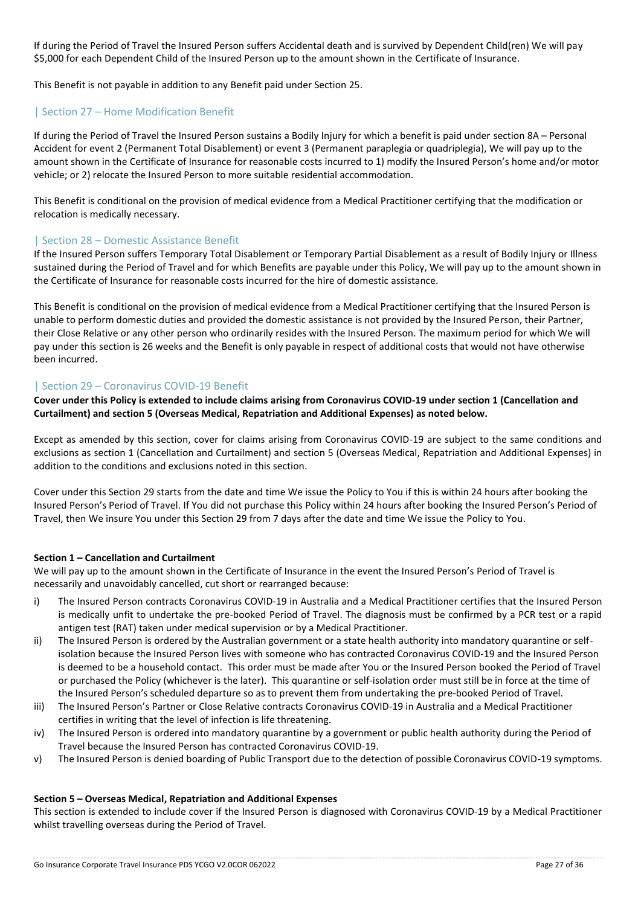If during the Period of Travel the Insured Person suffers Accidental death and is survived by Dependent Child(ren) We will pay $5,000 for each Dependent Child of the Insured Person up to the amount shown in the Certificate of Insurance.

This Benefit is not payable in addition to any Benefit paid under Section 25.

## | Section 27 – Home Modification Benefit

If during the Period of Travel the Insured Person sustains a Bodily Injury for which a benefit is paid under section 8A – Personal Accident for event 2 (Permanent Total Disablement) or event 3 (Permanent paraplegia or quadriplegia), We will pay up to the amount shown in the Certificate of Insurance for reasonable costs incurred to 1) modify the Insured Person's home and/or motor vehicle; or 2) relocate the Insured Person to more suitable residential accommodation.

This Benefit is conditional on the provision of medical evidence from a Medical Practitioner certifying that the modification or relocation is medically necessary.

## | Section 28 – Domestic Assistance Benefit

If the Insured Person suffers Temporary Total Disablement or Temporary Partial Disablement as a result of Bodily Injury or Illness sustained during the Period of Travel and for which Benefits are payable under this Policy, We will pay up to the amount shown in the Certificate of Insurance for reasonable costs incurred for the hire of domestic assistance.

This Benefit is conditional on the provision of medical evidence from a Medical Practitioner certifying that the Insured Person is unable to perform domestic duties and provided the domestic assistance is not provided by the Insured Person, their Partner, their Close Relative or any other person who ordinarily resides with the Insured Person. The maximum period for which We will pay under this section is 26 weeks and the Benefit is only payable in respect of additional costs that would not have otherwise been incurred.

## | Section 29 – Coronavirus COVID-19 Benefit

**Cover under this Policy is extended to include claims arising from Coronavirus COVID-19 under section 1 (Cancellation and Curtailment) and section 5 (Overseas Medical, Repatriation and Additional Expenses) as noted below.**

Except as amended by this section, cover for claims arising from Coronavirus COVID-19 are subject to the same conditions and exclusions as section 1 (Cancellation and Curtailment) and section 5 (Overseas Medical, Repatriation and Additional Expenses) in addition to the conditions and exclusions noted in this section.

Cover under this Section 29 starts from the date and time We issue the Policy to You if this is within 24 hours after booking the Insured Person's Period of Travel. If You did not purchase this Policy within 24 hours after booking the Insured Person's Period of Travel, then We insure You under this Section 29 from 7 days after the date and time We issue the Policy to You.

**Section 1 – Cancellation and Curtailment**

We will pay up to the amount shown in the Certificate of Insurance in the event the Insured Person's Period of Travel is necessarily and unavoidably cancelled, cut short or rearranged because:

i) The Insured Person contracts Coronavirus COVID-19 in Australia and a Medical Practitioner certifies that the Insured Person is medically unfit to undertake the pre-booked Period of Travel. The diagnosis must be confirmed by a PCR test or a rapid antigen test (RAT) taken under medical supervision or by a Medical Practitioner.

ii) The Insured Person is ordered by the Australian government or a state health authority into mandatory quarantine or self-isolation because the Insured Person lives with someone who has contracted Coronavirus COVID-19 and the Insured Person is deemed to be a household contact. This order must be made after You or the Insured Person booked the Period of Travel or purchased the Policy (whichever is the later). This quarantine or self-isolation order must still be in force at the time of the Insured Person's scheduled departure so as to prevent them from undertaking the pre-booked Period of Travel.

iii) The Insured Person's Partner or Close Relative contracts Coronavirus COVID-19 in Australia and a Medical Practitioner certifies in writing that the level of infection is life threatening.

iv) The Insured Person is ordered into mandatory quarantine by a government or public health authority during the Period of Travel because the Insured Person has contracted Coronavirus COVID-19.

v) The Insured Person is denied boarding of Public Transport due to the detection of possible Coronavirus COVID-19 symptoms.

**Section 5 – Overseas Medical, Repatriation and Additional Expenses**

This section is extended to include cover if the Insured Person is diagnosed with Coronavirus COVID-19 by a Medical Practitioner whilst travelling overseas during the Period of Travel.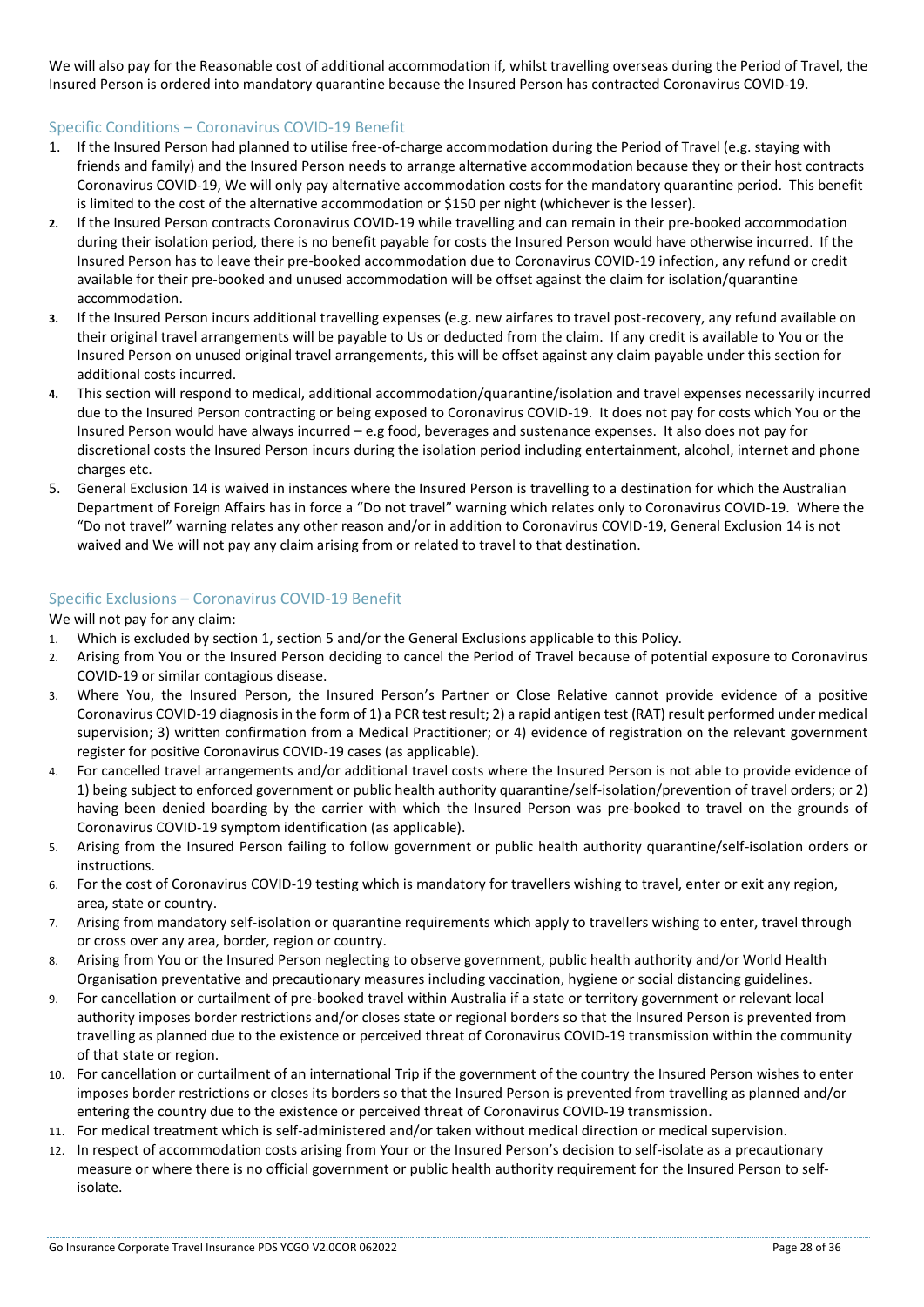We will also pay for the Reasonable cost of additional accommodation if, whilst travelling overseas during the Period of Travel, the Insured Person is ordered into mandatory quarantine because the Insured Person has contracted Coronavirus COVID-19.

### Specific Conditions – Coronavirus COVID-19 Benefit

1. If the Insured Person had planned to utilise free-of-charge accommodation during the Period of Travel (e.g. staying with friends and family) and the Insured Person needs to arrange alternative accommodation because they or their host contracts Coronavirus COVID-19, We will only pay alternative accommodation costs for the mandatory quarantine period. This benefit is limited to the cost of the alternative accommodation or $150 per night (whichever is the lesser).
2. If the Insured Person contracts Coronavirus COVID-19 while travelling and can remain in their pre-booked accommodation during their isolation period, there is no benefit payable for costs the Insured Person would have otherwise incurred. If the Insured Person has to leave their pre-booked accommodation due to Coronavirus COVID-19 infection, any refund or credit available for their pre-booked and unused accommodation will be offset against the claim for isolation/quarantine accommodation.
3. If the Insured Person incurs additional travelling expenses (e.g. new airfares to travel post-recovery, any refund available on their original travel arrangements will be payable to Us or deducted from the claim. If any credit is available to You or the Insured Person on unused original travel arrangements, this will be offset against any claim payable under this section for additional costs incurred.
4. This section will respond to medical, additional accommodation/quarantine/isolation and travel expenses necessarily incurred due to the Insured Person contracting or being exposed to Coronavirus COVID-19. It does not pay for costs which You or the Insured Person would have always incurred – e.g food, beverages and sustenance expenses. It also does not pay for discretional costs the Insured Person incurs during the isolation period including entertainment, alcohol, internet and phone charges etc.
5. General Exclusion 14 is waived in instances where the Insured Person is travelling to a destination for which the Australian Department of Foreign Affairs has in force a "Do not travel" warning which relates only to Coronavirus COVID-19. Where the "Do not travel" warning relates any other reason and/or in addition to Coronavirus COVID-19, General Exclusion 14 is not waived and We will not pay any claim arising from or related to travel to that destination.

### Specific Exclusions – Coronavirus COVID-19 Benefit

We will not pay for any claim:

1. Which is excluded by section 1, section 5 and/or the General Exclusions applicable to this Policy.
2. Arising from You or the Insured Person deciding to cancel the Period of Travel because of potential exposure to Coronavirus COVID-19 or similar contagious disease.
3. Where You, the Insured Person, the Insured Person's Partner or Close Relative cannot provide evidence of a positive Coronavirus COVID-19 diagnosis in the form of 1) a PCR test result; 2) a rapid antigen test (RAT) result performed under medical supervision; 3) written confirmation from a Medical Practitioner; or 4) evidence of registration on the relevant government register for positive Coronavirus COVID-19 cases (as applicable).
4. For cancelled travel arrangements and/or additional travel costs where the Insured Person is not able to provide evidence of 1) being subject to enforced government or public health authority quarantine/self-isolation/prevention of travel orders; or 2) having been denied boarding by the carrier with which the Insured Person was pre-booked to travel on the grounds of Coronavirus COVID-19 symptom identification (as applicable).
5. Arising from the Insured Person failing to follow government or public health authority quarantine/self-isolation orders or instructions.
6. For the cost of Coronavirus COVID-19 testing which is mandatory for travellers wishing to travel, enter or exit any region, area, state or country.
7. Arising from mandatory self-isolation or quarantine requirements which apply to travellers wishing to enter, travel through or cross over any area, border, region or country.
8. Arising from You or the Insured Person neglecting to observe government, public health authority and/or World Health Organisation preventative and precautionary measures including vaccination, hygiene or social distancing guidelines.
9. For cancellation or curtailment of pre-booked travel within Australia if a state or territory government or relevant local authority imposes border restrictions and/or closes state or regional borders so that the Insured Person is prevented from travelling as planned due to the existence or perceived threat of Coronavirus COVID-19 transmission within the community of that state or region.
10. For cancellation or curtailment of an international Trip if the government of the country the Insured Person wishes to enter imposes border restrictions or closes its borders so that the Insured Person is prevented from travelling as planned and/or entering the country due to the existence or perceived threat of Coronavirus COVID-19 transmission.
11. For medical treatment which is self-administered and/or taken without medical direction or medical supervision.
12. In respect of accommodation costs arising from Your or the Insured Person's decision to self-isolate as a precautionary measure or where there is no official government or public health authority requirement for the Insured Person to self-isolate.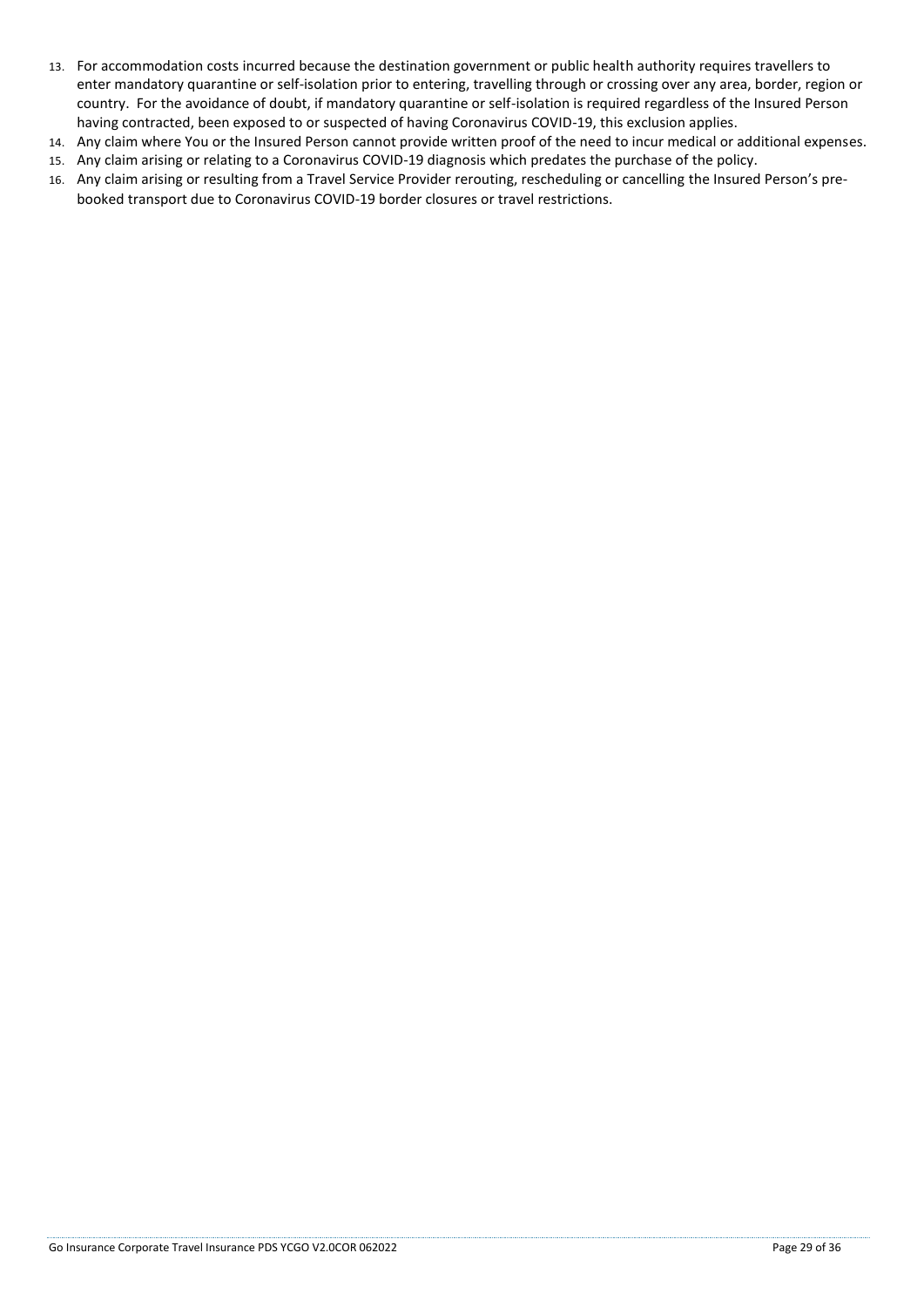13. For accommodation costs incurred because the destination government or public health authority requires travellers to enter mandatory quarantine or self-isolation prior to entering, travelling through or crossing over any area, border, region or country. For the avoidance of doubt, if mandatory quarantine or self-isolation is required regardless of the Insured Person having contracted, been exposed to or suspected of having Coronavirus COVID-19, this exclusion applies.
14. Any claim where You or the Insured Person cannot provide written proof of the need to incur medical or additional expenses.
15. Any claim arising or relating to a Coronavirus COVID-19 diagnosis which predates the purchase of the policy.
16. Any claim arising or resulting from a Travel Service Provider rerouting, rescheduling or cancelling the Insured Person's pre-booked transport due to Coronavirus COVID-19 border closures or travel restrictions.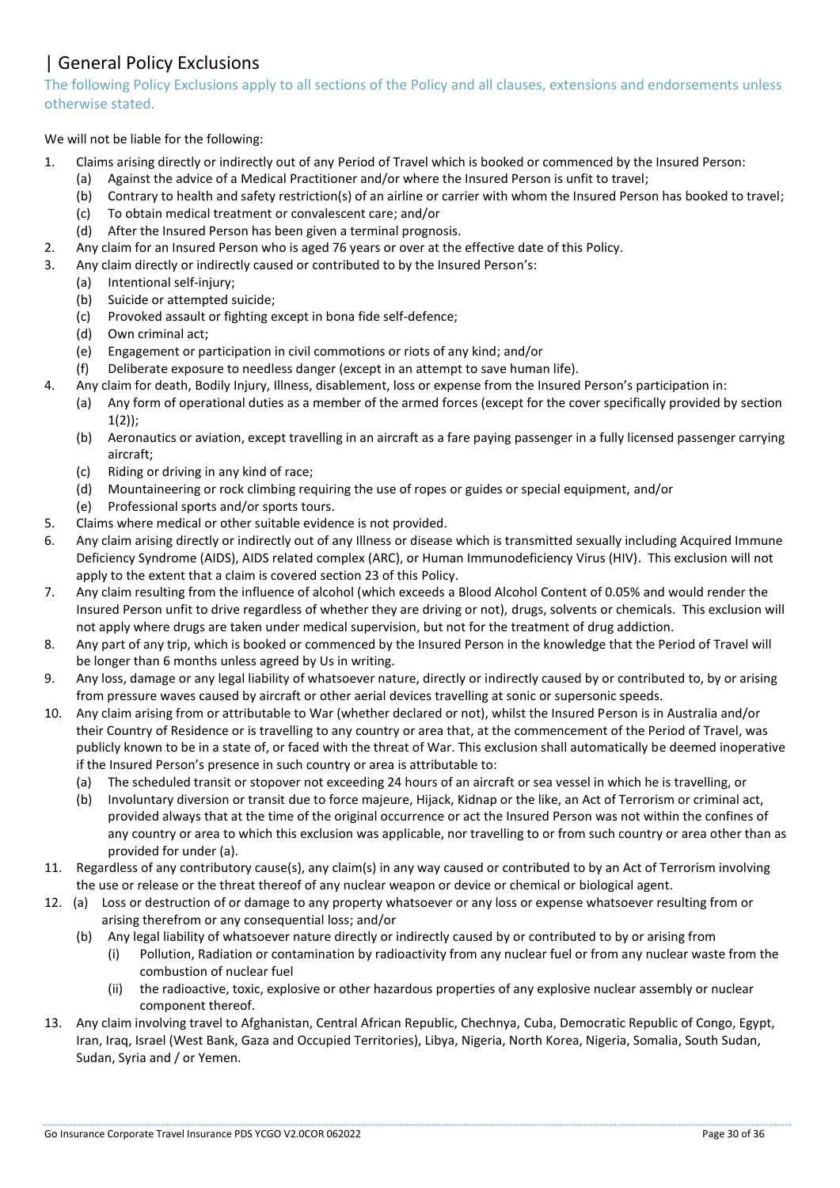## | General Policy Exclusions

The following Policy Exclusions apply to all sections of the Policy and all clauses, extensions and endorsements unless otherwise stated.

We will not be liable for the following:

1. Claims arising directly or indirectly out of any Period of Travel which is booked or commenced by the Insured Person:
   (a) Against the advice of a Medical Practitioner and/or where the Insured Person is unfit to travel;
   (b) Contrary to health and safety restriction(s) of an airline or carrier with whom the Insured Person has booked to travel;
   (c) To obtain medical treatment or convalescent care; and/or
   (d) After the Insured Person has been given a terminal prognosis.
2. Any claim for an Insured Person who is aged 76 years or over at the effective date of this Policy.
3. Any claim directly or indirectly caused or contributed to by the Insured Person's:
   (a) Intentional self-injury;
   (b) Suicide or attempted suicide;
   (c) Provoked assault or fighting except in bona fide self-defence;
   (d) Own criminal act;
   (e) Engagement or participation in civil commotions or riots of any kind; and/or
   (f) Deliberate exposure to needless danger (except in an attempt to save human life).
4. Any claim for death, Bodily Injury, Illness, disablement, loss or expense from the Insured Person's participation in:
   (a) Any form of operational duties as a member of the armed forces (except for the cover specifically provided by section 1(2));
   (b) Aeronautics or aviation, except travelling in an aircraft as a fare paying passenger in a fully licensed passenger carrying aircraft;
   (c) Riding or driving in any kind of race;
   (d) Mountaineering or rock climbing requiring the use of ropes or guides or special equipment, and/or
   (e) Professional sports and/or sports tours.
5. Claims where medical or other suitable evidence is not provided.
6. Any claim arising directly or indirectly out of any Illness or disease which is transmitted sexually including Acquired Immune Deficiency Syndrome (AIDS), AIDS related complex (ARC), or Human Immunodeficiency Virus (HIV). This exclusion will not apply to the extent that a claim is covered section 23 of this Policy.
7. Any claim resulting from the influence of alcohol (which exceeds a Blood Alcohol Content of 0.05% and would render the Insured Person unfit to drive regardless of whether they are driving or not), drugs, solvents or chemicals. This exclusion will not apply where drugs are taken under medical supervision, but not for the treatment of drug addiction.
8. Any part of any trip, which is booked or commenced by the Insured Person in the knowledge that the Period of Travel will be longer than 6 months unless agreed by Us in writing.
9. Any loss, damage or any legal liability of whatsoever nature, directly or indirectly caused by or contributed to, by or arising from pressure waves caused by aircraft or other aerial devices travelling at sonic or supersonic speeds.
10. Any claim arising from or attributable to War (whether declared or not), whilst the Insured Person is in Australia and/or their Country of Residence or is travelling to any country or area that, at the commencement of the Period of Travel, was publicly known to be in a state of, or faced with the threat of War. This exclusion shall automatically be deemed inoperative if the Insured Person's presence in such country or area is attributable to:
    (a) The scheduled transit or stopover not exceeding 24 hours of an aircraft or sea vessel in which he is travelling, or
    (b) Involuntary diversion or transit due to force majeure, Hijack, Kidnap or the like, an Act of Terrorism or criminal act, provided always that at the time of the original occurrence or act the Insured Person was not within the confines of any country or area to which this exclusion was applicable, nor travelling to or from such country or area other than as provided for under (a).
11. Regardless of any contributory cause(s), any claim(s) in any way caused or contributed to by an Act of Terrorism involving the use or release or the threat thereof of any nuclear weapon or device or chemical or biological agent.
12. (a) Loss or destruction of or damage to any property whatsoever or any loss or expense whatsoever resulting from or arising therefrom or any consequential loss; and/or
    (b) Any legal liability of whatsoever nature directly or indirectly caused by or contributed to by or arising from
        (i) Pollution, Radiation or contamination by radioactivity from any nuclear fuel or from any nuclear waste from the combustion of nuclear fuel
        (ii) the radioactive, toxic, explosive or other hazardous properties of any explosive nuclear assembly or nuclear component thereof.
13. Any claim involving travel to Afghanistan, Central African Republic, Chechnya, Cuba, Democratic Republic of Congo, Egypt, Iran, Iraq, Israel (West Bank, Gaza and Occupied Territories), Libya, Nigeria, North Korea, Nigeria, Somalia, South Sudan, Sudan, Syria and / or Yemen.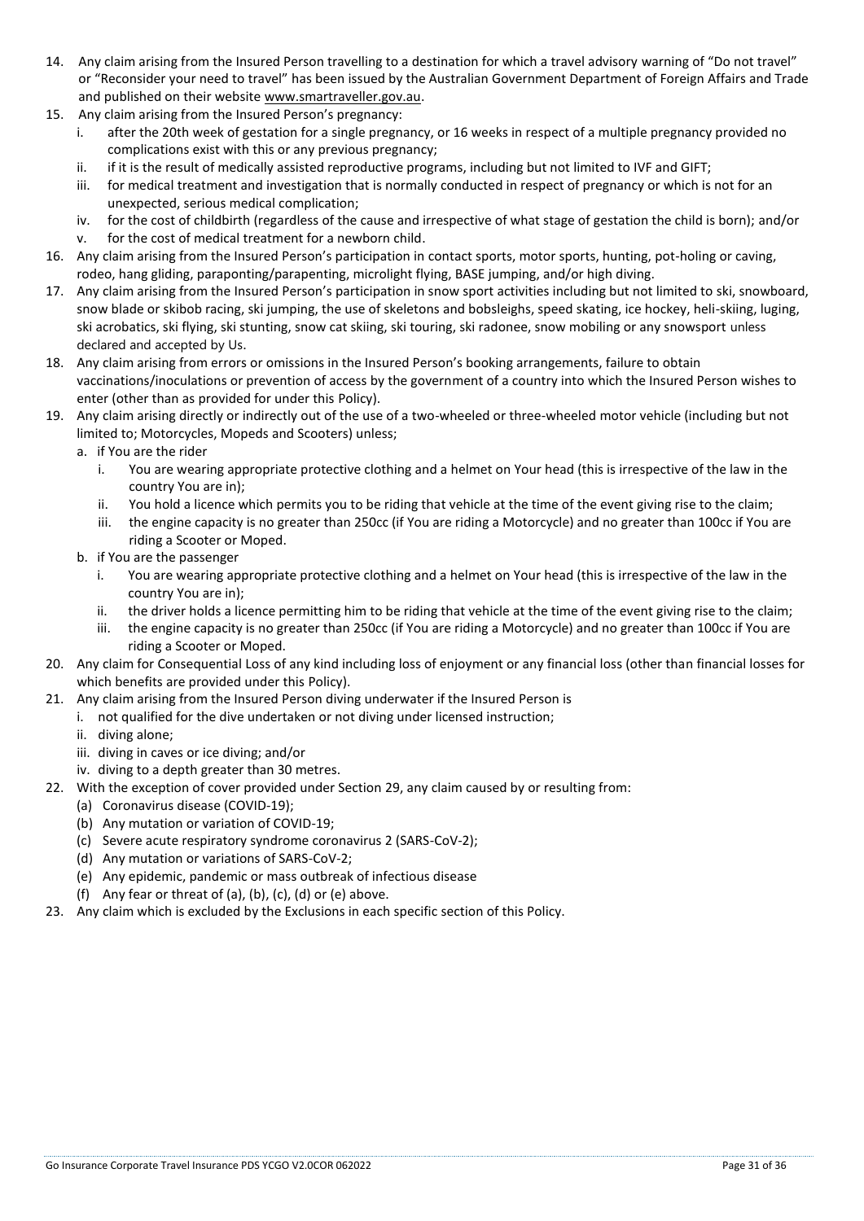14. Any claim arising from the Insured Person travelling to a destination for which a travel advisory warning of "Do not travel" or "Reconsider your need to travel" has been issued by the Australian Government Department of Foreign Affairs and Trade and published on their website www.smartraveller.gov.au.
15. Any claim arising from the Insured Person's pregnancy:
    i. after the 20th week of gestation for a single pregnancy, or 16 weeks in respect of a multiple pregnancy provided no complications exist with this or any previous pregnancy;
    ii. if it is the result of medically assisted reproductive programs, including but not limited to IVF and GIFT;
    iii. for medical treatment and investigation that is normally conducted in respect of pregnancy or which is not for an unexpected, serious medical complication;
    iv. for the cost of childbirth (regardless of the cause and irrespective of what stage of gestation the child is born); and/or
    v. for the cost of medical treatment for a newborn child.
16. Any claim arising from the Insured Person's participation in contact sports, motor sports, hunting, pot-holing or caving, rodeo, hang gliding, paraponting/parapenting, microlight flying, BASE jumping, and/or high diving.
17. Any claim arising from the Insured Person's participation in snow sport activities including but not limited to ski, snowboard, snow blade or skibob racing, ski jumping, the use of skeletons and bobsleighs, speed skating, ice hockey, heli-skiing, luging, ski acrobatics, ski flying, ski stunting, snow cat skiing, ski touring, ski radonee, snow mobiling or any snowsport unless declared and accepted by Us.
18. Any claim arising from errors or omissions in the Insured Person's booking arrangements, failure to obtain vaccinations/inoculations or prevention of access by the government of a country into which the Insured Person wishes to enter (other than as provided for under this Policy).
19. Any claim arising directly or indirectly out of the use of a two-wheeled or three-wheeled motor vehicle (including but not limited to; Motorcycles, Mopeds and Scooters) unless;
    a. if You are the rider
        i. You are wearing appropriate protective clothing and a helmet on Your head (this is irrespective of the law in the country You are in);
        ii. You hold a licence which permits you to be riding that vehicle at the time of the event giving rise to the claim;
        iii. the engine capacity is no greater than 250cc (if You are riding a Motorcycle) and no greater than 100cc if You are riding a Scooter or Moped.
    b. if You are the passenger
        i. You are wearing appropriate protective clothing and a helmet on Your head (this is irrespective of the law in the country You are in);
        ii. the driver holds a licence permitting him to be riding that vehicle at the time of the event giving rise to the claim;
        iii. the engine capacity is no greater than 250cc (if You are riding a Motorcycle) and no greater than 100cc if You are riding a Scooter or Moped.
20. Any claim for Consequential Loss of any kind including loss of enjoyment or any financial loss (other than financial losses for which benefits are provided under this Policy).
21. Any claim arising from the Insured Person diving underwater if the Insured Person is
    i. not qualified for the dive undertaken or not diving under licensed instruction;
    ii. diving alone;
    iii. diving in caves or ice diving; and/or
    iv. diving to a depth greater than 30 metres.
22. With the exception of cover provided under Section 29, any claim caused by or resulting from:
    (a) Coronavirus disease (COVID-19);
    (b) Any mutation or variation of COVID-19;
    (c) Severe acute respiratory syndrome coronavirus 2 (SARS-CoV-2);
    (d) Any mutation or variations of SARS-CoV-2;
    (e) Any epidemic, pandemic or mass outbreak of infectious disease
    (f) Any fear or threat of (a), (b), (c), (d) or (e) above.
23. Any claim which is excluded by the Exclusions in each specific section of this Policy.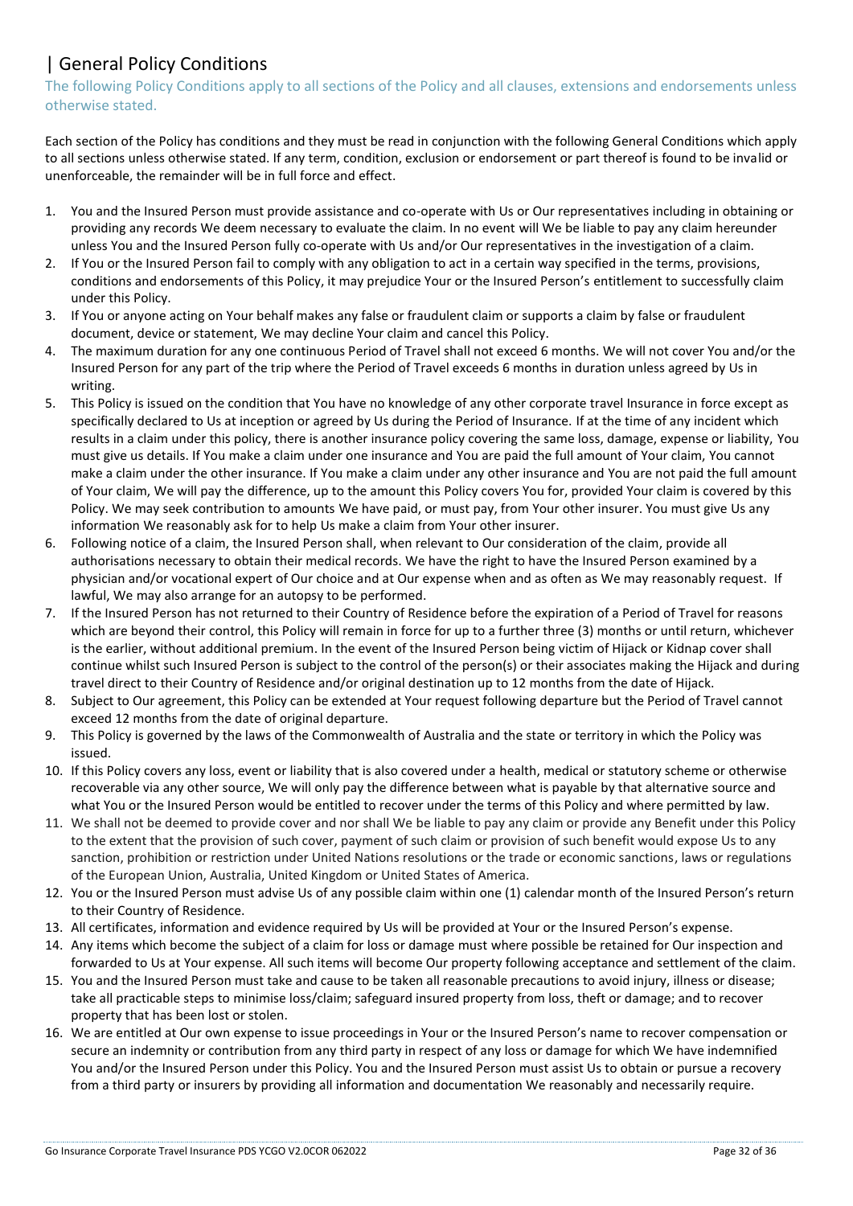# | General Policy Conditions

The following Policy Conditions apply to all sections of the Policy and all clauses, extensions and endorsements unless otherwise stated.

Each section of the Policy has conditions and they must be read in conjunction with the following General Conditions which apply to all sections unless otherwise stated. If any term, condition, exclusion or endorsement or part thereof is found to be invalid or unenforceable, the remainder will be in full force and effect.

1. You and the Insured Person must provide assistance and co-operate with Us or Our representatives including in obtaining or providing any records We deem necessary to evaluate the claim. In no event will We be liable to pay any claim hereunder unless You and the Insured Person fully co-operate with Us and/or Our representatives in the investigation of a claim.
2. If You or the Insured Person fail to comply with any obligation to act in a certain way specified in the terms, provisions, conditions and endorsements of this Policy, it may prejudice Your or the Insured Person's entitlement to successfully claim under this Policy.
3. If You or anyone acting on Your behalf makes any false or fraudulent claim or supports a claim by false or fraudulent document, device or statement, We may decline Your claim and cancel this Policy.
4. The maximum duration for any one continuous Period of Travel shall not exceed 6 months. We will not cover You and/or the Insured Person for any part of the trip where the Period of Travel exceeds 6 months in duration unless agreed by Us in writing.
5. This Policy is issued on the condition that You have no knowledge of any other corporate travel Insurance in force except as specifically declared to Us at inception or agreed by Us during the Period of Insurance. If at the time of any incident which results in a claim under this policy, there is another insurance policy covering the same loss, damage, expense or liability, You must give us details. If You make a claim under one insurance and You are paid the full amount of Your claim, You cannot make a claim under the other insurance. If You make a claim under any other insurance and You are not paid the full amount of Your claim, We will pay the difference, up to the amount this Policy covers You for, provided Your claim is covered by this Policy. We may seek contribution to amounts We have paid, or must pay, from Your other insurer. You must give Us any information We reasonably ask for to help Us make a claim from Your other insurer.
6. Following notice of a claim, the Insured Person shall, when relevant to Our consideration of the claim, provide all authorisations necessary to obtain their medical records. We have the right to have the Insured Person examined by a physician and/or vocational expert of Our choice and at Our expense when and as often as We may reasonably request. If lawful, We may also arrange for an autopsy to be performed.
7. If the Insured Person has not returned to their Country of Residence before the expiration of a Period of Travel for reasons which are beyond their control, this Policy will remain in force for up to a further three (3) months or until return, whichever is the earlier, without additional premium. In the event of the Insured Person being victim of Hijack or Kidnap cover shall continue whilst such Insured Person is subject to the control of the person(s) or their associates making the Hijack and during travel direct to their Country of Residence and/or original destination up to 12 months from the date of Hijack.
8. Subject to Our agreement, this Policy can be extended at Your request following departure but the Period of Travel cannot exceed 12 months from the date of original departure.
9. This Policy is governed by the laws of the Commonwealth of Australia and the state or territory in which the Policy was issued.
10. If this Policy covers any loss, event or liability that is also covered under a health, medical or statutory scheme or otherwise recoverable via any other source, We will only pay the difference between what is payable by that alternative source and what You or the Insured Person would be entitled to recover under the terms of this Policy and where permitted by law.
11. We shall not be deemed to provide cover and nor shall We be liable to pay any claim or provide any Benefit under this Policy to the extent that the provision of such cover, payment of such claim or provision of such benefit would expose Us to any sanction, prohibition or restriction under United Nations resolutions or the trade or economic sanctions, laws or regulations of the European Union, Australia, United Kingdom or United States of America.
12. You or the Insured Person must advise Us of any possible claim within one (1) calendar month of the Insured Person's return to their Country of Residence.
13. All certificates, information and evidence required by Us will be provided at Your or the Insured Person's expense.
14. Any items which become the subject of a claim for loss or damage must where possible be retained for Our inspection and forwarded to Us at Your expense. All such items will become Our property following acceptance and settlement of the claim.
15. You and the Insured Person must take and cause to be taken all reasonable precautions to avoid injury, illness or disease; take all practicable steps to minimise loss/claim; safeguard insured property from loss, theft or damage; and to recover property that has been lost or stolen.
16. We are entitled at Our own expense to issue proceedings in Your or the Insured Person's name to recover compensation or secure an indemnity or contribution from any third party in respect of any loss or damage for which We have indemnified You and/or the Insured Person under this Policy. You and the Insured Person must assist Us to obtain or pursue a recovery from a third party or insurers by providing all information and documentation We reasonably and necessarily require.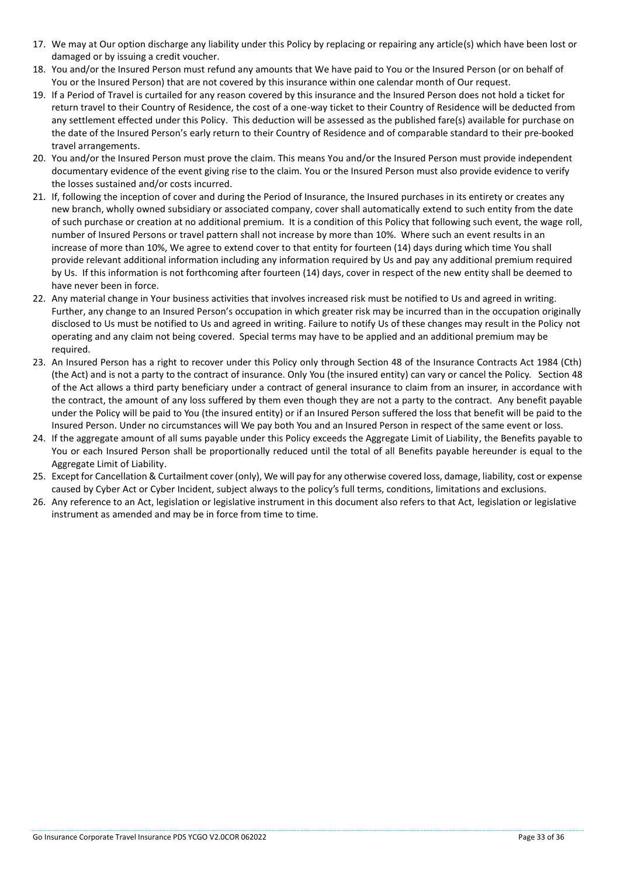17. We may at Our option discharge any liability under this Policy by replacing or repairing any article(s) which have been lost or damaged or by issuing a credit voucher.
18. You and/or the Insured Person must refund any amounts that We have paid to You or the Insured Person (or on behalf of You or the Insured Person) that are not covered by this insurance within one calendar month of Our request.
19. If a Period of Travel is curtailed for any reason covered by this insurance and the Insured Person does not hold a ticket for return travel to their Country of Residence, the cost of a one-way ticket to their Country of Residence will be deducted from any settlement effected under this Policy. This deduction will be assessed as the published fare(s) available for purchase on the date of the Insured Person's early return to their Country of Residence and of comparable standard to their pre-booked travel arrangements.
20. You and/or the Insured Person must prove the claim. This means You and/or the Insured Person must provide independent documentary evidence of the event giving rise to the claim. You or the Insured Person must also provide evidence to verify the losses sustained and/or costs incurred.
21. If, following the inception of cover and during the Period of Insurance, the Insured purchases in its entirety or creates any new branch, wholly owned subsidiary or associated company, cover shall automatically extend to such entity from the date of such purchase or creation at no additional premium. It is a condition of this Policy that following such event, the wage roll, number of Insured Persons or travel pattern shall not increase by more than 10%. Where such an event results in an increase of more than 10%, We agree to extend cover to that entity for fourteen (14) days during which time You shall provide relevant additional information including any information required by Us and pay any additional premium required by Us. If this information is not forthcoming after fourteen (14) days, cover in respect of the new entity shall be deemed to have never been in force.
22. Any material change in Your business activities that involves increased risk must be notified to Us and agreed in writing. Further, any change to an Insured Person's occupation in which greater risk may be incurred than in the occupation originally disclosed to Us must be notified to Us and agreed in writing. Failure to notify Us of these changes may result in the Policy not operating and any claim not being covered. Special terms may have to be applied and an additional premium may be required.
23. An Insured Person has a right to recover under this Policy only through Section 48 of the Insurance Contracts Act 1984 (Cth) (the Act) and is not a party to the contract of insurance. Only You (the insured entity) can vary or cancel the Policy. Section 48 of the Act allows a third party beneficiary under a contract of general insurance to claim from an insurer, in accordance with the contract, the amount of any loss suffered by them even though they are not a party to the contract. Any benefit payable under the Policy will be paid to You (the insured entity) or if an Insured Person suffered the loss that benefit will be paid to the Insured Person. Under no circumstances will We pay both You and an Insured Person in respect of the same event or loss.
24. If the aggregate amount of all sums payable under this Policy exceeds the Aggregate Limit of Liability, the Benefits payable to You or each Insured Person shall be proportionally reduced until the total of all Benefits payable hereunder is equal to the Aggregate Limit of Liability.
25. Except for Cancellation & Curtailment cover (only), We will pay for any otherwise covered loss, damage, liability, cost or expense caused by Cyber Act or Cyber Incident, subject always to the policy's full terms, conditions, limitations and exclusions.
26. Any reference to an Act, legislation or legislative instrument in this document also refers to that Act, legislation or legislative instrument as amended and may be in force from time to time.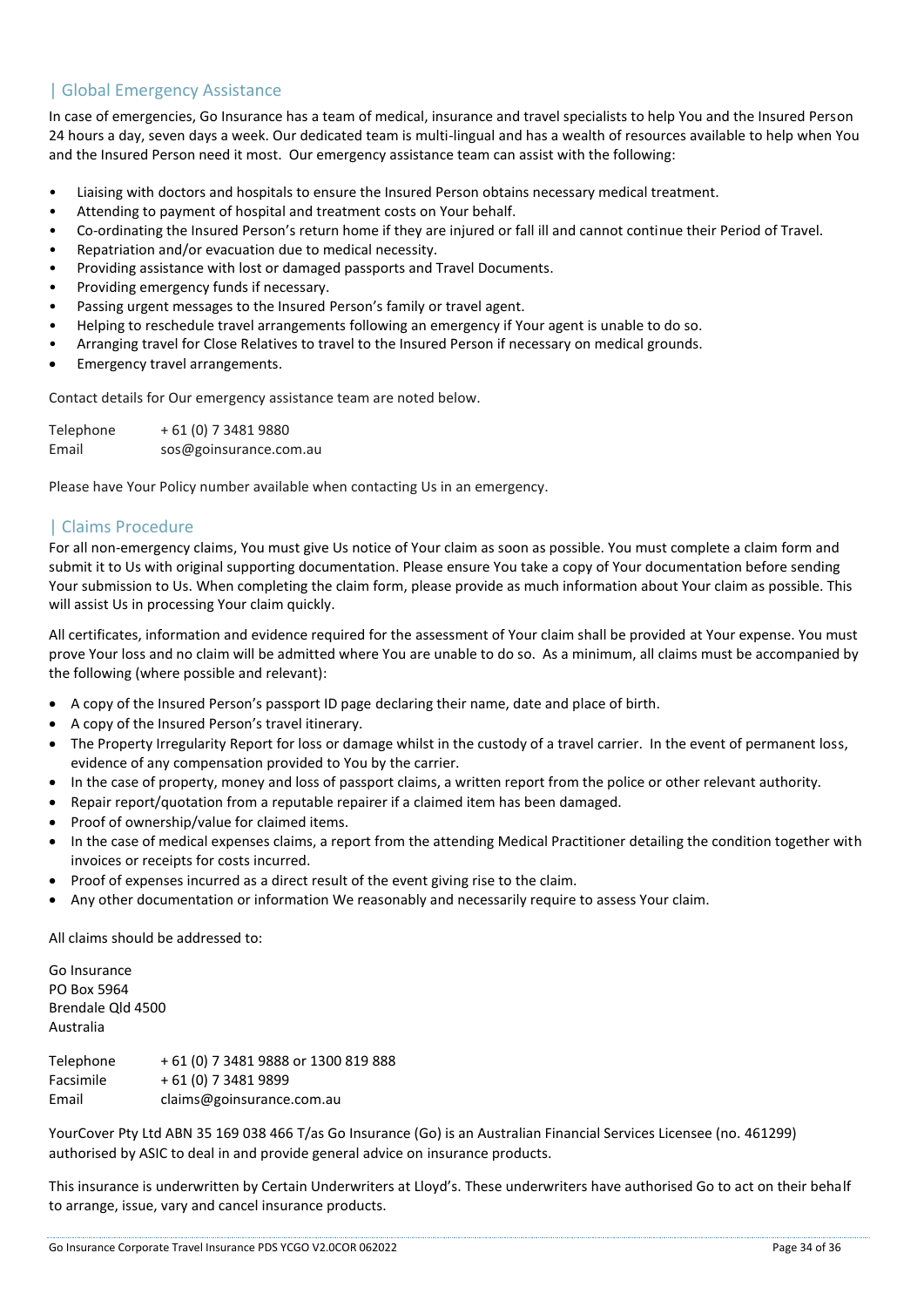## | Global Emergency Assistance

In case of emergencies, Go Insurance has a team of medical, insurance and travel specialists to help You and the Insured Person 24 hours a day, seven days a week. Our dedicated team is multi-lingual and has a wealth of resources available to help when You and the Insured Person need it most. Our emergency assistance team can assist with the following:

- Liaising with doctors and hospitals to ensure the Insured Person obtains necessary medical treatment.
- Attending to payment of hospital and treatment costs on Your behalf.
- Co-ordinating the Insured Person's return home if they are injured or fall ill and cannot continue their Period of Travel.
- Repatriation and/or evacuation due to medical necessity.
- Providing assistance with lost or damaged passports and Travel Documents.
- Providing emergency funds if necessary.
- Passing urgent messages to the Insured Person's family or travel agent.
- Helping to reschedule travel arrangements following an emergency if Your agent is unable to do so.
- Arranging travel for Close Relatives to travel to the Insured Person if necessary on medical grounds.
- Emergency travel arrangements.

Contact details for Our emergency assistance team are noted below.

Telephone + 61 (0) 7 3481 9880
Email sos@goinsurance.com.au

Please have Your Policy number available when contacting Us in an emergency.

## | Claims Procedure

For all non-emergency claims, You must give Us notice of Your claim as soon as possible. You must complete a claim form and submit it to Us with original supporting documentation. Please ensure You take a copy of Your documentation before sending Your submission to Us. When completing the claim form, please provide as much information about Your claim as possible. This will assist Us in processing Your claim quickly.

All certificates, information and evidence required for the assessment of Your claim shall be provided at Your expense. You must prove Your loss and no claim will be admitted where You are unable to do so. As a minimum, all claims must be accompanied by the following (where possible and relevant):

- A copy of the Insured Person's passport ID page declaring their name, date and place of birth.
- A copy of the Insured Person's travel itinerary.
- The Property Irregularity Report for loss or damage whilst in the custody of a travel carrier. In the event of permanent loss, evidence of any compensation provided to You by the carrier.
- In the case of property, money and loss of passport claims, a written report from the police or other relevant authority.
- Repair report/quotation from a reputable repairer if a claimed item has been damaged.
- Proof of ownership/value for claimed items.
- In the case of medical expenses claims, a report from the attending Medical Practitioner detailing the condition together with invoices or receipts for costs incurred.
- Proof of expenses incurred as a direct result of the event giving rise to the claim.
- Any other documentation or information We reasonably and necessarily require to assess Your claim.

All claims should be addressed to:

Go Insurance
PO Box 5964
Brendale Qld 4500
Australia

Telephone + 61 (0) 7 3481 9888 or 1300 819 888
Facsimile + 61 (0) 7 3481 9899
Email claims@goinsurance.com.au

YourCover Pty Ltd ABN 35 169 038 466 T/as Go Insurance (Go) is an Australian Financial Services Licensee (no. 461299) authorised by ASIC to deal in and provide general advice on insurance products.

This insurance is underwritten by Certain Underwriters at Lloyd's. These underwriters have authorised Go to act on their behalf to arrange, issue, vary and cancel insurance products.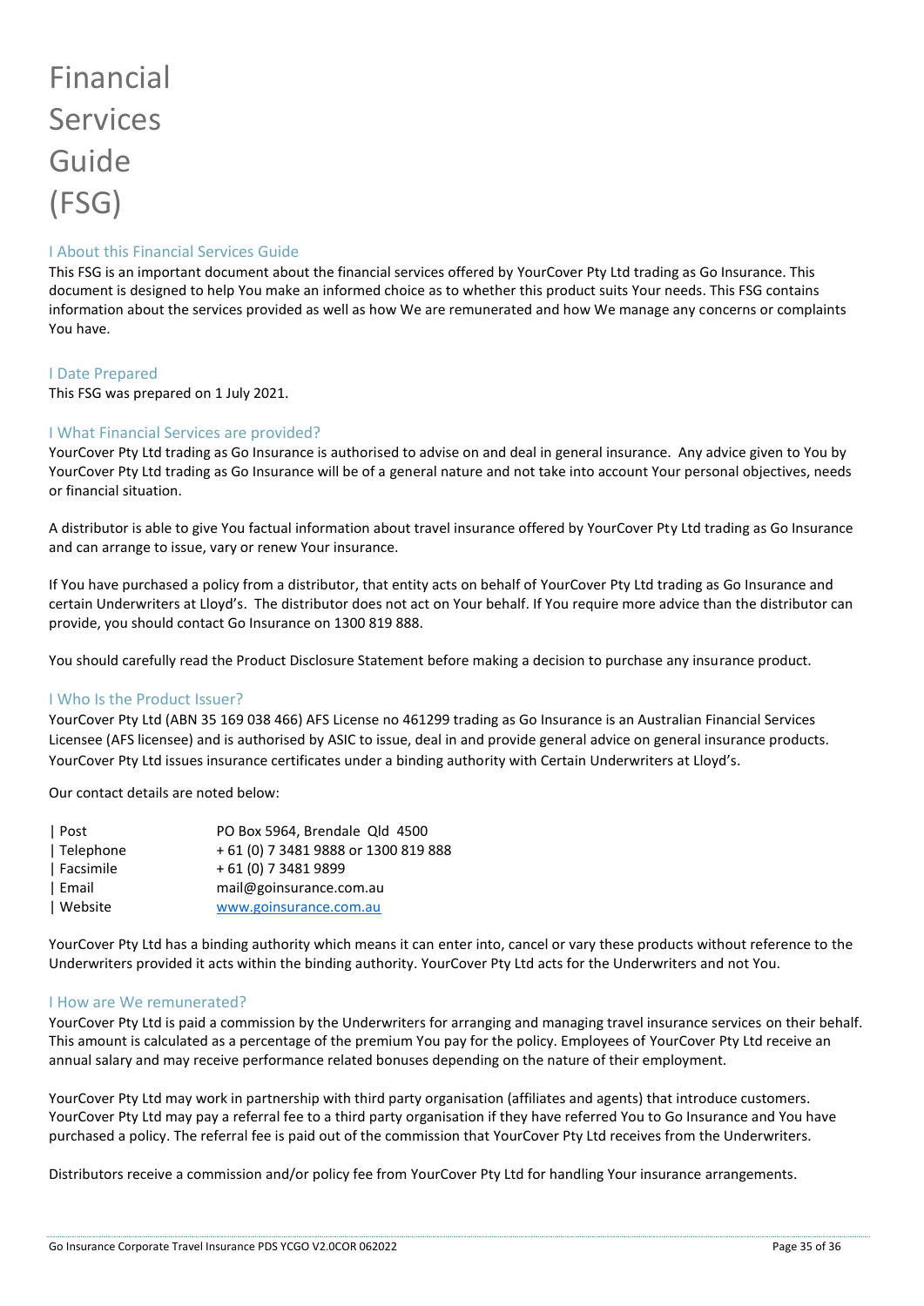# Financial Services Guide (FSG)

## I About this Financial Services Guide

This FSG is an important document about the financial services offered by YourCover Pty Ltd trading as Go Insurance. This document is designed to help You make an informed choice as to whether this product suits Your needs. This FSG contains information about the services provided as well as how We are remunerated and how We manage any concerns or complaints You have.

## I Date Prepared

This FSG was prepared on 1 July 2021.

## I What Financial Services are provided?

YourCover Pty Ltd trading as Go Insurance is authorised to advise on and deal in general insurance. Any advice given to You by YourCover Pty Ltd trading as Go Insurance will be of a general nature and not take into account Your personal objectives, needs or financial situation.

A distributor is able to give You factual information about travel insurance offered by YourCover Pty Ltd trading as Go Insurance and can arrange to issue, vary or renew Your insurance.

If You have purchased a policy from a distributor, that entity acts on behalf of YourCover Pty Ltd trading as Go Insurance and certain Underwriters at Lloyd's. The distributor does not act on Your behalf. If You require more advice than the distributor can provide, you should contact Go Insurance on 1300 819 888.

You should carefully read the Product Disclosure Statement before making a decision to purchase any insurance product.

## I Who Is the Product Issuer?

YourCover Pty Ltd (ABN 35 169 038 466) AFS License no 461299 trading as Go Insurance is an Australian Financial Services Licensee (AFS licensee) and is authorised by ASIC to issue, deal in and provide general advice on general insurance products. YourCover Pty Ltd issues insurance certificates under a binding authority with Certain Underwriters at Lloyd's.

Our contact details are noted below:

| | |
|---|---|
| Post | PO Box 5964, Brendale Qld 4500 |
| Telephone | + 61 (0) 7 3481 9888 or 1300 819 888 |
| Facsimile | + 61 (0) 7 3481 9899 |
| Email | mail@goinsurance.com.au |
| Website | www.goinsurance.com.au |

YourCover Pty Ltd has a binding authority which means it can enter into, cancel or vary these products without reference to the Underwriters provided it acts within the binding authority. YourCover Pty Ltd acts for the Underwriters and not You.

## I How are We remunerated?

YourCover Pty Ltd is paid a commission by the Underwriters for arranging and managing travel insurance services on their behalf. This amount is calculated as a percentage of the premium You pay for the policy. Employees of YourCover Pty Ltd receive an annual salary and may receive performance related bonuses depending on the nature of their employment.

YourCover Pty Ltd may work in partnership with third party organisation (affiliates and agents) that introduce customers. YourCover Pty Ltd may pay a referral fee to a third party organisation if they have referred You to Go Insurance and You have purchased a policy. The referral fee is paid out of the commission that YourCover Pty Ltd receives from the Underwriters.

Distributors receive a commission and/or policy fee from YourCover Pty Ltd for handling Your insurance arrangements.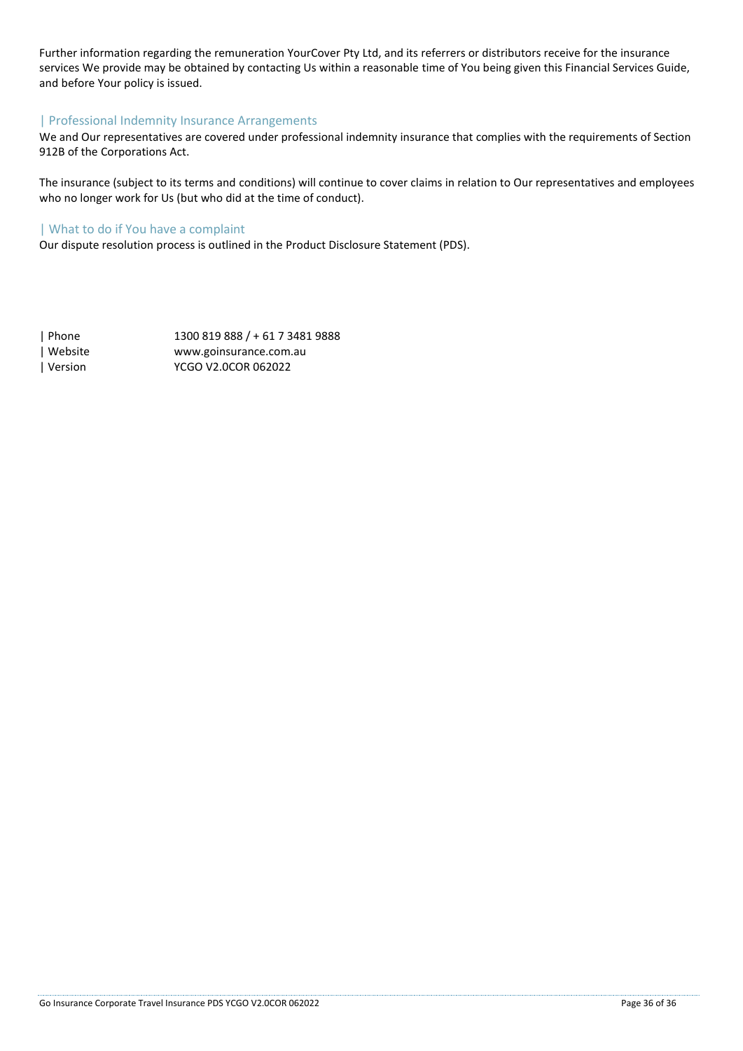Further information regarding the remuneration YourCover Pty Ltd, and its referrers or distributors receive for the insurance services We provide may be obtained by contacting Us within a reasonable time of You being given this Financial Services Guide, and before Your policy is issued.

## | Professional Indemnity Insurance Arrangements

We and Our representatives are covered under professional indemnity insurance that complies with the requirements of Section 912B of the Corporations Act.

The insurance (subject to its terms and conditions) will continue to cover claims in relation to Our representatives and employees who no longer work for Us (but who did at the time of conduct).

## | What to do if You have a complaint

Our dispute resolution process is outlined in the Product Disclosure Statement (PDS).

| | |
|---|---|
| \| Phone | 1300 819 888 / + 61 7 3481 9888 |
| \| Website | www.goinsurance.com.au |
| \| Version | YCGO V2.0COR 062022 |